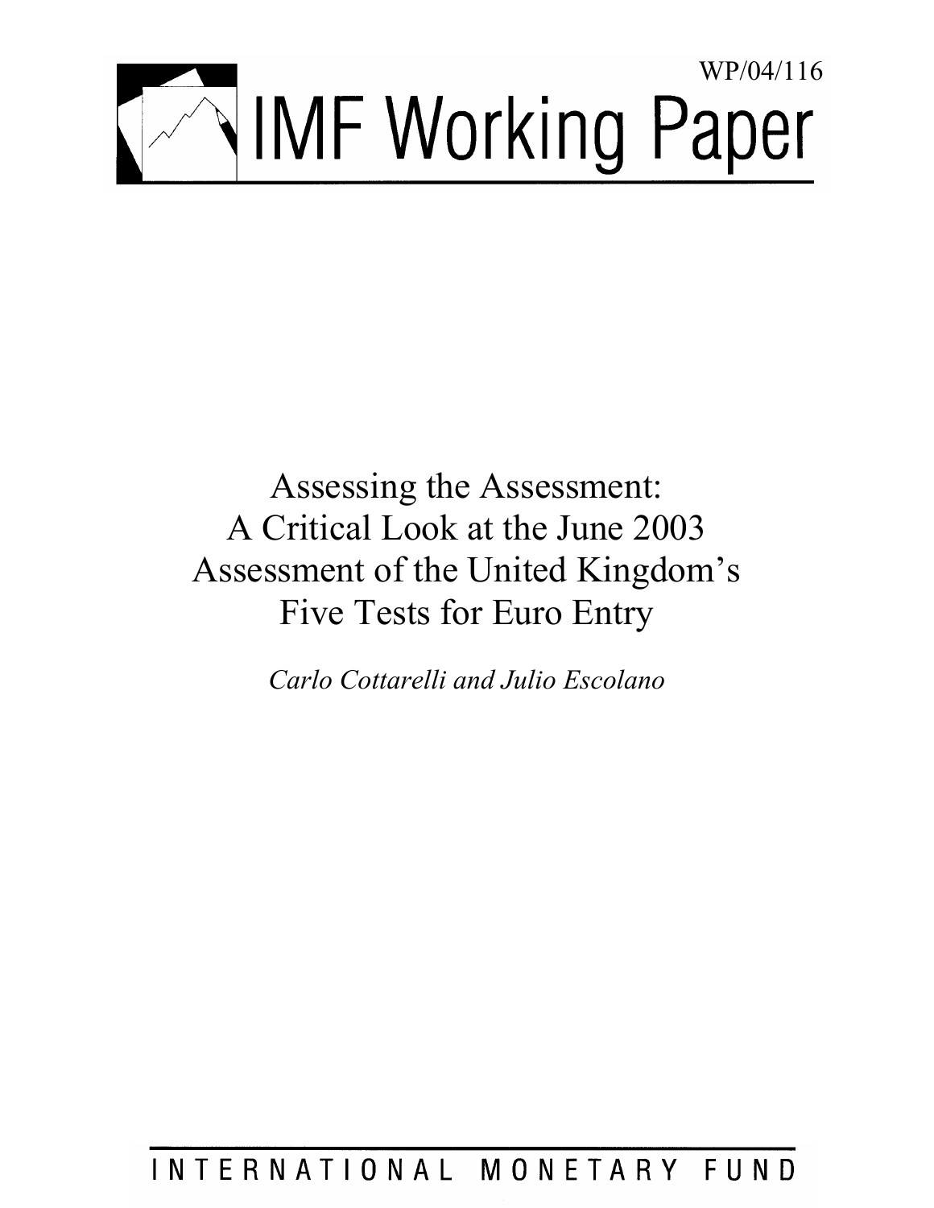WP/04/116

# IMF Working Paper

# Assessing the Assessment: A Critical Look at the June 2003 Assessment of the United Kingdom's Five Tests for Euro Entry

*Carlo Cottarelli and Julio Escolano*

INTERNATIONAL MONETARY FUND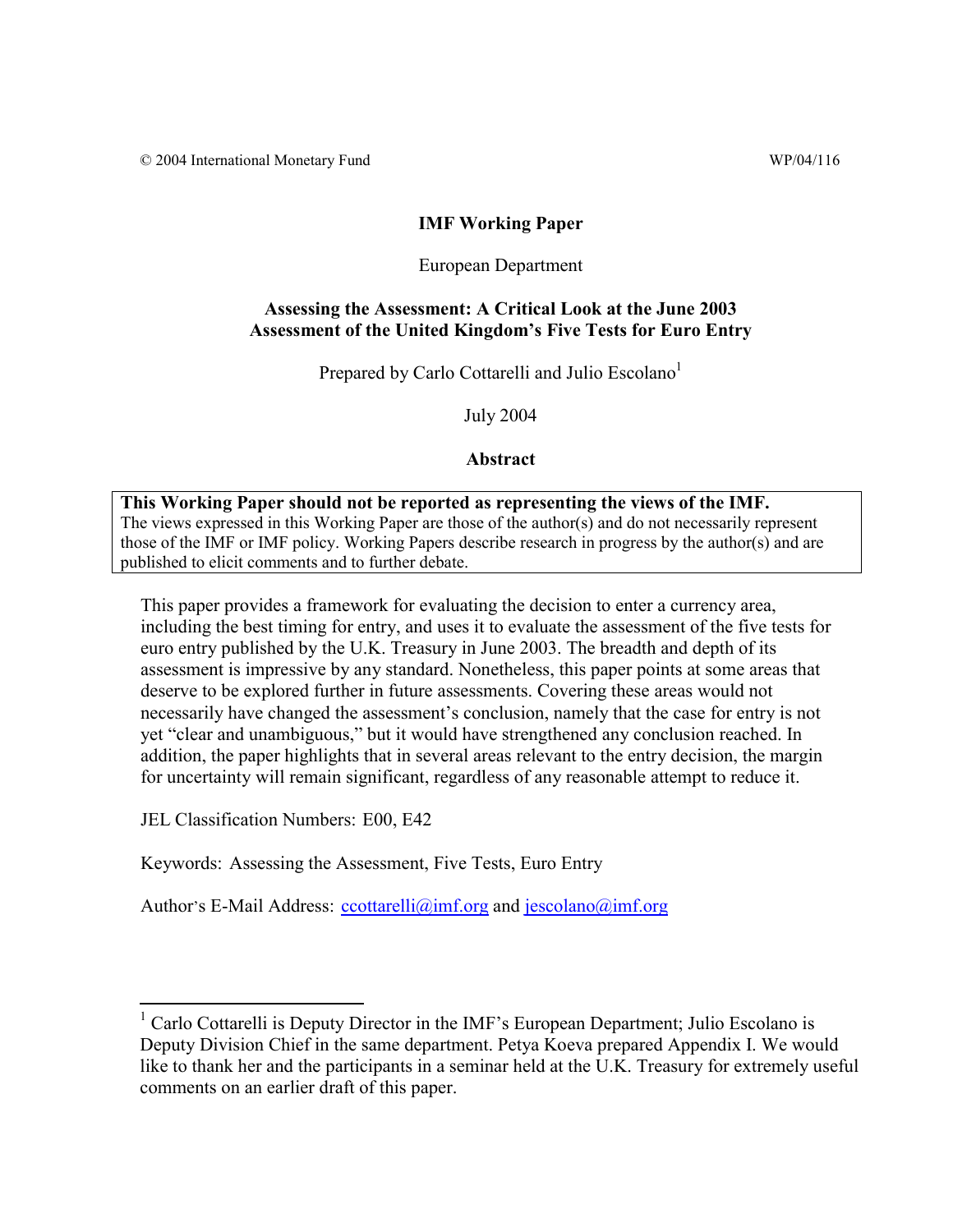© 2004 International Monetary Fund WP/04/116

**IMF Working Paper**

European Department

**Assessing the Assessment: A Critical Look at the June 2003 Assessment of the United Kingdom's Five Tests for Euro Entry**

Prepared by Carlo Cottarelli and Julio Escolano[1]

July 2004

**Abstract**

> **This Working Paper should not be reported as representing the views of the IMF.**
> The views expressed in this Working Paper are those of the author(s) and do not necessarily represent those of the IMF or IMF policy. Working Papers describe research in progress by the author(s) and are published to elicit comments and to further debate.

This paper provides a framework for evaluating the decision to enter a currency area, including the best timing for entry, and uses it to evaluate the assessment of the five tests for euro entry published by the U.K. Treasury in June 2003. The breadth and depth of its assessment is impressive by any standard. Nonetheless, this paper points at some areas that deserve to be explored further in future assessments. Covering these areas would not necessarily have changed the assessment's conclusion, namely that the case for entry is not yet "clear and unambiguous," but it would have strengthened any conclusion reached. In addition, the paper highlights that in several areas relevant to the entry decision, the margin for uncertainty will remain significant, regardless of any reasonable attempt to reduce it.

JEL Classification Numbers: E00, E42

Keywords: Assessing the Assessment, Five Tests, Euro Entry

Author's E-Mail Address: ccottarelli@imf.org and jescolano@imf.org

---

[1] Carlo Cottarelli is Deputy Director in the IMF's European Department; Julio Escolano is Deputy Division Chief in the same department. Petya Koeva prepared Appendix I. We would like to thank her and the participants in a seminar held at the U.K. Treasury for extremely useful comments on an earlier draft of this paper.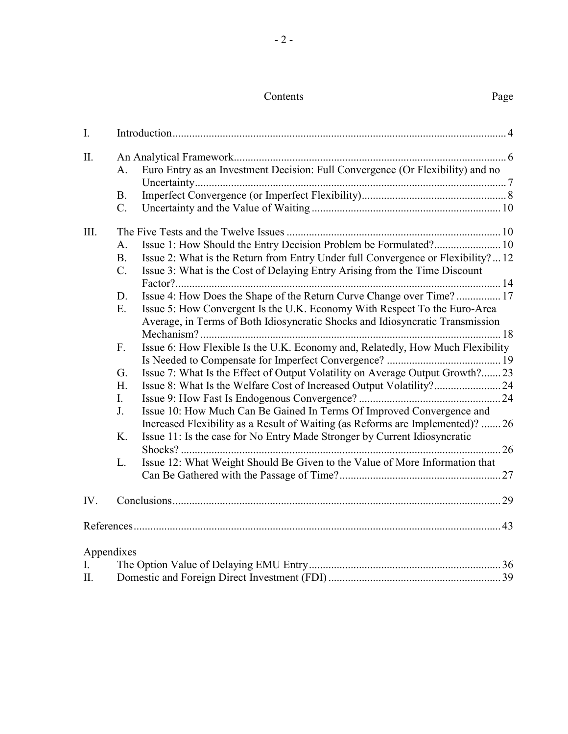Contents

| | | Page |
|---|---|---|
| I. | Introduction | 4 |
| II. | An Analytical Framework | 6 |
| | A. Euro Entry as an Investment Decision: Full Convergence (Or Flexibility) and no Uncertainty | 7 |
| | B. Imperfect Convergence (or Imperfect Flexibility) | 8 |
| | C. Uncertainty and the Value of Waiting | 10 |
| III. | The Five Tests and the Twelve Issues | 10 |
| | A. Issue 1: How Should the Entry Decision Problem be Formulated? | 10 |
| | B. Issue 2: What is the Return from Entry Under full Convergence or Flexibility? | 12 |
| | C. Issue 3: What is the Cost of Delaying Entry Arising from the Time Discount Factor? | 14 |
| | D. Issue 4: How Does the Shape of the Return Curve Change over Time? | 17 |
| | E. Issue 5: How Convergent Is the U.K. Economy With Respect To the Euro-Area Average, in Terms of Both Idiosyncratic Shocks and Idiosyncratic Transmission Mechanism? | 18 |
| | F. Issue 6: How Flexible Is the U.K. Economy and, Relatedly, How Much Flexibility Is Needed to Compensate for Imperfect Convergence? | 19 |
| | G. Issue 7: What Is the Effect of Output Volatility on Average Output Growth? | 23 |
| | H. Issue 8: What Is the Welfare Cost of Increased Output Volatility? | 24 |
| | I. Issue 9: How Fast Is Endogenous Convergence? | 24 |
| | J. Issue 10: How Much Can Be Gained In Terms Of Improved Convergence and Increased Flexibility as a Result of Waiting (as Reforms are Implemented)? | 26 |
| | K. Issue 11: Is the case for No Entry Made Stronger by Current Idiosyncratic Shocks? | 26 |
| | L. Issue 12: What Weight Should Be Given to the Value of More Information that Can Be Gathered with the Passage of Time? | 27 |
| IV. | Conclusions | 29 |
| | References | 43 |

Appendixes

| | | |
|---|---|---|
| I. | The Option Value of Delaying EMU Entry | 36 |
| II. | Domestic and Foreign Direct Investment (FDI) | 39 |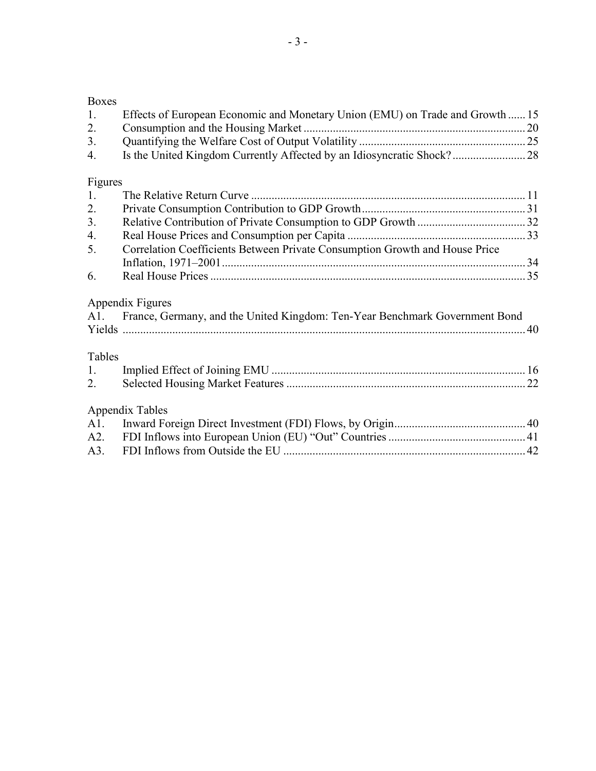Boxes

1. Effects of European Economic and Monetary Union (EMU) on Trade and Growth ...... 15
2. Consumption and the Housing Market ........................................................................... 20
3. Quantifying the Welfare Cost of Output Volatility ......................................................... 25
4. Is the United Kingdom Currently Affected by an Idiosyncratic Shock? ......................... 28

Figures

1. The Relative Return Curve ............................................................................................. 11
2. Private Consumption Contribution to GDP Growth ........................................................ 31
3. Relative Contribution of Private Consumption to GDP Growth ..................................... 32
4. Real House Prices and Consumption per Capita ............................................................. 33
5. Correlation Coefficients Between Private Consumption Growth and House Price Inflation, 1971–2001 ........................................................................................................ 34
6. Real House Prices ............................................................................................................ 35

Appendix Figures

A1. France, Germany, and the United Kingdom: Ten-Year Benchmark Government Bond Yields ......................................................................................................................... 40

Tables

1. Implied Effect of Joining EMU ....................................................................................... 16
2. Selected Housing Market Features .................................................................................. 22

Appendix Tables

A1. Inward Foreign Direct Investment (FDI) Flows, by Origin ............................................. 40
A2. FDI Inflows into European Union (EU) "Out" Countries ............................................... 41
A3. FDI Inflows from Outside the EU ................................................................................... 42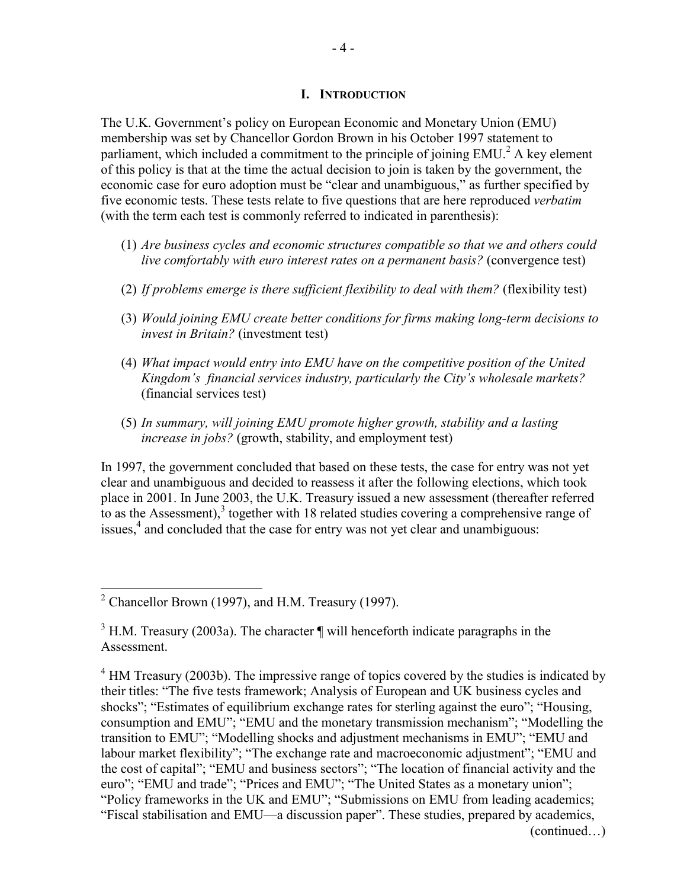# I. INTRODUCTION

The U.K. Government's policy on European Economic and Monetary Union (EMU) membership was set by Chancellor Gordon Brown in his October 1997 statement to parliament, which included a commitment to the principle of joining EMU.[2] A key element of this policy is that at the time the actual decision to join is taken by the government, the economic case for euro adoption must be "clear and unambiguous," as further specified by five economic tests. These tests relate to five questions that are here reproduced *verbatim* (with the term each test is commonly referred to indicated in parenthesis):

(1) *Are business cycles and economic structures compatible so that we and others could live comfortably with euro interest rates on a permanent basis?* (convergence test)

(2) *If problems emerge is there sufficient flexibility to deal with them?* (flexibility test)

(3) *Would joining EMU create better conditions for firms making long-term decisions to invest in Britain?* (investment test)

(4) *What impact would entry into EMU have on the competitive position of the United Kingdom's financial services industry, particularly the City's wholesale markets?* (financial services test)

(5) *In summary, will joining EMU promote higher growth, stability and a lasting increase in jobs?* (growth, stability, and employment test)

In 1997, the government concluded that based on these tests, the case for entry was not yet clear and unambiguous and decided to reassess it after the following elections, which took place in 2001. In June 2003, the U.K. Treasury issued a new assessment (thereafter referred to as the Assessment),[3] together with 18 related studies covering a comprehensive range of issues,[4] and concluded that the case for entry was not yet clear and unambiguous:

---

[2] Chancellor Brown (1997), and H.M. Treasury (1997).

[3] H.M. Treasury (2003a). The character ¶ will henceforth indicate paragraphs in the Assessment.

[4] HM Treasury (2003b). The impressive range of topics covered by the studies is indicated by their titles: "The five tests framework; Analysis of European and UK business cycles and shocks"; "Estimates of equilibrium exchange rates for sterling against the euro"; "Housing, consumption and EMU"; "EMU and the monetary transmission mechanism"; "Modelling the transition to EMU"; "Modelling shocks and adjustment mechanisms in EMU"; "EMU and labour market flexibility"; "The exchange rate and macroeconomic adjustment"; "EMU and the cost of capital"; "EMU and business sectors"; "The location of financial activity and the euro"; "EMU and trade"; "Prices and EMU"; "The United States as a monetary union"; "Policy frameworks in the UK and EMU"; "Submissions on EMU from leading academics; "Fiscal stabilisation and EMU—a discussion paper". These studies, prepared by academics, (continued…)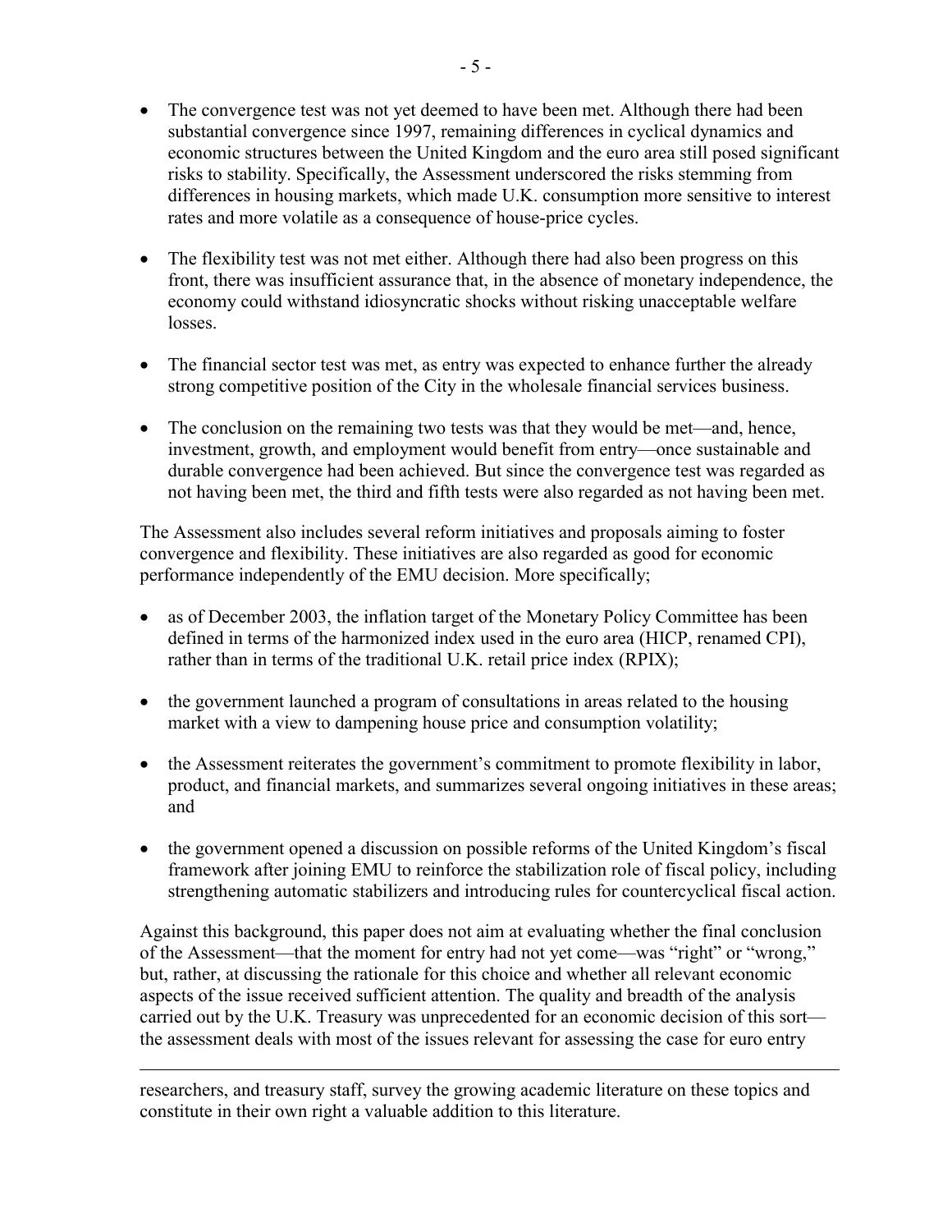- The convergence test was not yet deemed to have been met. Although there had been substantial convergence since 1997, remaining differences in cyclical dynamics and economic structures between the United Kingdom and the euro area still posed significant risks to stability. Specifically, the Assessment underscored the risks stemming from differences in housing markets, which made U.K. consumption more sensitive to interest rates and more volatile as a consequence of house-price cycles.

- The flexibility test was not met either. Although there had also been progress on this front, there was insufficient assurance that, in the absence of monetary independence, the economy could withstand idiosyncratic shocks without risking unacceptable welfare losses.

- The financial sector test was met, as entry was expected to enhance further the already strong competitive position of the City in the wholesale financial services business.

- The conclusion on the remaining two tests was that they would be met—and, hence, investment, growth, and employment would benefit from entry—once sustainable and durable convergence had been achieved. But since the convergence test was regarded as not having been met, the third and fifth tests were also regarded as not having been met.

The Assessment also includes several reform initiatives and proposals aiming to foster convergence and flexibility. These initiatives are also regarded as good for economic performance independently of the EMU decision. More specifically;

- as of December 2003, the inflation target of the Monetary Policy Committee has been defined in terms of the harmonized index used in the euro area (HICP, renamed CPI), rather than in terms of the traditional U.K. retail price index (RPIX);

- the government launched a program of consultations in areas related to the housing market with a view to dampening house price and consumption volatility;

- the Assessment reiterates the government's commitment to promote flexibility in labor, product, and financial markets, and summarizes several ongoing initiatives in these areas; and

- the government opened a discussion on possible reforms of the United Kingdom's fiscal framework after joining EMU to reinforce the stabilization role of fiscal policy, including strengthening automatic stabilizers and introducing rules for countercyclical fiscal action.

Against this background, this paper does not aim at evaluating whether the final conclusion of the Assessment—that the moment for entry had not yet come—was "right" or "wrong," but, rather, at discussing the rationale for this choice and whether all relevant economic aspects of the issue received sufficient attention. The quality and breadth of the analysis carried out by the U.K. Treasury was unprecedented for an economic decision of this sort—the assessment deals with most of the issues relevant for assessing the case for euro entry

---

researchers, and treasury staff, survey the growing academic literature on these topics and constitute in their own right a valuable addition to this literature.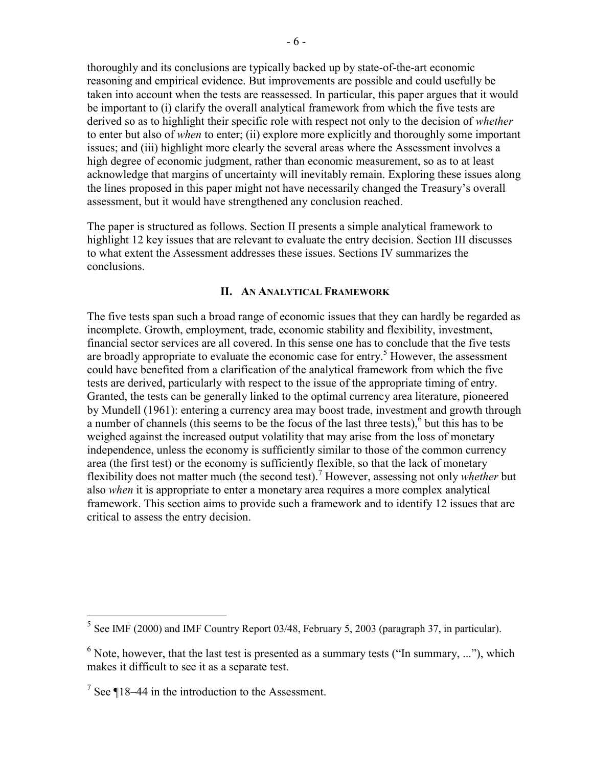thoroughly and its conclusions are typically backed up by state-of-the-art economic reasoning and empirical evidence. But improvements are possible and could usefully be taken into account when the tests are reassessed. In particular, this paper argues that it would be important to (i) clarify the overall analytical framework from which the five tests are derived so as to highlight their specific role with respect not only to the decision of *whether* to enter but also of *when* to enter; (ii) explore more explicitly and thoroughly some important issues; and (iii) highlight more clearly the several areas where the Assessment involves a high degree of economic judgment, rather than economic measurement, so as to at least acknowledge that margins of uncertainty will inevitably remain. Exploring these issues along the lines proposed in this paper might not have necessarily changed the Treasury's overall assessment, but it would have strengthened any conclusion reached.

The paper is structured as follows. Section II presents a simple analytical framework to highlight 12 key issues that are relevant to evaluate the entry decision. Section III discusses to what extent the Assessment addresses these issues. Sections IV summarizes the conclusions.

## II. An Analytical Framework

The five tests span such a broad range of economic issues that they can hardly be regarded as incomplete. Growth, employment, trade, economic stability and flexibility, investment, financial sector services are all covered. In this sense one has to conclude that the five tests are broadly appropriate to evaluate the economic case for entry.[5] However, the assessment could have benefited from a clarification of the analytical framework from which the five tests are derived, particularly with respect to the issue of the appropriate timing of entry. Granted, the tests can be generally linked to the optimal currency area literature, pioneered by Mundell (1961): entering a currency area may boost trade, investment and growth through a number of channels (this seems to be the focus of the last three tests),[6] but this has to be weighed against the increased output volatility that may arise from the loss of monetary independence, unless the economy is sufficiently similar to those of the common currency area (the first test) or the economy is sufficiently flexible, so that the lack of monetary flexibility does not matter much (the second test).[7] However, assessing not only *whether* but also *when* it is appropriate to enter a monetary area requires a more complex analytical framework. This section aims to provide such a framework and to identify 12 issues that are critical to assess the entry decision.

---

[5] See IMF (2000) and IMF Country Report 03/48, February 5, 2003 (paragraph 37, in particular).

[6] Note, however, that the last test is presented as a summary tests ("In summary, ..."), which makes it difficult to see it as a separate test.

[7] See ¶18–44 in the introduction to the Assessment.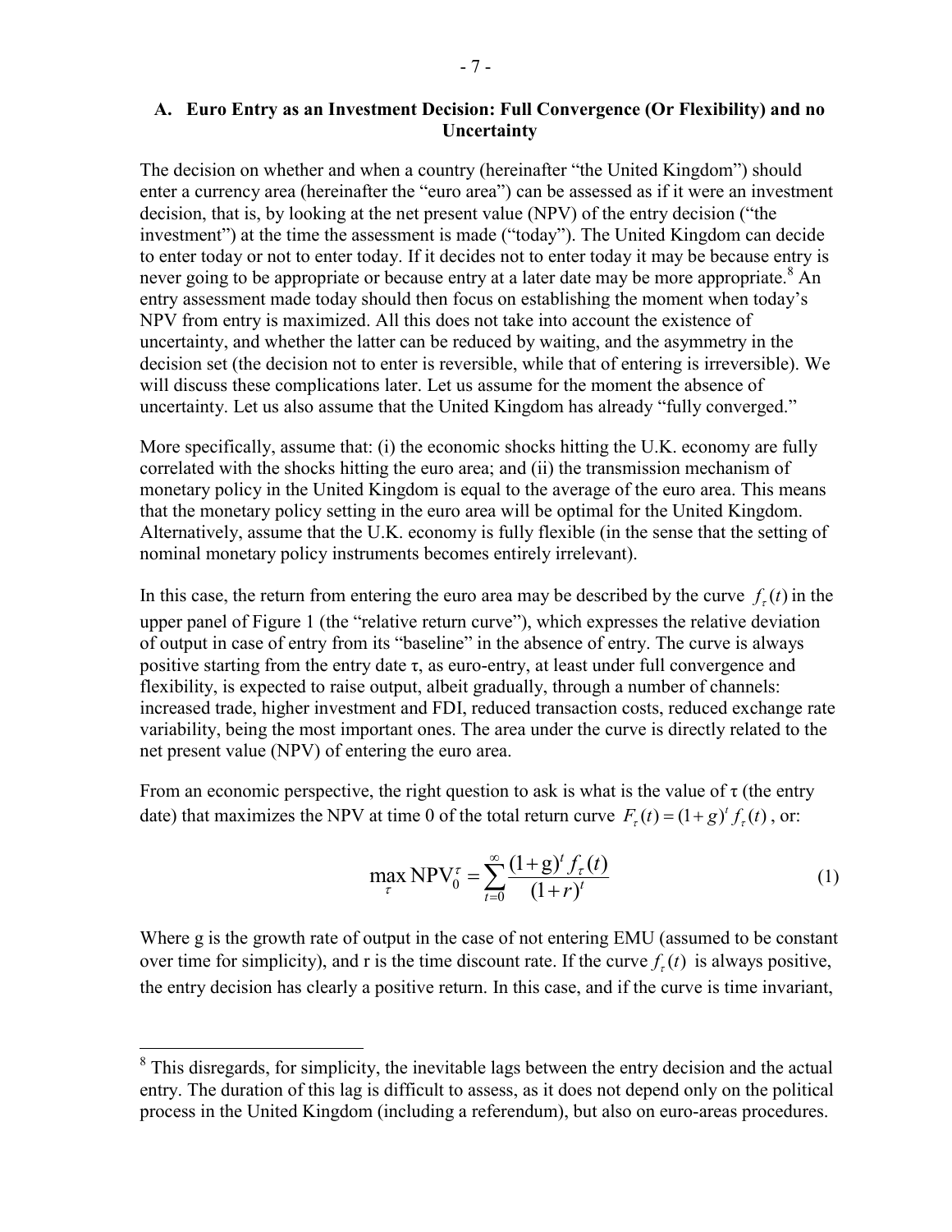### A. Euro Entry as an Investment Decision: Full Convergence (Or Flexibility) and no Uncertainty

The decision on whether and when a country (hereinafter "the United Kingdom") should enter a currency area (hereinafter the "euro area") can be assessed as if it were an investment decision, that is, by looking at the net present value (NPV) of the entry decision ("the investment") at the time the assessment is made ("today"). The United Kingdom can decide to enter today or not to enter today. If it decides not to enter today it may be because entry is never going to be appropriate or because entry at a later date may be more appropriate.[8] An entry assessment made today should then focus on establishing the moment when today's NPV from entry is maximized. All this does not take into account the existence of uncertainty, and whether the latter can be reduced by waiting, and the asymmetry in the decision set (the decision not to enter is reversible, while that of entering is irreversible). We will discuss these complications later. Let us assume for the moment the absence of uncertainty. Let us also assume that the United Kingdom has already "fully converged."

More specifically, assume that: (i) the economic shocks hitting the U.K. economy are fully correlated with the shocks hitting the euro area; and (ii) the transmission mechanism of monetary policy in the United Kingdom is equal to the average of the euro area. This means that the monetary policy setting in the euro area will be optimal for the United Kingdom. Alternatively, assume that the U.K. economy is fully flexible (in the sense that the setting of nominal monetary policy instruments becomes entirely irrelevant).

In this case, the return from entering the euro area may be described by the curve $f_\tau(t)$ in the upper panel of Figure 1 (the "relative return curve"), which expresses the relative deviation of output in case of entry from its "baseline" in the absence of entry. The curve is always positive starting from the entry date τ, as euro-entry, at least under full convergence and flexibility, is expected to raise output, albeit gradually, through a number of channels: increased trade, higher investment and FDI, reduced transaction costs, reduced exchange rate variability, being the most important ones. The area under the curve is directly related to the net present value (NPV) of entering the euro area.

From an economic perspective, the right question to ask is what is the value of τ (the entry date) that maximizes the NPV at time 0 of the total return curve $F_\tau(t) = (1+g)^t f_\tau(t)$, or:

$$\max_{\tau} \text{NPV}_0^{\tau} = \sum_{t=0}^{\infty} \frac{(1+\text{g})^t f_\tau(t)}{(1+r)^t} \tag{1}$$

Where g is the growth rate of output in the case of not entering EMU (assumed to be constant over time for simplicity), and r is the time discount rate. If the curve $f_\tau(t)$ is always positive, the entry decision has clearly a positive return. In this case, and if the curve is time invariant,

---

[8] This disregards, for simplicity, the inevitable lags between the entry decision and the actual entry. The duration of this lag is difficult to assess, as it does not depend only on the political process in the United Kingdom (including a referendum), but also on euro-areas procedures.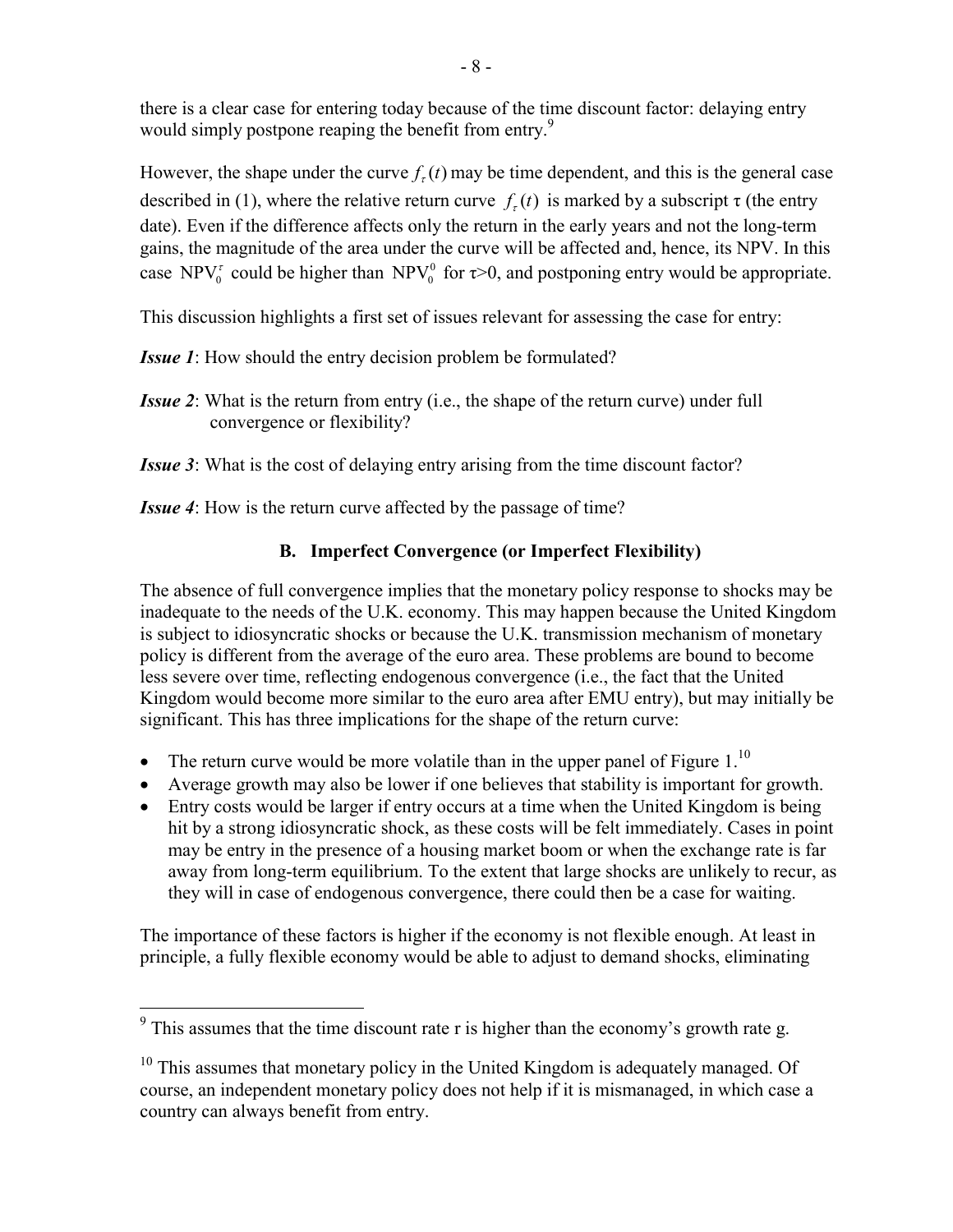there is a clear case for entering today because of the time discount factor: delaying entry would simply postpone reaping the benefit from entry.[9]

However, the shape under the curve $f_\tau(t)$ may be time dependent, and this is the general case described in (1), where the relative return curve $f_\tau(t)$ is marked by a subscript τ (the entry date). Even if the difference affects only the return in the early years and not the long-term gains, the magnitude of the area under the curve will be affected and, hence, its NPV. In this case $\text{NPV}_0^\tau$ could be higher than $\text{NPV}_0^0$ for $\tau>0$, and postponing entry would be appropriate.

This discussion highlights a first set of issues relevant for assessing the case for entry:

***Issue 1***: How should the entry decision problem be formulated?

***Issue 2***: What is the return from entry (i.e., the shape of the return curve) under full convergence or flexibility?

***Issue 3***: What is the cost of delaying entry arising from the time discount factor?

***Issue 4***: How is the return curve affected by the passage of time?

### B. Imperfect Convergence (or Imperfect Flexibility)

The absence of full convergence implies that the monetary policy response to shocks may be inadequate to the needs of the U.K. economy. This may happen because the United Kingdom is subject to idiosyncratic shocks or because the U.K. transmission mechanism of monetary policy is different from the average of the euro area. These problems are bound to become less severe over time, reflecting endogenous convergence (i.e., the fact that the United Kingdom would become more similar to the euro area after EMU entry), but may initially be significant. This has three implications for the shape of the return curve:

- The return curve would be more volatile than in the upper panel of Figure 1.[10]
- Average growth may also be lower if one believes that stability is important for growth.
- Entry costs would be larger if entry occurs at a time when the United Kingdom is being hit by a strong idiosyncratic shock, as these costs will be felt immediately. Cases in point may be entry in the presence of a housing market boom or when the exchange rate is far away from long-term equilibrium. To the extent that large shocks are unlikely to recur, as they will in case of endogenous convergence, there could then be a case for waiting.

The importance of these factors is higher if the economy is not flexible enough. At least in principle, a fully flexible economy would be able to adjust to demand shocks, eliminating

---

[9] This assumes that the time discount rate r is higher than the economy's growth rate g.

[10] This assumes that monetary policy in the United Kingdom is adequately managed. Of course, an independent monetary policy does not help if it is mismanaged, in which case a country can always benefit from entry.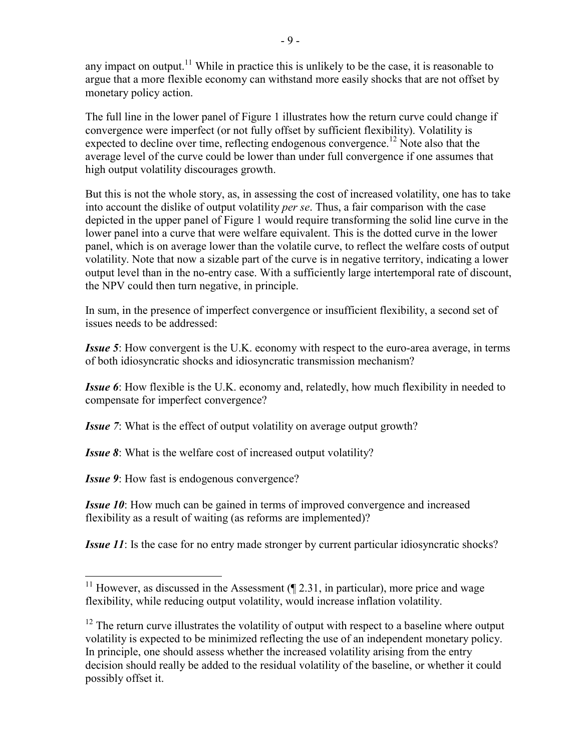any impact on output.[11] While in practice this is unlikely to be the case, it is reasonable to argue that a more flexible economy can withstand more easily shocks that are not offset by monetary policy action.

The full line in the lower panel of Figure 1 illustrates how the return curve could change if convergence were imperfect (or not fully offset by sufficient flexibility). Volatility is expected to decline over time, reflecting endogenous convergence.[12] Note also that the average level of the curve could be lower than under full convergence if one assumes that high output volatility discourages growth.

But this is not the whole story, as, in assessing the cost of increased volatility, one has to take into account the dislike of output volatility *per se*. Thus, a fair comparison with the case depicted in the upper panel of Figure 1 would require transforming the solid line curve in the lower panel into a curve that were welfare equivalent. This is the dotted curve in the lower panel, which is on average lower than the volatile curve, to reflect the welfare costs of output volatility. Note that now a sizable part of the curve is in negative territory, indicating a lower output level than in the no-entry case. With a sufficiently large intertemporal rate of discount, the NPV could then turn negative, in principle.

In sum, in the presence of imperfect convergence or insufficient flexibility, a second set of issues needs to be addressed:

***Issue 5***: How convergent is the U.K. economy with respect to the euro-area average, in terms of both idiosyncratic shocks and idiosyncratic transmission mechanism?

***Issue 6***: How flexible is the U.K. economy and, relatedly, how much flexibility in needed to compensate for imperfect convergence?

***Issue 7***: What is the effect of output volatility on average output growth?

***Issue 8***: What is the welfare cost of increased output volatility?

***Issue 9***: How fast is endogenous convergence?

***Issue 10***: How much can be gained in terms of improved convergence and increased flexibility as a result of waiting (as reforms are implemented)?

***Issue 11***: Is the case for no entry made stronger by current particular idiosyncratic shocks?

---

[11] However, as discussed in the Assessment (¶ 2.31, in particular), more price and wage flexibility, while reducing output volatility, would increase inflation volatility.

[12] The return curve illustrates the volatility of output with respect to a baseline where output volatility is expected to be minimized reflecting the use of an independent monetary policy. In principle, one should assess whether the increased volatility arising from the entry decision should really be added to the residual volatility of the baseline, or whether it could possibly offset it.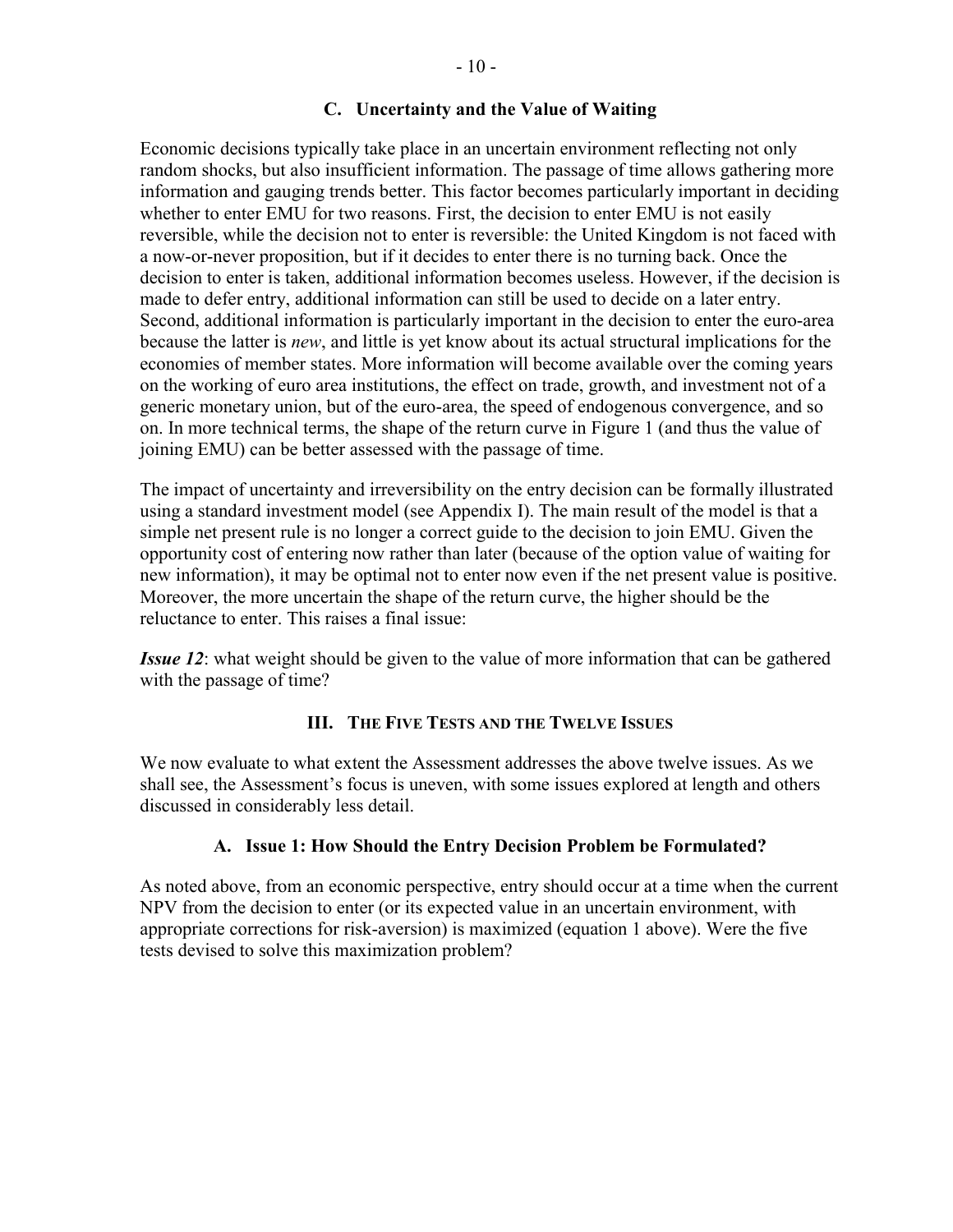### C. Uncertainty and the Value of Waiting

Economic decisions typically take place in an uncertain environment reflecting not only random shocks, but also insufficient information. The passage of time allows gathering more information and gauging trends better. This factor becomes particularly important in deciding whether to enter EMU for two reasons. First, the decision to enter EMU is not easily reversible, while the decision not to enter is reversible: the United Kingdom is not faced with a now-or-never proposition, but if it decides to enter there is no turning back. Once the decision to enter is taken, additional information becomes useless. However, if the decision is made to defer entry, additional information can still be used to decide on a later entry. Second, additional information is particularly important in the decision to enter the euro-area because the latter is *new*, and little is yet know about its actual structural implications for the economies of member states. More information will become available over the coming years on the working of euro area institutions, the effect on trade, growth, and investment not of a generic monetary union, but of the euro-area, the speed of endogenous convergence, and so on. In more technical terms, the shape of the return curve in Figure 1 (and thus the value of joining EMU) can be better assessed with the passage of time.

The impact of uncertainty and irreversibility on the entry decision can be formally illustrated using a standard investment model (see Appendix I). The main result of the model is that a simple net present rule is no longer a correct guide to the decision to join EMU. Given the opportunity cost of entering now rather than later (because of the option value of waiting for new information), it may be optimal not to enter now even if the net present value is positive. Moreover, the more uncertain the shape of the return curve, the higher should be the reluctance to enter. This raises a final issue:

***Issue 12***: what weight should be given to the value of more information that can be gathered with the passage of time?

## III. The Five Tests and the Twelve Issues

We now evaluate to what extent the Assessment addresses the above twelve issues. As we shall see, the Assessment's focus is uneven, with some issues explored at length and others discussed in considerably less detail.

### A. Issue 1: How Should the Entry Decision Problem be Formulated?

As noted above, from an economic perspective, entry should occur at a time when the current NPV from the decision to enter (or its expected value in an uncertain environment, with appropriate corrections for risk-aversion) is maximized (equation 1 above). Were the five tests devised to solve this maximization problem?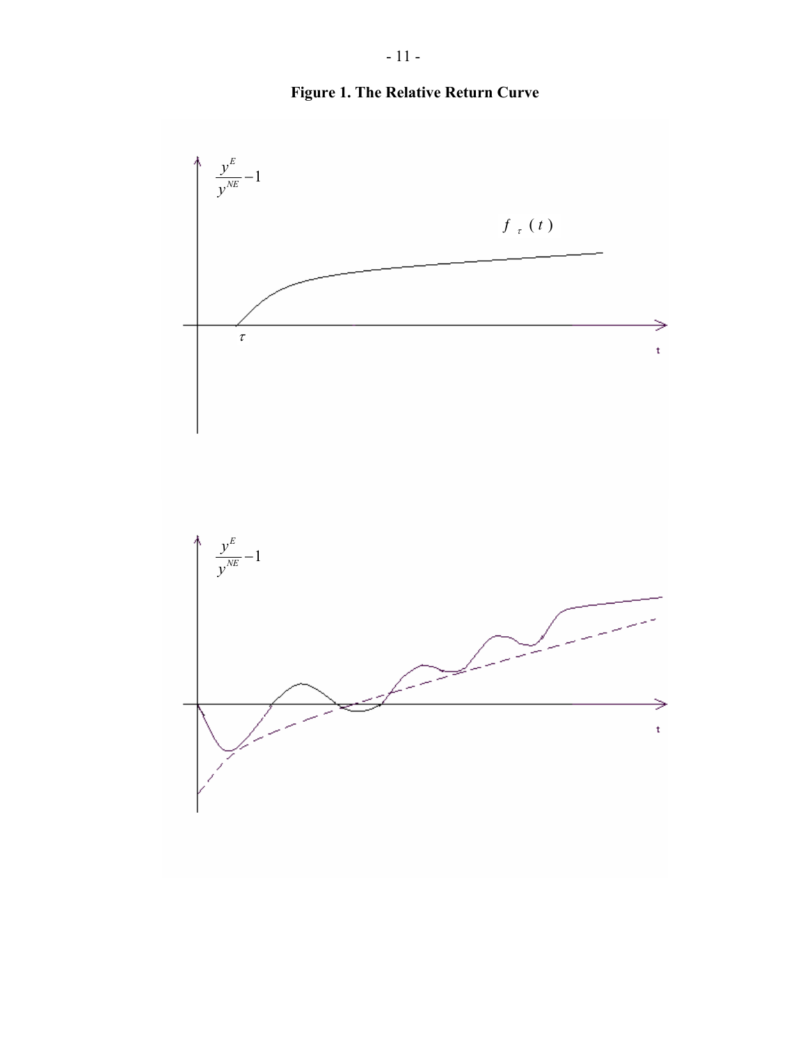**Figure 1. The Relative Return Curve**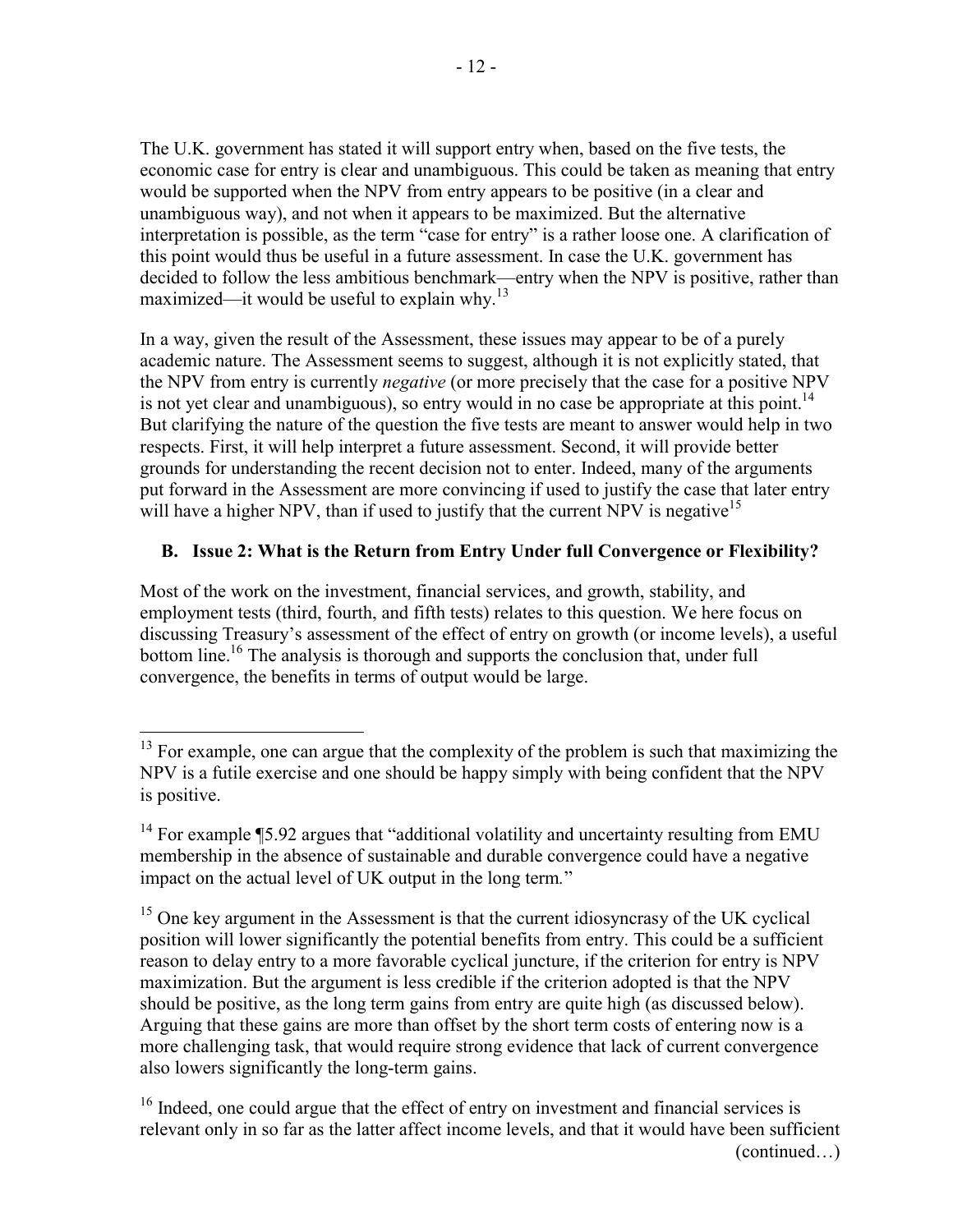The U.K. government has stated it will support entry when, based on the five tests, the economic case for entry is clear and unambiguous. This could be taken as meaning that entry would be supported when the NPV from entry appears to be positive (in a clear and unambiguous way), and not when it appears to be maximized. But the alternative interpretation is possible, as the term "case for entry" is a rather loose one. A clarification of this point would thus be useful in a future assessment. In case the U.K. government has decided to follow the less ambitious benchmark—entry when the NPV is positive, rather than maximized—it would be useful to explain why.[13]

In a way, given the result of the Assessment, these issues may appear to be of a purely academic nature. The Assessment seems to suggest, although it is not explicitly stated, that the NPV from entry is currently *negative* (or more precisely that the case for a positive NPV is not yet clear and unambiguous), so entry would in no case be appropriate at this point.[14] But clarifying the nature of the question the five tests are meant to answer would help in two respects. First, it will help interpret a future assessment. Second, it will provide better grounds for understanding the recent decision not to enter. Indeed, many of the arguments put forward in the Assessment are more convincing if used to justify the case that later entry will have a higher NPV, than if used to justify that the current NPV is negative[15]

## B. Issue 2: What is the Return from Entry Under full Convergence or Flexibility?

Most of the work on the investment, financial services, and growth, stability, and employment tests (third, fourth, and fifth tests) relates to this question. We here focus on discussing Treasury's assessment of the effect of entry on growth (or income levels), a useful bottom line.[16] The analysis is thorough and supports the conclusion that, under full convergence, the benefits in terms of output would be large.

---

[13] For example, one can argue that the complexity of the problem is such that maximizing the NPV is a futile exercise and one should be happy simply with being confident that the NPV is positive.

[14] For example ¶5.92 argues that "additional volatility and uncertainty resulting from EMU membership in the absence of sustainable and durable convergence could have a negative impact on the actual level of UK output in the long term."

[15] One key argument in the Assessment is that the current idiosyncrasy of the UK cyclical position will lower significantly the potential benefits from entry. This could be a sufficient reason to delay entry to a more favorable cyclical juncture, if the criterion for entry is NPV maximization. But the argument is less credible if the criterion adopted is that the NPV should be positive, as the long term gains from entry are quite high (as discussed below). Arguing that these gains are more than offset by the short term costs of entering now is a more challenging task, that would require strong evidence that lack of current convergence also lowers significantly the long-term gains.

[16] Indeed, one could argue that the effect of entry on investment and financial services is relevant only in so far as the latter affect income levels, and that it would have been sufficient (continued…)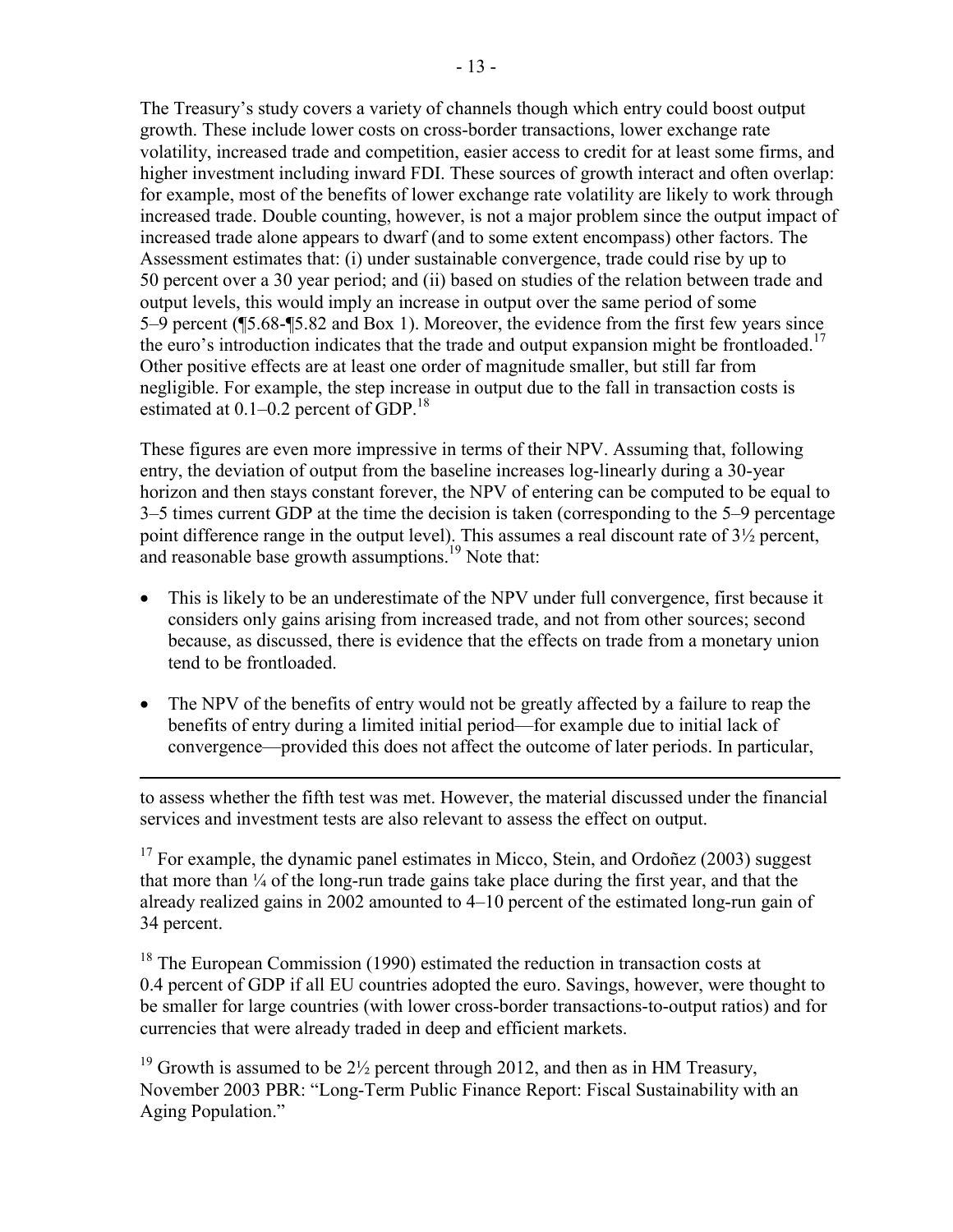The Treasury's study covers a variety of channels though which entry could boost output growth. These include lower costs on cross-border transactions, lower exchange rate volatility, increased trade and competition, easier access to credit for at least some firms, and higher investment including inward FDI. These sources of growth interact and often overlap: for example, most of the benefits of lower exchange rate volatility are likely to work through increased trade. Double counting, however, is not a major problem since the output impact of increased trade alone appears to dwarf (and to some extent encompass) other factors. The Assessment estimates that: (i) under sustainable convergence, trade could rise by up to 50 percent over a 30 year period; and (ii) based on studies of the relation between trade and output levels, this would imply an increase in output over the same period of some 5–9 percent (¶5.68-¶5.82 and Box 1). Moreover, the evidence from the first few years since the euro's introduction indicates that the trade and output expansion might be frontloaded.[17] Other positive effects are at least one order of magnitude smaller, but still far from negligible. For example, the step increase in output due to the fall in transaction costs is estimated at 0.1–0.2 percent of GDP.[18]

These figures are even more impressive in terms of their NPV. Assuming that, following entry, the deviation of output from the baseline increases log-linearly during a 30-year horizon and then stays constant forever, the NPV of entering can be computed to be equal to 3–5 times current GDP at the time the decision is taken (corresponding to the 5–9 percentage point difference range in the output level). This assumes a real discount rate of 3½ percent, and reasonable base growth assumptions.[19] Note that:

- This is likely to be an underestimate of the NPV under full convergence, first because it considers only gains arising from increased trade, and not from other sources; second because, as discussed, there is evidence that the effects on trade from a monetary union tend to be frontloaded.
- The NPV of the benefits of entry would not be greatly affected by a failure to reap the benefits of entry during a limited initial period—for example due to initial lack of convergence—provided this does not affect the outcome of later periods. In particular,

---

to assess whether the fifth test was met. However, the material discussed under the financial services and investment tests are also relevant to assess the effect on output.

[17] For example, the dynamic panel estimates in Micco, Stein, and Ordoñez (2003) suggest that more than ¼ of the long-run trade gains take place during the first year, and that the already realized gains in 2002 amounted to 4–10 percent of the estimated long-run gain of 34 percent.

[18] The European Commission (1990) estimated the reduction in transaction costs at 0.4 percent of GDP if all EU countries adopted the euro. Savings, however, were thought to be smaller for large countries (with lower cross-border transactions-to-output ratios) and for currencies that were already traded in deep and efficient markets.

[19] Growth is assumed to be 2½ percent through 2012, and then as in HM Treasury, November 2003 PBR: "Long-Term Public Finance Report: Fiscal Sustainability with an Aging Population."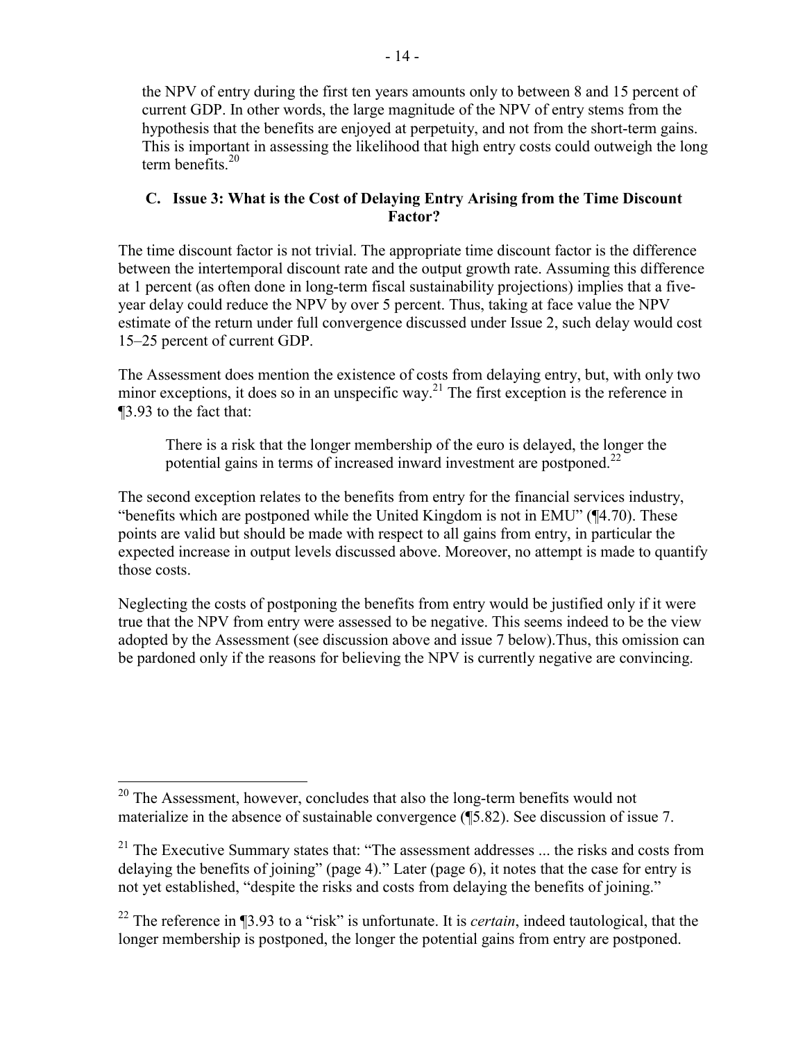the NPV of entry during the first ten years amounts only to between 8 and 15 percent of current GDP. In other words, the large magnitude of the NPV of entry stems from the hypothesis that the benefits are enjoyed at perpetuity, and not from the short-term gains. This is important in assessing the likelihood that high entry costs could outweigh the long term benefits.[20]

### C. Issue 3: What is the Cost of Delaying Entry Arising from the Time Discount Factor?

The time discount factor is not trivial. The appropriate time discount factor is the difference between the intertemporal discount rate and the output growth rate. Assuming this difference at 1 percent (as often done in long-term fiscal sustainability projections) implies that a five-year delay could reduce the NPV by over 5 percent. Thus, taking at face value the NPV estimate of the return under full convergence discussed under Issue 2, such delay would cost 15–25 percent of current GDP.

The Assessment does mention the existence of costs from delaying entry, but, with only two minor exceptions, it does so in an unspecific way.[21] The first exception is the reference in ¶3.93 to the fact that:

> There is a risk that the longer membership of the euro is delayed, the longer the potential gains in terms of increased inward investment are postponed.[22]

The second exception relates to the benefits from entry for the financial services industry, "benefits which are postponed while the United Kingdom is not in EMU" (¶4.70). These points are valid but should be made with respect to all gains from entry, in particular the expected increase in output levels discussed above. Moreover, no attempt is made to quantify those costs.

Neglecting the costs of postponing the benefits from entry would be justified only if it were true that the NPV from entry were assessed to be negative. This seems indeed to be the view adopted by the Assessment (see discussion above and issue 7 below).Thus, this omission can be pardoned only if the reasons for believing the NPV is currently negative are convincing.

---

[20] The Assessment, however, concludes that also the long-term benefits would not materialize in the absence of sustainable convergence (¶5.82). See discussion of issue 7.

[21] The Executive Summary states that: "The assessment addresses ... the risks and costs from delaying the benefits of joining" (page 4)." Later (page 6), it notes that the case for entry is not yet established, "despite the risks and costs from delaying the benefits of joining."

[22] The reference in ¶3.93 to a "risk" is unfortunate. It is *certain*, indeed tautological, that the longer membership is postponed, the longer the potential gains from entry are postponed.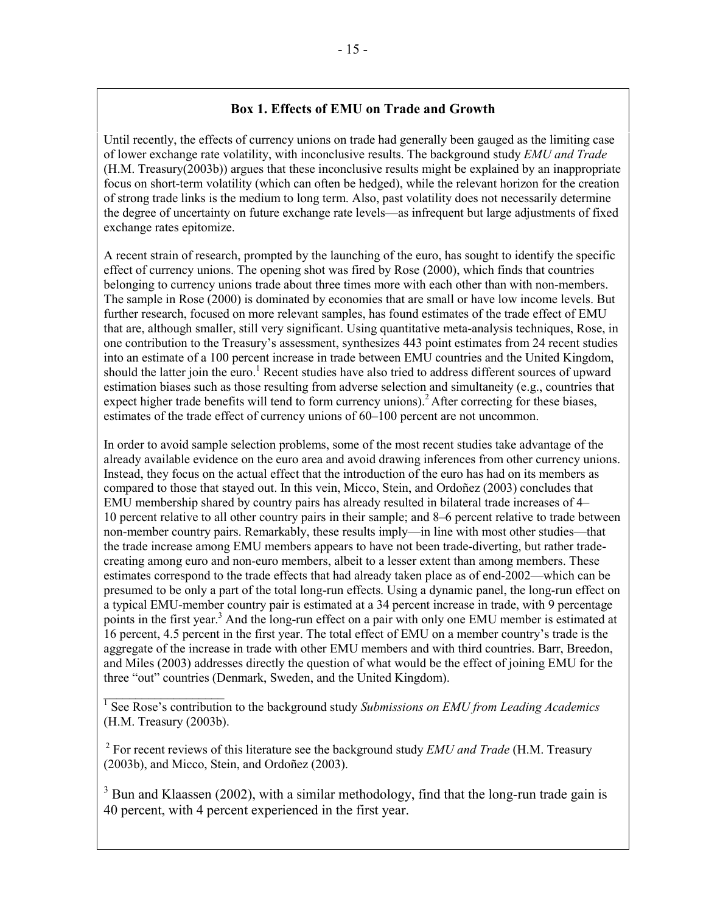## Box 1. Effects of EMU on Trade and Growth

Until recently, the effects of currency unions on trade had generally been gauged as the limiting case of lower exchange rate volatility, with inconclusive results. The background study *EMU and Trade* (H.M. Treasury(2003b)) argues that these inconclusive results might be explained by an inappropriate focus on short-term volatility (which can often be hedged), while the relevant horizon for the creation of strong trade links is the medium to long term. Also, past volatility does not necessarily determine the degree of uncertainty on future exchange rate levels—as infrequent but large adjustments of fixed exchange rates epitomize.

A recent strain of research, prompted by the launching of the euro, has sought to identify the specific effect of currency unions. The opening shot was fired by Rose (2000), which finds that countries belonging to currency unions trade about three times more with each other than with non-members. The sample in Rose (2000) is dominated by economies that are small or have low income levels. But further research, focused on more relevant samples, has found estimates of the trade effect of EMU that are, although smaller, still very significant. Using quantitative meta-analysis techniques, Rose, in one contribution to the Treasury's assessment, synthesizes 443 point estimates from 24 recent studies into an estimate of a 100 percent increase in trade between EMU countries and the United Kingdom, should the latter join the euro.[1] Recent studies have also tried to address different sources of upward estimation biases such as those resulting from adverse selection and simultaneity (e.g., countries that expect higher trade benefits will tend to form currency unions).[2] After correcting for these biases, estimates of the trade effect of currency unions of 60–100 percent are not uncommon.

In order to avoid sample selection problems, some of the most recent studies take advantage of the already available evidence on the euro area and avoid drawing inferences from other currency unions. Instead, they focus on the actual effect that the introduction of the euro has had on its members as compared to those that stayed out. In this vein, Micco, Stein, and Ordoñez (2003) concludes that EMU membership shared by country pairs has already resulted in bilateral trade increases of 4–10 percent relative to all other country pairs in their sample; and 8–6 percent relative to trade between non-member country pairs. Remarkably, these results imply—in line with most other studies—that the trade increase among EMU members appears to have not been trade-diverting, but rather trade-creating among euro and non-euro members, albeit to a lesser extent than among members. These estimates correspond to the trade effects that had already taken place as of end-2002—which can be presumed to be only a part of the total long-run effects. Using a dynamic panel, the long-run effect on a typical EMU-member country pair is estimated at a 34 percent increase in trade, with 9 percentage points in the first year.[3] And the long-run effect on a pair with only one EMU member is estimated at 16 percent, 4.5 percent in the first year. The total effect of EMU on a member country's trade is the aggregate of the increase in trade with other EMU members and with third countries. Barr, Breedon, and Miles (2003) addresses directly the question of what would be the effect of joining EMU for the three "out" countries (Denmark, Sweden, and the United Kingdom).

---

[1] See Rose's contribution to the background study *Submissions on EMU from Leading Academics* (H.M. Treasury (2003b).

[2] For recent reviews of this literature see the background study *EMU and Trade* (H.M. Treasury (2003b), and Micco, Stein, and Ordoñez (2003).

[3] Bun and Klaassen (2002), with a similar methodology, find that the long-run trade gain is 40 percent, with 4 percent experienced in the first year.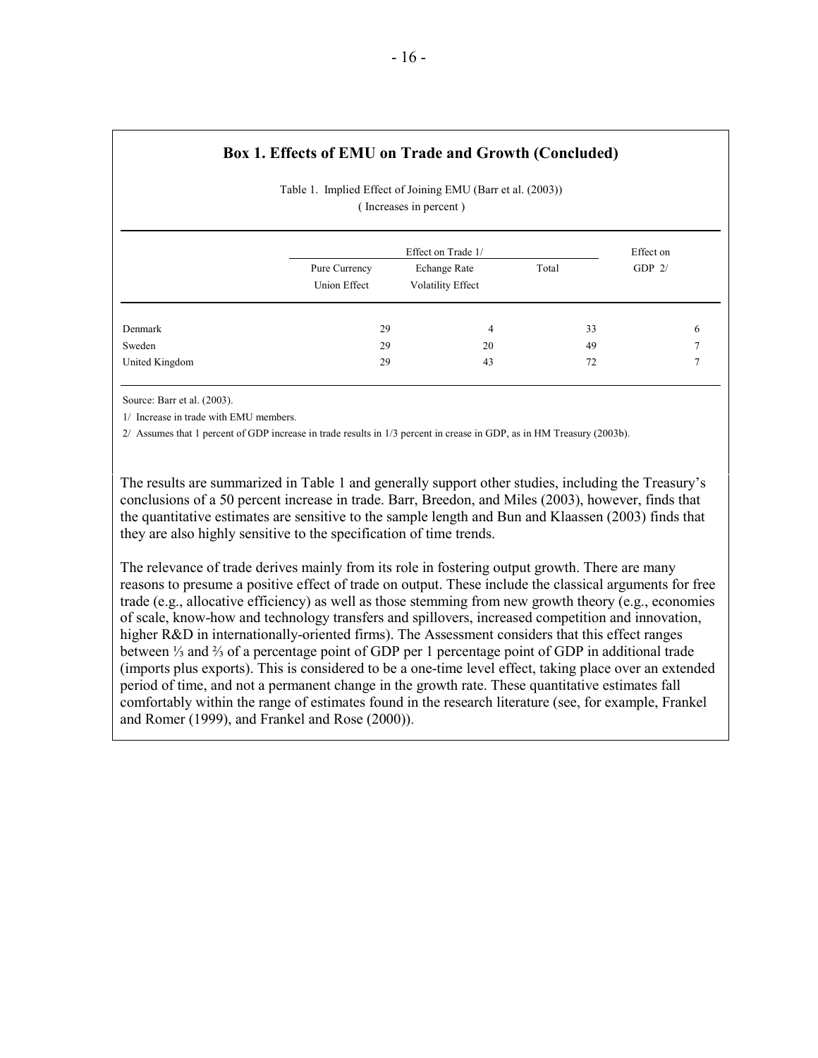### Box 1. Effects of EMU on Trade and Growth (Concluded)

Table 1. Implied Effect of Joining EMU (Barr et al. (2003))
( Increases in percent )

| | Effect on Trade 1/ | | | Effect on GDP 2/ |
|---|---|---|---|---|
| | Pure Currency Union Effect | Echange Rate Volatility Effect | Total | |
| Denmark | 29 | 4 | 33 | 6 |
| Sweden | 29 | 20 | 49 | 7 |
| United Kingdom | 29 | 43 | 72 | 7 |

Source: Barr et al. (2003).

1/ Increase in trade with EMU members.

2/ Assumes that 1 percent of GDP increase in trade results in 1/3 percent in crease in GDP, as in HM Treasury (2003b).

The results are summarized in Table 1 and generally support other studies, including the Treasury's conclusions of a 50 percent increase in trade. Barr, Breedon, and Miles (2003), however, finds that the quantitative estimates are sensitive to the sample length and Bun and Klaassen (2003) finds that they are also highly sensitive to the specification of time trends.

The relevance of trade derives mainly from its role in fostering output growth. There are many reasons to presume a positive effect of trade on output. These include the classical arguments for free trade (e.g., allocative efficiency) as well as those stemming from new growth theory (e.g., economies of scale, know-how and technology transfers and spillovers, increased competition and innovation, higher R&D in internationally-oriented firms). The Assessment considers that this effect ranges between ⅓ and ⅔ of a percentage point of GDP per 1 percentage point of GDP in additional trade (imports plus exports). This is considered to be a one-time level effect, taking place over an extended period of time, and not a permanent change in the growth rate. These quantitative estimates fall comfortably within the range of estimates found in the research literature (see, for example, Frankel and Romer (1999), and Frankel and Rose (2000)).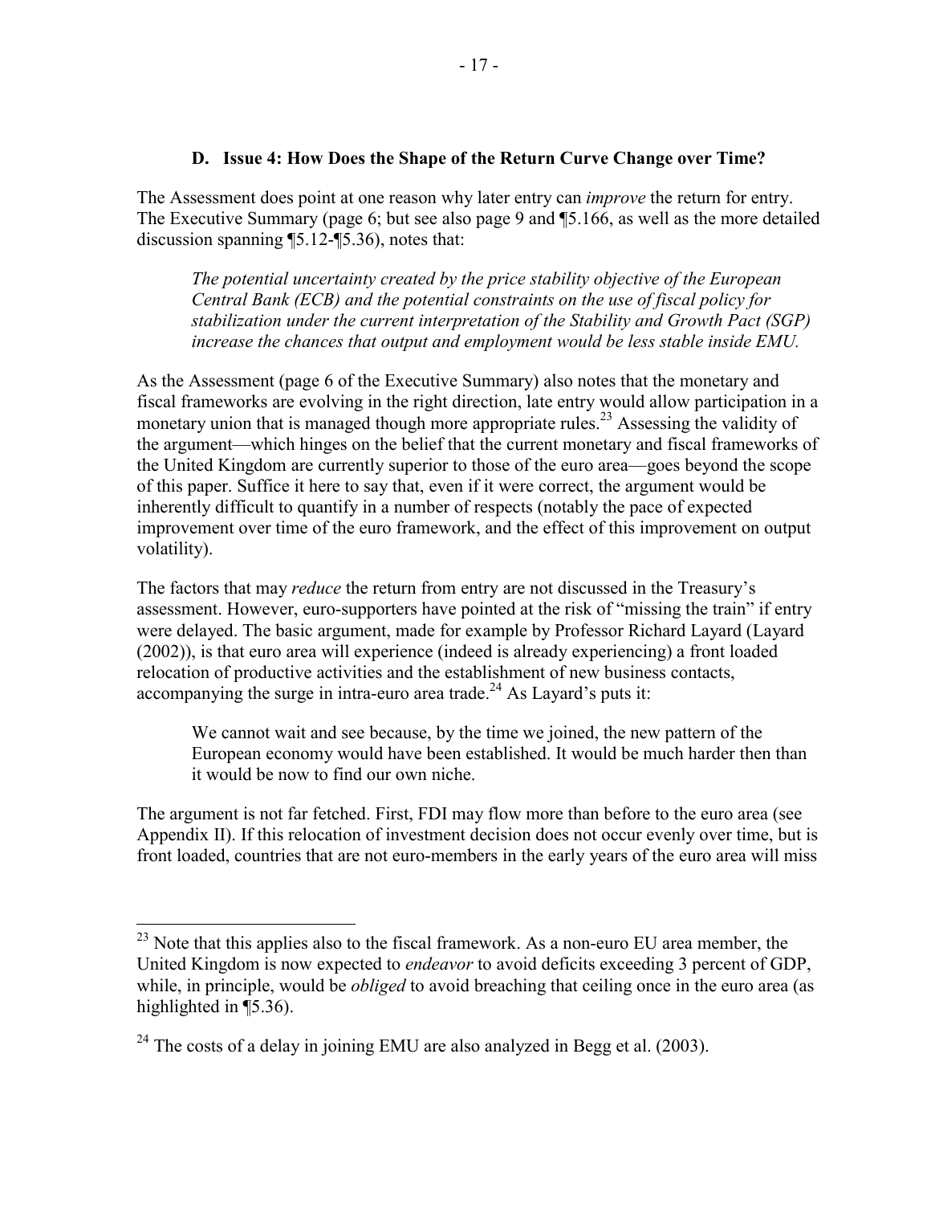### D. Issue 4: How Does the Shape of the Return Curve Change over Time?

The Assessment does point at one reason why later entry can *improve* the return for entry. The Executive Summary (page 6; but see also page 9 and ¶5.166, as well as the more detailed discussion spanning ¶5.12-¶5.36), notes that:

> *The potential uncertainty created by the price stability objective of the European Central Bank (ECB) and the potential constraints on the use of fiscal policy for stabilization under the current interpretation of the Stability and Growth Pact (SGP) increase the chances that output and employment would be less stable inside EMU.*

As the Assessment (page 6 of the Executive Summary) also notes that the monetary and fiscal frameworks are evolving in the right direction, late entry would allow participation in a monetary union that is managed though more appropriate rules.[23] Assessing the validity of the argument—which hinges on the belief that the current monetary and fiscal frameworks of the United Kingdom are currently superior to those of the euro area—goes beyond the scope of this paper. Suffice it here to say that, even if it were correct, the argument would be inherently difficult to quantify in a number of respects (notably the pace of expected improvement over time of the euro framework, and the effect of this improvement on output volatility).

The factors that may *reduce* the return from entry are not discussed in the Treasury's assessment. However, euro-supporters have pointed at the risk of "missing the train" if entry were delayed. The basic argument, made for example by Professor Richard Layard (Layard (2002)), is that euro area will experience (indeed is already experiencing) a front loaded relocation of productive activities and the establishment of new business contacts, accompanying the surge in intra-euro area trade.[24] As Layard's puts it:

> We cannot wait and see because, by the time we joined, the new pattern of the European economy would have been established. It would be much harder then than it would be now to find our own niche.

The argument is not far fetched. First, FDI may flow more than before to the euro area (see Appendix II). If this relocation of investment decision does not occur evenly over time, but is front loaded, countries that are not euro-members in the early years of the euro area will miss

---

[23] Note that this applies also to the fiscal framework. As a non-euro EU area member, the United Kingdom is now expected to *endeavor* to avoid deficits exceeding 3 percent of GDP, while, in principle, would be *obliged* to avoid breaching that ceiling once in the euro area (as highlighted in ¶5.36).

[24] The costs of a delay in joining EMU are also analyzed in Begg et al. (2003).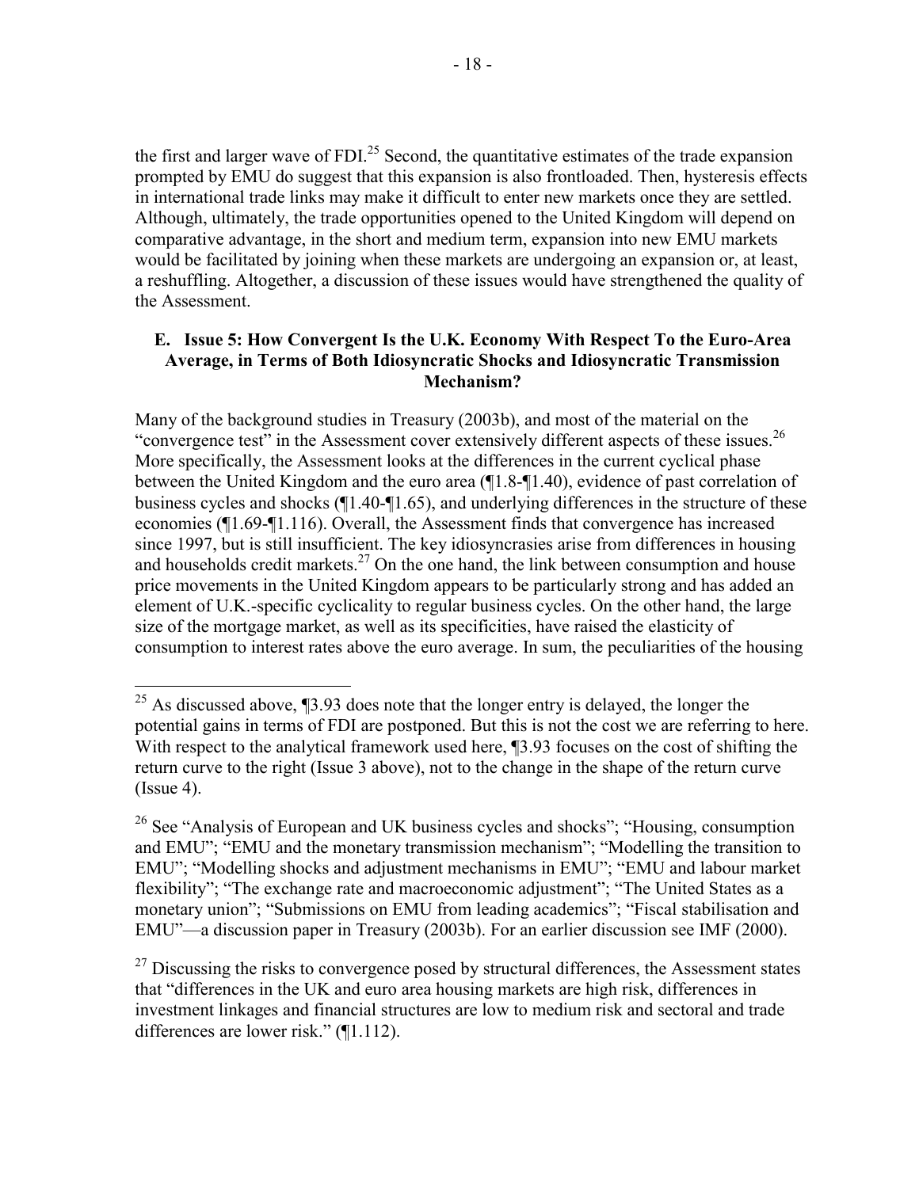the first and larger wave of FDI.[25] Second, the quantitative estimates of the trade expansion prompted by EMU do suggest that this expansion is also frontloaded. Then, hysteresis effects in international trade links may make it difficult to enter new markets once they are settled. Although, ultimately, the trade opportunities opened to the United Kingdom will depend on comparative advantage, in the short and medium term, expansion into new EMU markets would be facilitated by joining when these markets are undergoing an expansion or, at least, a reshuffling. Altogether, a discussion of these issues would have strengthened the quality of the Assessment.

### E. Issue 5: How Convergent Is the U.K. Economy With Respect To the Euro-Area Average, in Terms of Both Idiosyncratic Shocks and Idiosyncratic Transmission Mechanism?

Many of the background studies in Treasury (2003b), and most of the material on the "convergence test" in the Assessment cover extensively different aspects of these issues.[26] More specifically, the Assessment looks at the differences in the current cyclical phase between the United Kingdom and the euro area (¶1.8-¶1.40), evidence of past correlation of business cycles and shocks (¶1.40-¶1.65), and underlying differences in the structure of these economies (¶1.69-¶1.116). Overall, the Assessment finds that convergence has increased since 1997, but is still insufficient. The key idiosyncrasies arise from differences in housing and households credit markets.[27] On the one hand, the link between consumption and house price movements in the United Kingdom appears to be particularly strong and has added an element of U.K.-specific cyclicality to regular business cycles. On the other hand, the large size of the mortgage market, as well as its specificities, have raised the elasticity of consumption to interest rates above the euro average. In sum, the peculiarities of the housing

---

[25] As discussed above, ¶3.93 does note that the longer entry is delayed, the longer the potential gains in terms of FDI are postponed. But this is not the cost we are referring to here. With respect to the analytical framework used here, ¶3.93 focuses on the cost of shifting the return curve to the right (Issue 3 above), not to the change in the shape of the return curve (Issue 4).

[26] See "Analysis of European and UK business cycles and shocks"; "Housing, consumption and EMU"; "EMU and the monetary transmission mechanism"; "Modelling the transition to EMU"; "Modelling shocks and adjustment mechanisms in EMU"; "EMU and labour market flexibility"; "The exchange rate and macroeconomic adjustment"; "The United States as a monetary union"; "Submissions on EMU from leading academics"; "Fiscal stabilisation and EMU"—a discussion paper in Treasury (2003b). For an earlier discussion see IMF (2000).

[27] Discussing the risks to convergence posed by structural differences, the Assessment states that "differences in the UK and euro area housing markets are high risk, differences in investment linkages and financial structures are low to medium risk and sectoral and trade differences are lower risk." (¶1.112).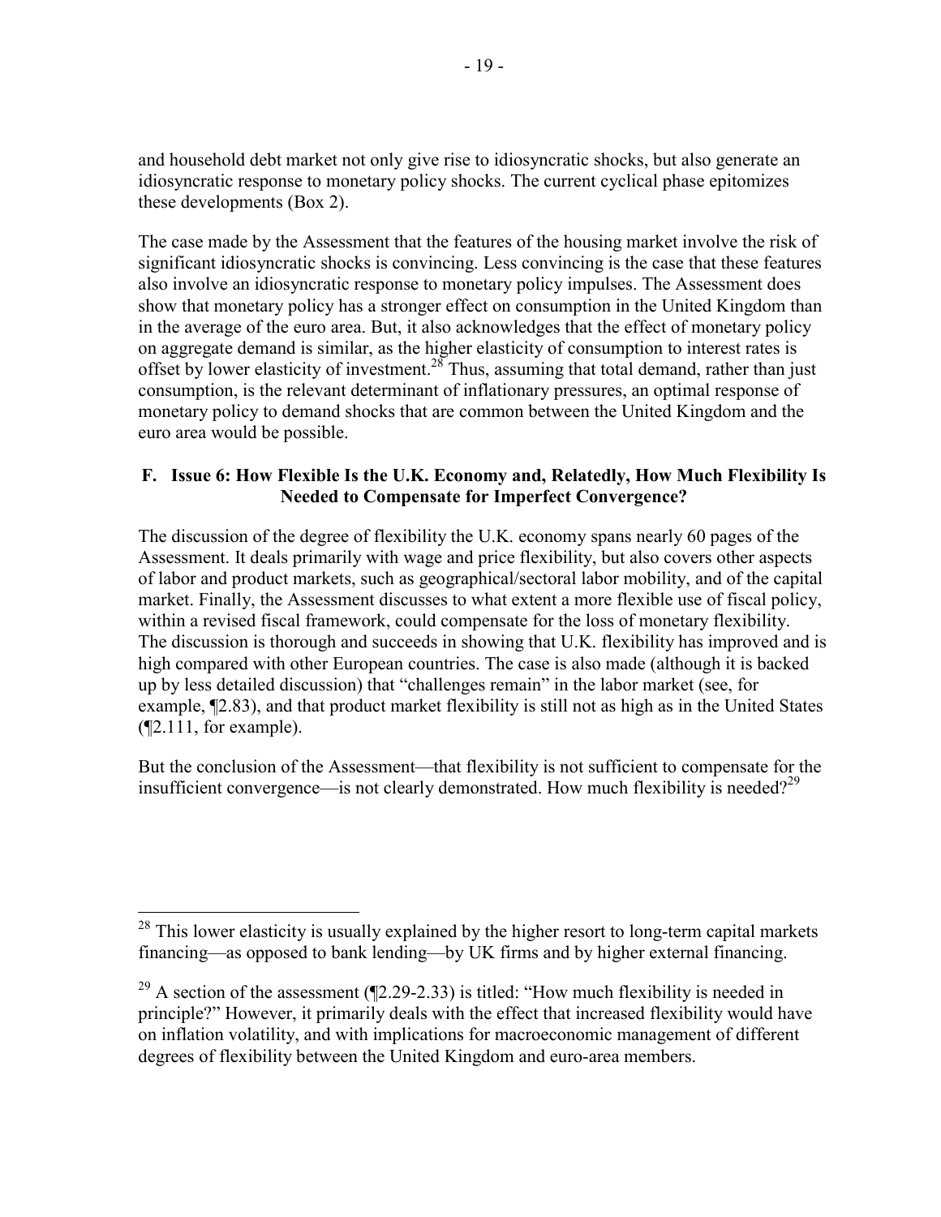and household debt market not only give rise to idiosyncratic shocks, but also generate an idiosyncratic response to monetary policy shocks. The current cyclical phase epitomizes these developments (Box 2).

The case made by the Assessment that the features of the housing market involve the risk of significant idiosyncratic shocks is convincing. Less convincing is the case that these features also involve an idiosyncratic response to monetary policy impulses. The Assessment does show that monetary policy has a stronger effect on consumption in the United Kingdom than in the average of the euro area. But, it also acknowledges that the effect of monetary policy on aggregate demand is similar, as the higher elasticity of consumption to interest rates is offset by lower elasticity of investment.[28] Thus, assuming that total demand, rather than just consumption, is the relevant determinant of inflationary pressures, an optimal response of monetary policy to demand shocks that are common between the United Kingdom and the euro area would be possible.

## F. Issue 6: How Flexible Is the U.K. Economy and, Relatedly, How Much Flexibility Is Needed to Compensate for Imperfect Convergence?

The discussion of the degree of flexibility the U.K. economy spans nearly 60 pages of the Assessment. It deals primarily with wage and price flexibility, but also covers other aspects of labor and product markets, such as geographical/sectoral labor mobility, and of the capital market. Finally, the Assessment discusses to what extent a more flexible use of fiscal policy, within a revised fiscal framework, could compensate for the loss of monetary flexibility. The discussion is thorough and succeeds in showing that U.K. flexibility has improved and is high compared with other European countries. The case is also made (although it is backed up by less detailed discussion) that "challenges remain" in the labor market (see, for example, ¶2.83), and that product market flexibility is still not as high as in the United States (¶2.111, for example).

But the conclusion of the Assessment—that flexibility is not sufficient to compensate for the insufficient convergence—is not clearly demonstrated. How much flexibility is needed?[29]

---

[28] This lower elasticity is usually explained by the higher resort to long-term capital markets financing—as opposed to bank lending—by UK firms and by higher external financing.

[29] A section of the assessment (¶2.29-2.33) is titled: "How much flexibility is needed in principle?" However, it primarily deals with the effect that increased flexibility would have on inflation volatility, and with implications for macroeconomic management of different degrees of flexibility between the United Kingdom and euro-area members.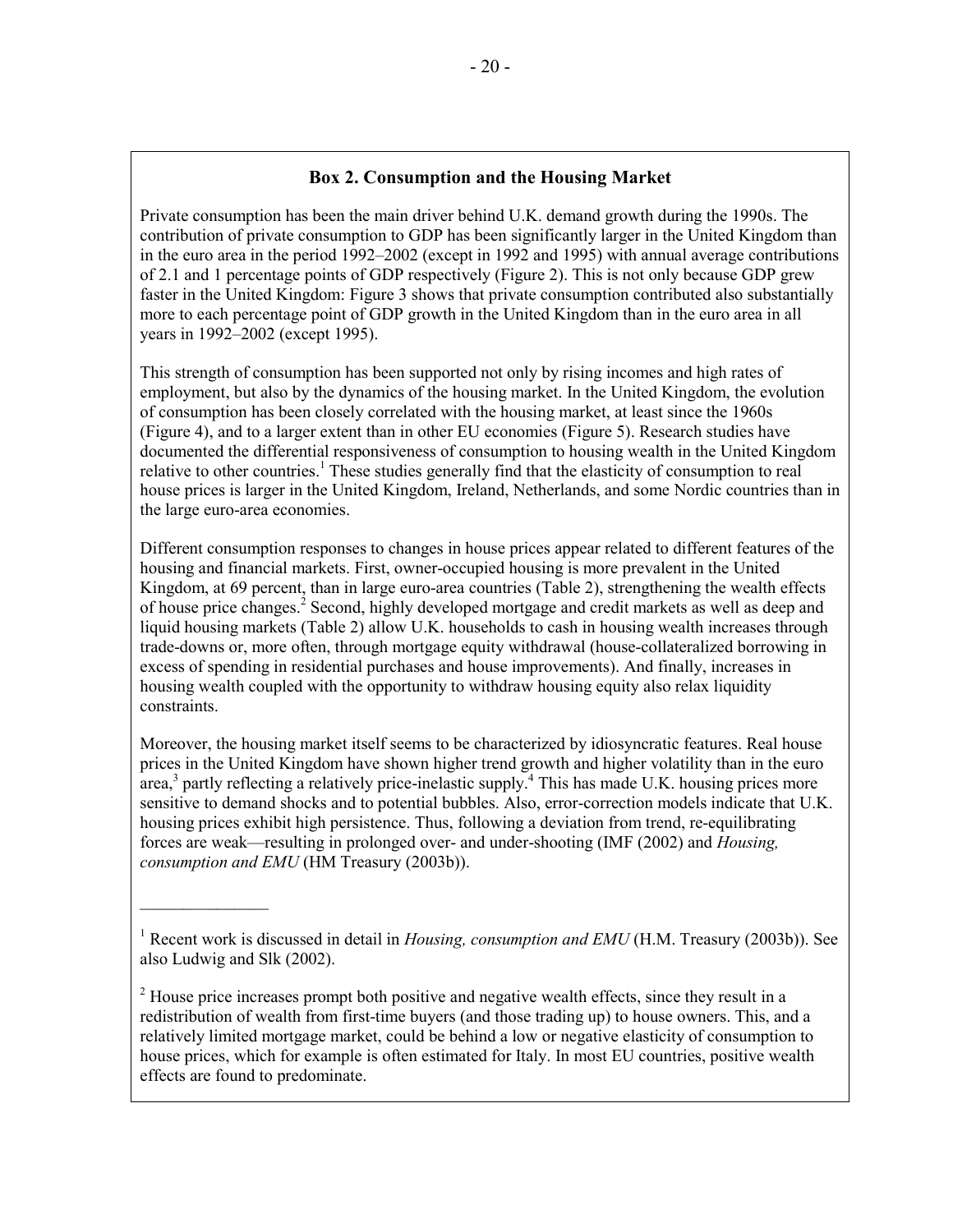## Box 2. Consumption and the Housing Market

Private consumption has been the main driver behind U.K. demand growth during the 1990s. The contribution of private consumption to GDP has been significantly larger in the United Kingdom than in the euro area in the period 1992–2002 (except in 1992 and 1995) with annual average contributions of 2.1 and 1 percentage points of GDP respectively (Figure 2). This is not only because GDP grew faster in the United Kingdom: Figure 3 shows that private consumption contributed also substantially more to each percentage point of GDP growth in the United Kingdom than in the euro area in all years in 1992–2002 (except 1995).

This strength of consumption has been supported not only by rising incomes and high rates of employment, but also by the dynamics of the housing market. In the United Kingdom, the evolution of consumption has been closely correlated with the housing market, at least since the 1960s (Figure 4), and to a larger extent than in other EU economies (Figure 5). Research studies have documented the differential responsiveness of consumption to housing wealth in the United Kingdom relative to other countries.[1] These studies generally find that the elasticity of consumption to real house prices is larger in the United Kingdom, Ireland, Netherlands, and some Nordic countries than in the large euro-area economies.

Different consumption responses to changes in house prices appear related to different features of the housing and financial markets. First, owner-occupied housing is more prevalent in the United Kingdom, at 69 percent, than in large euro-area countries (Table 2), strengthening the wealth effects of house price changes.[2] Second, highly developed mortgage and credit markets as well as deep and liquid housing markets (Table 2) allow U.K. households to cash in housing wealth increases through trade-downs or, more often, through mortgage equity withdrawal (house-collateralized borrowing in excess of spending in residential purchases and house improvements). And finally, increases in housing wealth coupled with the opportunity to withdraw housing equity also relax liquidity constraints.

Moreover, the housing market itself seems to be characterized by idiosyncratic features. Real house prices in the United Kingdom have shown higher trend growth and higher volatility than in the euro area,[3] partly reflecting a relatively price-inelastic supply.[4] This has made U.K. housing prices more sensitive to demand shocks and to potential bubbles. Also, error-correction models indicate that U.K. housing prices exhibit high persistence. Thus, following a deviation from trend, re-equilibrating forces are weak—resulting in prolonged over- and under-shooting (IMF (2002) and *Housing, consumption and EMU* (HM Treasury (2003b)).

---

[1] Recent work is discussed in detail in *Housing, consumption and EMU* (H.M. Treasury (2003b)). See also Ludwig and Slk (2002).

[2] House price increases prompt both positive and negative wealth effects, since they result in a redistribution of wealth from first-time buyers (and those trading up) to house owners. This, and a relatively limited mortgage market, could be behind a low or negative elasticity of consumption to house prices, which for example is often estimated for Italy. In most EU countries, positive wealth effects are found to predominate.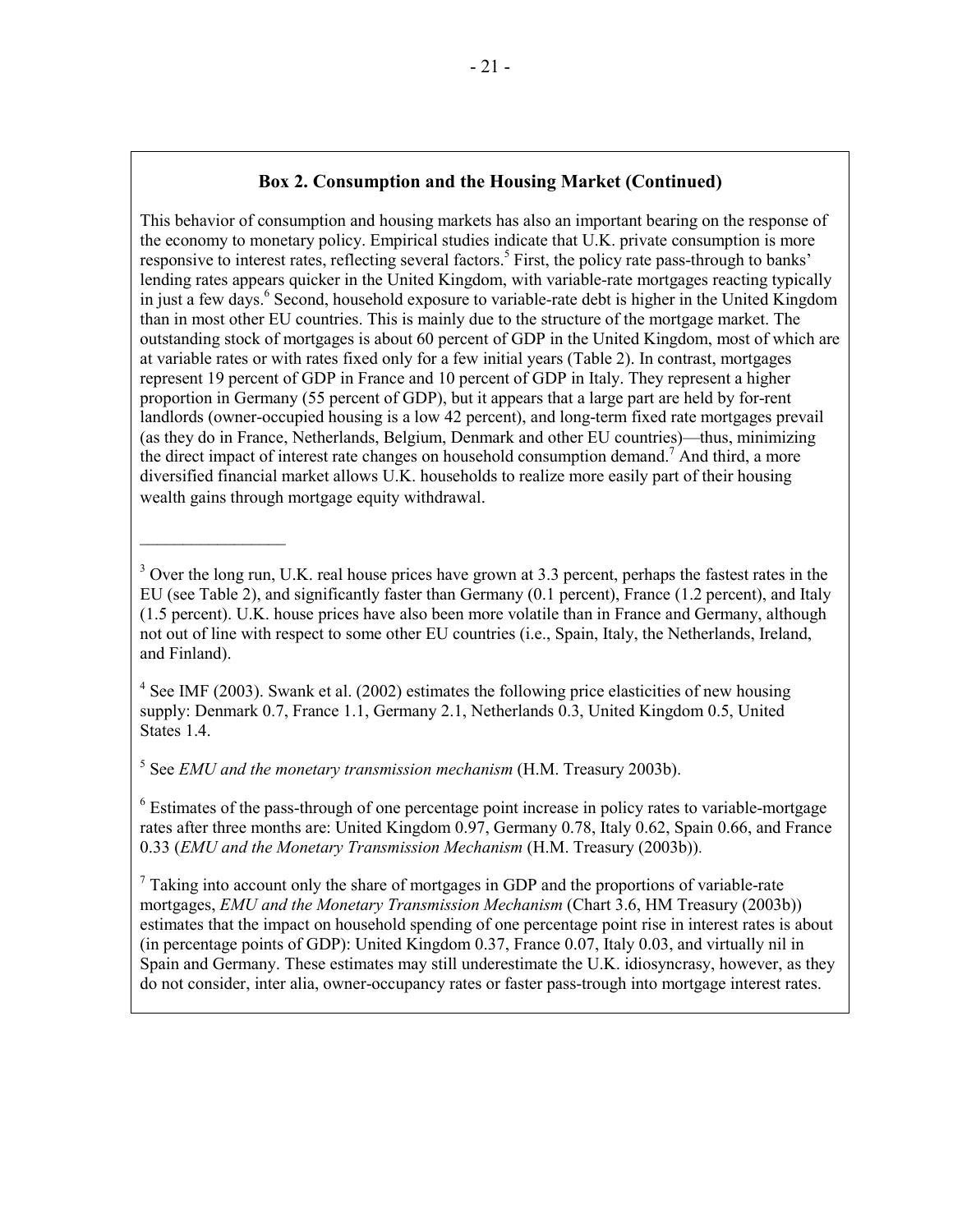### Box 2. Consumption and the Housing Market (Continued)

This behavior of consumption and housing markets has also an important bearing on the response of the economy to monetary policy. Empirical studies indicate that U.K. private consumption is more responsive to interest rates, reflecting several factors.[5] First, the policy rate pass-through to banks' lending rates appears quicker in the United Kingdom, with variable-rate mortgages reacting typically in just a few days.[6] Second, household exposure to variable-rate debt is higher in the United Kingdom than in most other EU countries. This is mainly due to the structure of the mortgage market. The outstanding stock of mortgages is about 60 percent of GDP in the United Kingdom, most of which are at variable rates or with rates fixed only for a few initial years (Table 2). In contrast, mortgages represent 19 percent of GDP in France and 10 percent of GDP in Italy. They represent a higher proportion in Germany (55 percent of GDP), but it appears that a large part are held by for-rent landlords (owner-occupied housing is a low 42 percent), and long-term fixed rate mortgages prevail (as they do in France, Netherlands, Belgium, Denmark and other EU countries)—thus, minimizing the direct impact of interest rate changes on household consumption demand.[7] And third, a more diversified financial market allows U.K. households to realize more easily part of their housing wealth gains through mortgage equity withdrawal.

---

[3] Over the long run, U.K. real house prices have grown at 3.3 percent, perhaps the fastest rates in the EU (see Table 2), and significantly faster than Germany (0.1 percent), France (1.2 percent), and Italy (1.5 percent). U.K. house prices have also been more volatile than in France and Germany, although not out of line with respect to some other EU countries (i.e., Spain, Italy, the Netherlands, Ireland, and Finland).

[4] See IMF (2003). Swank et al. (2002) estimates the following price elasticities of new housing supply: Denmark 0.7, France 1.1, Germany 2.1, Netherlands 0.3, United Kingdom 0.5, United States 1.4.

[5] See *EMU and the monetary transmission mechanism* (H.M. Treasury 2003b).

[6] Estimates of the pass-through of one percentage point increase in policy rates to variable-mortgage rates after three months are: United Kingdom 0.97, Germany 0.78, Italy 0.62, Spain 0.66, and France 0.33 (*EMU and the Monetary Transmission Mechanism* (H.M. Treasury (2003b)).

[7] Taking into account only the share of mortgages in GDP and the proportions of variable-rate mortgages, *EMU and the Monetary Transmission Mechanism* (Chart 3.6, HM Treasury (2003b)) estimates that the impact on household spending of one percentage point rise in interest rates is about (in percentage points of GDP): United Kingdom 0.37, France 0.07, Italy 0.03, and virtually nil in Spain and Germany. These estimates may still underestimate the U.K. idiosyncrasy, however, as they do not consider, inter alia, owner-occupancy rates or faster pass-trough into mortgage interest rates.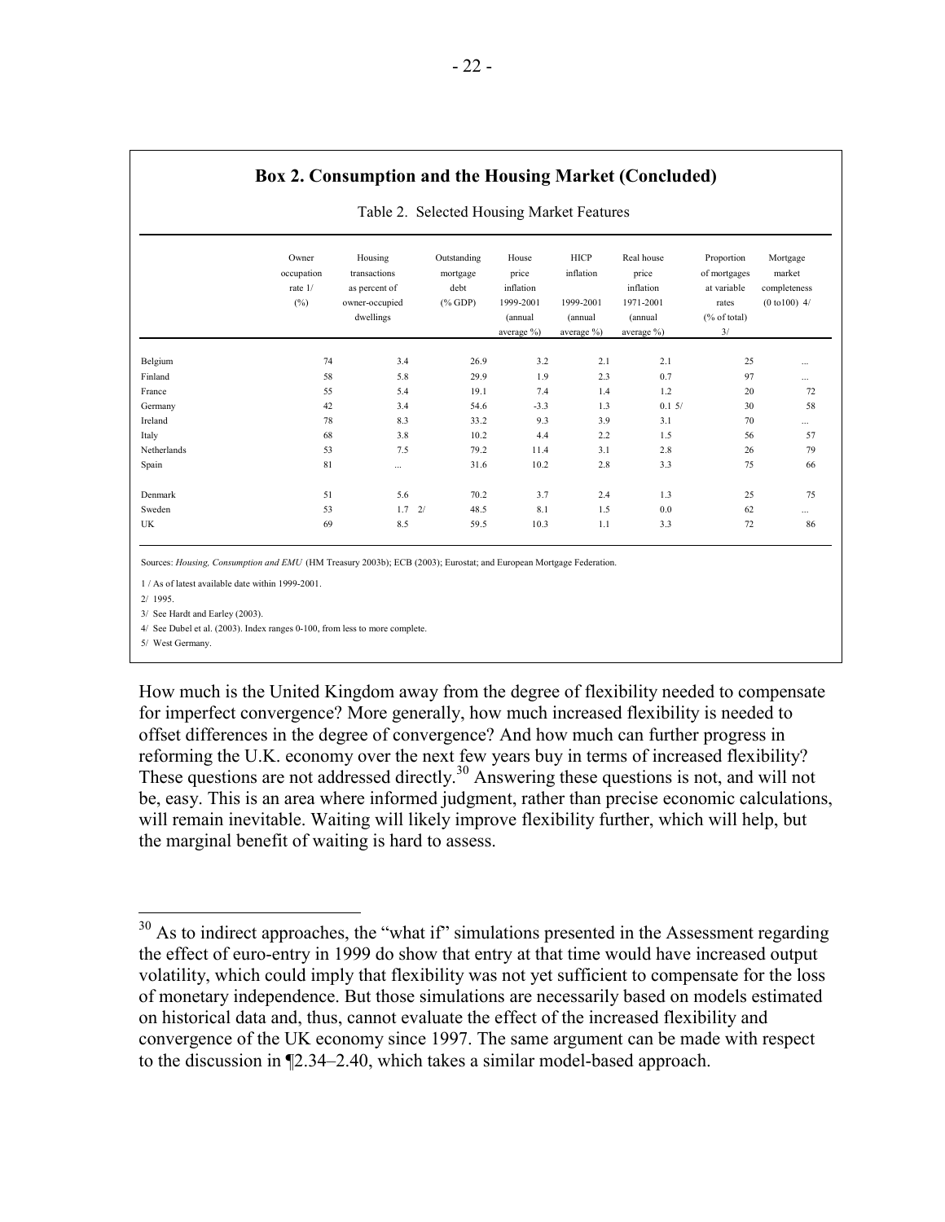## Box 2. Consumption and the Housing Market (Concluded)

Table 2. Selected Housing Market Features

| | Owner occupation rate 1/ (%) | Housing transactions as percent of owner-occupied dwellings | Outstanding mortgage debt (% GDP) | House price inflation 1999-2001 (annual average %) | HICP inflation 1999-2001 (annual average %) | Real house price inflation 1971-2001 (annual average %) | Proportion of mortgages at variable rates (% of total) 3/ | Mortgage market completeness (0 to100) 4/ |
|---|---|---|---|---|---|---|---|---|
| Belgium | 74 | 3.4 | 26.9 | 3.2 | 2.1 | 2.1 | 25 | ... |
| Finland | 58 | 5.8 | 29.9 | 1.9 | 2.3 | 0.7 | 97 | ... |
| France | 55 | 5.4 | 19.1 | 7.4 | 1.4 | 1.2 | 20 | 72 |
| Germany | 42 | 3.4 | 54.6 | -3.3 | 1.3 | 0.1 5/ | 30 | 58 |
| Ireland | 78 | 8.3 | 33.2 | 9.3 | 3.9 | 3.1 | 70 | ... |
| Italy | 68 | 3.8 | 10.2 | 4.4 | 2.2 | 1.5 | 56 | 57 |
| Netherlands | 53 | 7.5 | 79.2 | 11.4 | 3.1 | 2.8 | 26 | 79 |
| Spain | 81 | ... | 31.6 | 10.2 | 2.8 | 3.3 | 75 | 66 |
| Denmark | 51 | 5.6 | 70.2 | 3.7 | 2.4 | 1.3 | 25 | 75 |
| Sweden | 53 | 1.7 2/ | 48.5 | 8.1 | 1.5 | 0.0 | 62 | ... |
| UK | 69 | 8.5 | 59.5 | 10.3 | 1.1 | 3.3 | 72 | 86 |

Sources: *Housing, Consumption and EMU* (HM Treasury 2003b); ECB (2003); Eurostat; and European Mortgage Federation.

1 / As of latest available date within 1999-2001.

2/ 1995.

3/ See Hardt and Earley (2003).

4/ See Dubel et al. (2003). Index ranges 0-100, from less to more complete.

5/ West Germany.

How much is the United Kingdom away from the degree of flexibility needed to compensate for imperfect convergence? More generally, how much increased flexibility is needed to offset differences in the degree of convergence? And how much can further progress in reforming the U.K. economy over the next few years buy in terms of increased flexibility? These questions are not addressed directly.[30] Answering these questions is not, and will not be, easy. This is an area where informed judgment, rather than precise economic calculations, will remain inevitable. Waiting will likely improve flexibility further, which will help, but the marginal benefit of waiting is hard to assess.

[30] As to indirect approaches, the "what if" simulations presented in the Assessment regarding the effect of euro-entry in 1999 do show that entry at that time would have increased output volatility, which could imply that flexibility was not yet sufficient to compensate for the loss of monetary independence. But those simulations are necessarily based on models estimated on historical data and, thus, cannot evaluate the effect of the increased flexibility and convergence of the UK economy since 1997. The same argument can be made with respect to the discussion in ¶2.34–2.40, which takes a similar model-based approach.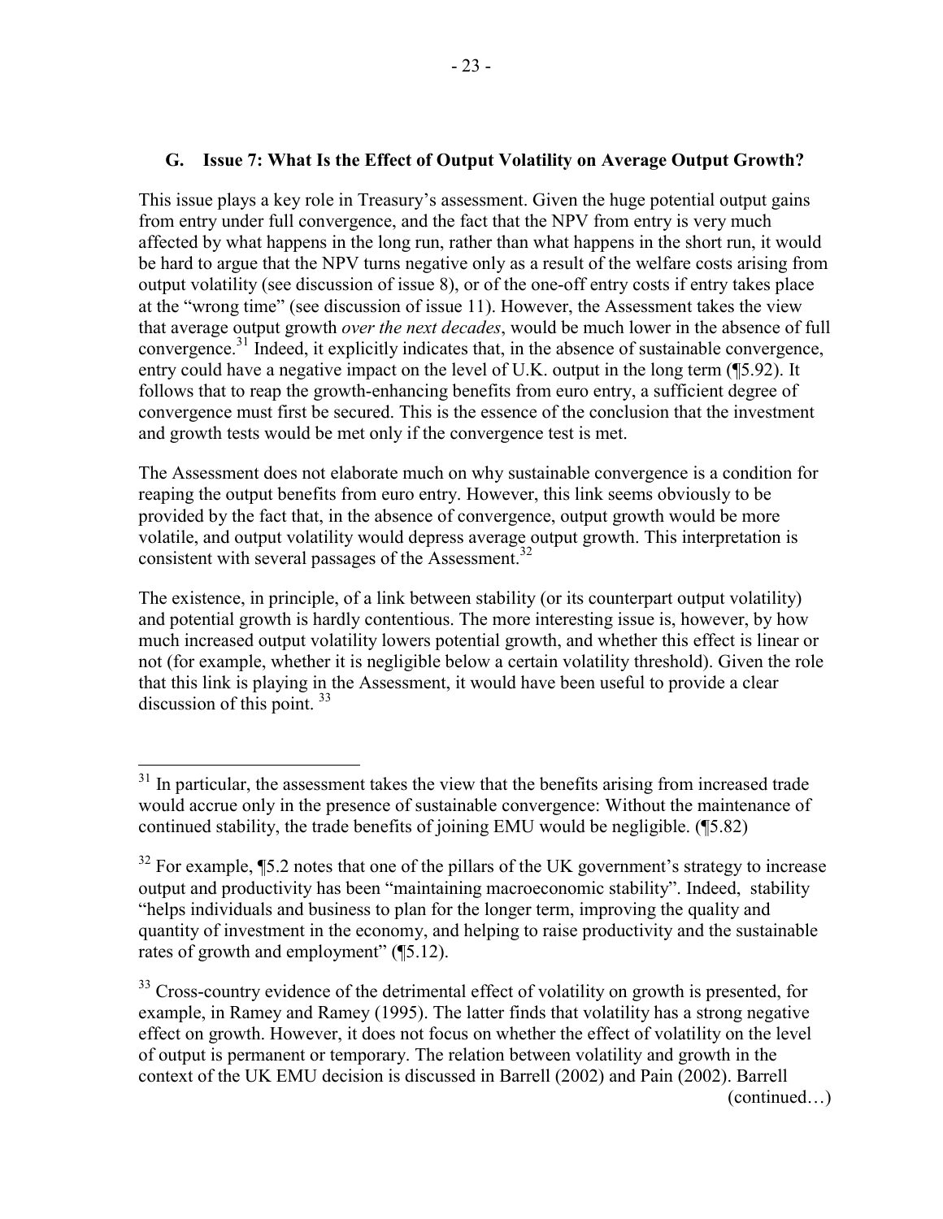### G. Issue 7: What Is the Effect of Output Volatility on Average Output Growth?

This issue plays a key role in Treasury's assessment. Given the huge potential output gains from entry under full convergence, and the fact that the NPV from entry is very much affected by what happens in the long run, rather than what happens in the short run, it would be hard to argue that the NPV turns negative only as a result of the welfare costs arising from output volatility (see discussion of issue 8), or of the one-off entry costs if entry takes place at the "wrong time" (see discussion of issue 11). However, the Assessment takes the view that average output growth *over the next decades*, would be much lower in the absence of full convergence.[31] Indeed, it explicitly indicates that, in the absence of sustainable convergence, entry could have a negative impact on the level of U.K. output in the long term (¶5.92). It follows that to reap the growth-enhancing benefits from euro entry, a sufficient degree of convergence must first be secured. This is the essence of the conclusion that the investment and growth tests would be met only if the convergence test is met.

The Assessment does not elaborate much on why sustainable convergence is a condition for reaping the output benefits from euro entry. However, this link seems obviously to be provided by the fact that, in the absence of convergence, output growth would be more volatile, and output volatility would depress average output growth. This interpretation is consistent with several passages of the Assessment.[32]

The existence, in principle, of a link between stability (or its counterpart output volatility) and potential growth is hardly contentious. The more interesting issue is, however, by how much increased output volatility lowers potential growth, and whether this effect is linear or not (for example, whether it is negligible below a certain volatility threshold). Given the role that this link is playing in the Assessment, it would have been useful to provide a clear discussion of this point.[33]

---

[31] In particular, the assessment takes the view that the benefits arising from increased trade would accrue only in the presence of sustainable convergence: Without the maintenance of continued stability, the trade benefits of joining EMU would be negligible. (¶5.82)

[32] For example, ¶5.2 notes that one of the pillars of the UK government's strategy to increase output and productivity has been "maintaining macroeconomic stability". Indeed, stability "helps individuals and business to plan for the longer term, improving the quality and quantity of investment in the economy, and helping to raise productivity and the sustainable rates of growth and employment" (¶5.12).

[33] Cross-country evidence of the detrimental effect of volatility on growth is presented, for example, in Ramey and Ramey (1995). The latter finds that volatility has a strong negative effect on growth. However, it does not focus on whether the effect of volatility on the level of output is permanent or temporary. The relation between volatility and growth in the context of the UK EMU decision is discussed in Barrell (2002) and Pain (2002). Barrell (continued…)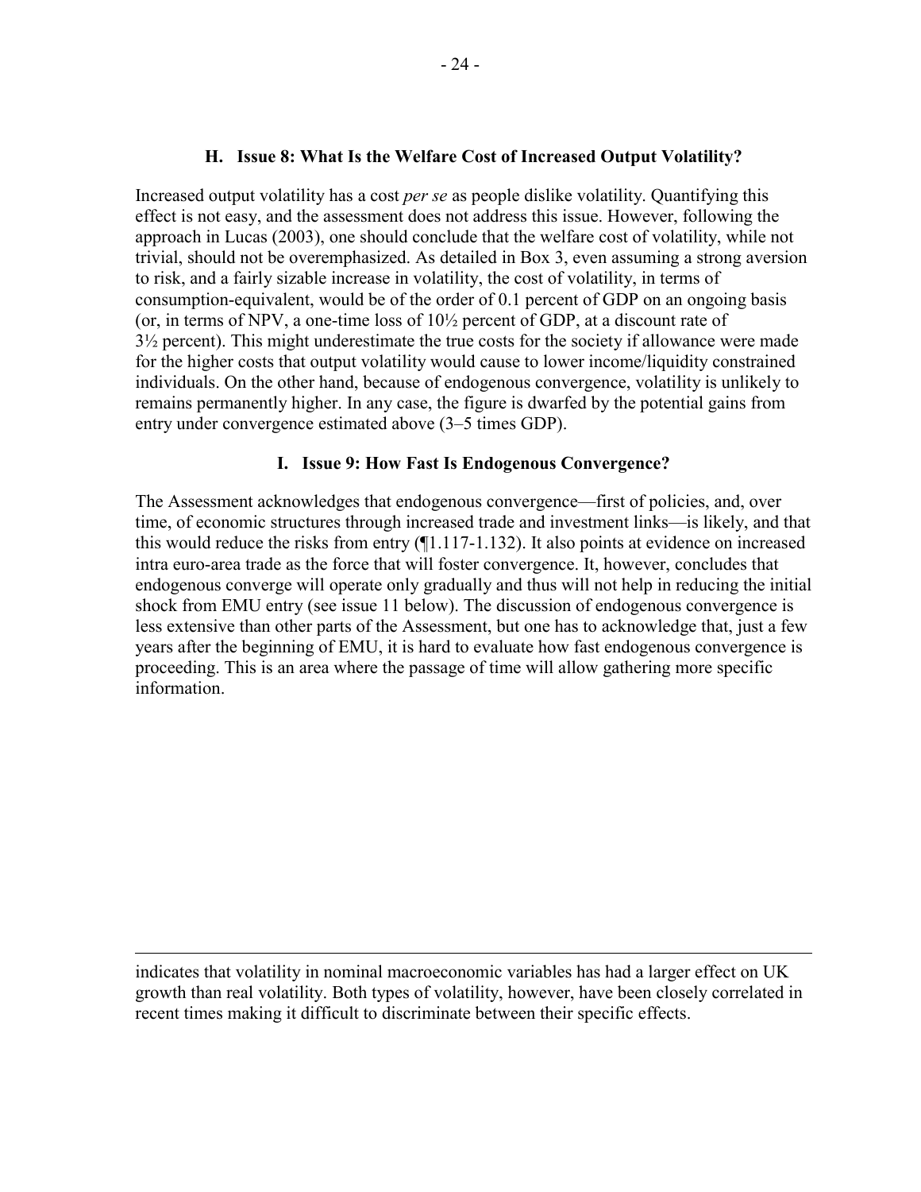### H. Issue 8: What Is the Welfare Cost of Increased Output Volatility?

Increased output volatility has a cost *per se* as people dislike volatility. Quantifying this effect is not easy, and the assessment does not address this issue. However, following the approach in Lucas (2003), one should conclude that the welfare cost of volatility, while not trivial, should not be overemphasized. As detailed in Box 3, even assuming a strong aversion to risk, and a fairly sizable increase in volatility, the cost of volatility, in terms of consumption-equivalent, would be of the order of 0.1 percent of GDP on an ongoing basis (or, in terms of NPV, a one-time loss of 10½ percent of GDP, at a discount rate of 3½ percent). This might underestimate the true costs for the society if allowance were made for the higher costs that output volatility would cause to lower income/liquidity constrained individuals. On the other hand, because of endogenous convergence, volatility is unlikely to remains permanently higher. In any case, the figure is dwarfed by the potential gains from entry under convergence estimated above (3–5 times GDP).

### I. Issue 9: How Fast Is Endogenous Convergence?

The Assessment acknowledges that endogenous convergence—first of policies, and, over time, of economic structures through increased trade and investment links—is likely, and that this would reduce the risks from entry (¶1.117-1.132). It also points at evidence on increased intra euro-area trade as the force that will foster convergence. It, however, concludes that endogenous converge will operate only gradually and thus will not help in reducing the initial shock from EMU entry (see issue 11 below). The discussion of endogenous convergence is less extensive than other parts of the Assessment, but one has to acknowledge that, just a few years after the beginning of EMU, it is hard to evaluate how fast endogenous convergence is proceeding. This is an area where the passage of time will allow gathering more specific information.

---

indicates that volatility in nominal macroeconomic variables has had a larger effect on UK growth than real volatility. Both types of volatility, however, have been closely correlated in recent times making it difficult to discriminate between their specific effects.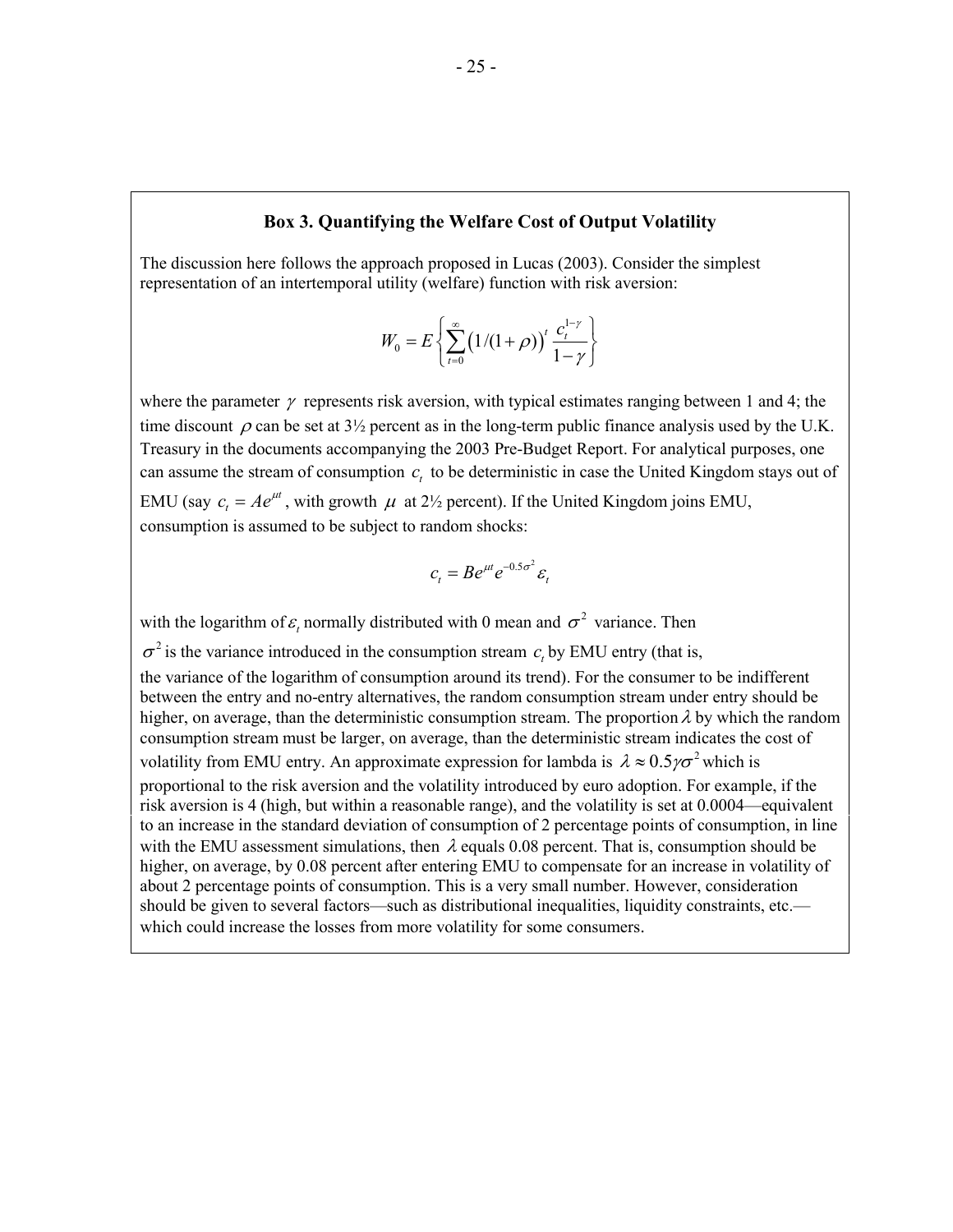### Box 3. Quantifying the Welfare Cost of Output Volatility

The discussion here follows the approach proposed in Lucas (2003). Consider the simplest representation of an intertemporal utility (welfare) function with risk aversion:

$$W_0 = E\left\{\sum_{t=0}^{\infty}\left(1/(1+\rho)\right)^t \frac{c_t^{1-\gamma}}{1-\gamma}\right\}$$

where the parameter $\gamma$ represents risk aversion, with typical estimates ranging between 1 and 4; the time discount $\rho$ can be set at 3½ percent as in the long-term public finance analysis used by the U.K. Treasury in the documents accompanying the 2003 Pre-Budget Report. For analytical purposes, one can assume the stream of consumption $c_t$ to be deterministic in case the United Kingdom stays out of EMU (say $c_t = Ae^{\mu t}$, with growth $\mu$ at 2½ percent). If the United Kingdom joins EMU, consumption is assumed to be subject to random shocks:

$$c_t = Be^{\mu t}e^{-0.5\sigma^2}\varepsilon_t$$

with the logarithm of $\varepsilon_t$ normally distributed with 0 mean and $\sigma^2$ variance. Then $\sigma^2$ is the variance introduced in the consumption stream $c_t$ by EMU entry (that is, the variance of the logarithm of consumption around its trend). For the consumer to be indifferent between the entry and no-entry alternatives, the random consumption stream under entry should be higher, on average, than the deterministic consumption stream. The proportion $\lambda$ by which the random consumption stream must be larger, on average, than the deterministic stream indicates the cost of volatility from EMU entry. An approximate expression for lambda is $\lambda \approx 0.5\gamma\sigma^2$ which is proportional to the risk aversion and the volatility introduced by euro adoption. For example, if the risk aversion is 4 (high, but within a reasonable range), and the volatility is set at 0.0004—equivalent to an increase in the standard deviation of consumption of 2 percentage points of consumption, in line with the EMU assessment simulations, then $\lambda$ equals 0.08 percent. That is, consumption should be higher, on average, by 0.08 percent after entering EMU to compensate for an increase in volatility of about 2 percentage points of consumption. This is a very small number. However, consideration should be given to several factors—such as distributional inequalities, liquidity constraints, etc.—which could increase the losses from more volatility for some consumers.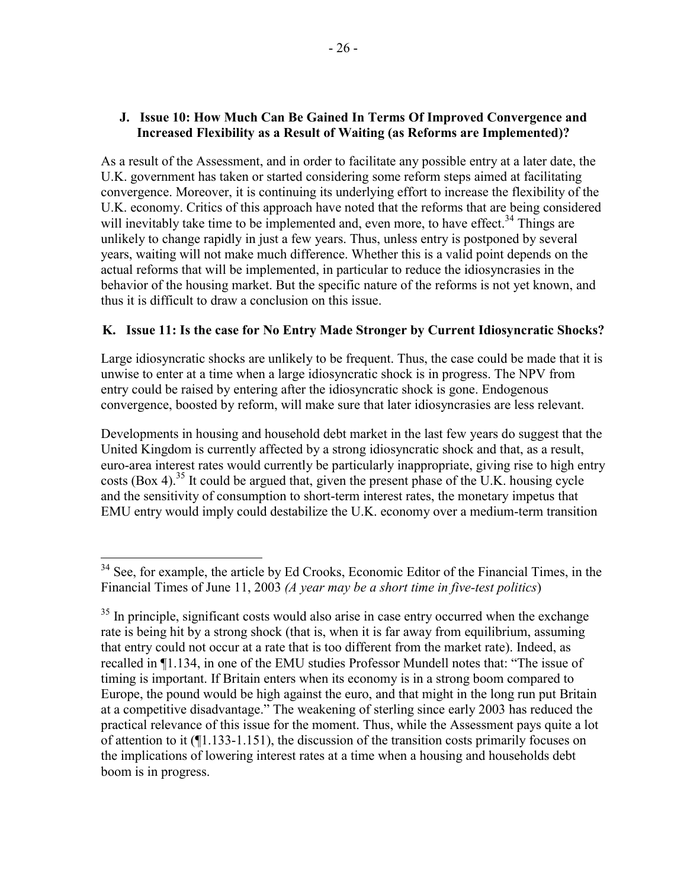### J. Issue 10: How Much Can Be Gained In Terms Of Improved Convergence and Increased Flexibility as a Result of Waiting (as Reforms are Implemented)?

As a result of the Assessment, and in order to facilitate any possible entry at a later date, the U.K. government has taken or started considering some reform steps aimed at facilitating convergence. Moreover, it is continuing its underlying effort to increase the flexibility of the U.K. economy. Critics of this approach have noted that the reforms that are being considered will inevitably take time to be implemented and, even more, to have effect.[34] Things are unlikely to change rapidly in just a few years. Thus, unless entry is postponed by several years, waiting will not make much difference. Whether this is a valid point depends on the actual reforms that will be implemented, in particular to reduce the idiosyncrasies in the behavior of the housing market. But the specific nature of the reforms is not yet known, and thus it is difficult to draw a conclusion on this issue.

### K. Issue 11: Is the case for No Entry Made Stronger by Current Idiosyncratic Shocks?

Large idiosyncratic shocks are unlikely to be frequent. Thus, the case could be made that it is unwise to enter at a time when a large idiosyncratic shock is in progress. The NPV from entry could be raised by entering after the idiosyncratic shock is gone. Endogenous convergence, boosted by reform, will make sure that later idiosyncrasies are less relevant.

Developments in housing and household debt market in the last few years do suggest that the United Kingdom is currently affected by a strong idiosyncratic shock and that, as a result, euro-area interest rates would currently be particularly inappropriate, giving rise to high entry costs (Box 4).[35] It could be argued that, given the present phase of the U.K. housing cycle and the sensitivity of consumption to short-term interest rates, the monetary impetus that EMU entry would imply could destabilize the U.K. economy over a medium-term transition

---

[34] See, for example, the article by Ed Crooks, Economic Editor of the Financial Times, in the Financial Times of June 11, 2003 *(A year may be a short time in five-test politics*)

[35] In principle, significant costs would also arise in case entry occurred when the exchange rate is being hit by a strong shock (that is, when it is far away from equilibrium, assuming that entry could not occur at a rate that is too different from the market rate). Indeed, as recalled in ¶1.134, in one of the EMU studies Professor Mundell notes that: "The issue of timing is important. If Britain enters when its economy is in a strong boom compared to Europe, the pound would be high against the euro, and that might in the long run put Britain at a competitive disadvantage." The weakening of sterling since early 2003 has reduced the practical relevance of this issue for the moment. Thus, while the Assessment pays quite a lot of attention to it (¶1.133-1.151), the discussion of the transition costs primarily focuses on the implications of lowering interest rates at a time when a housing and households debt boom is in progress.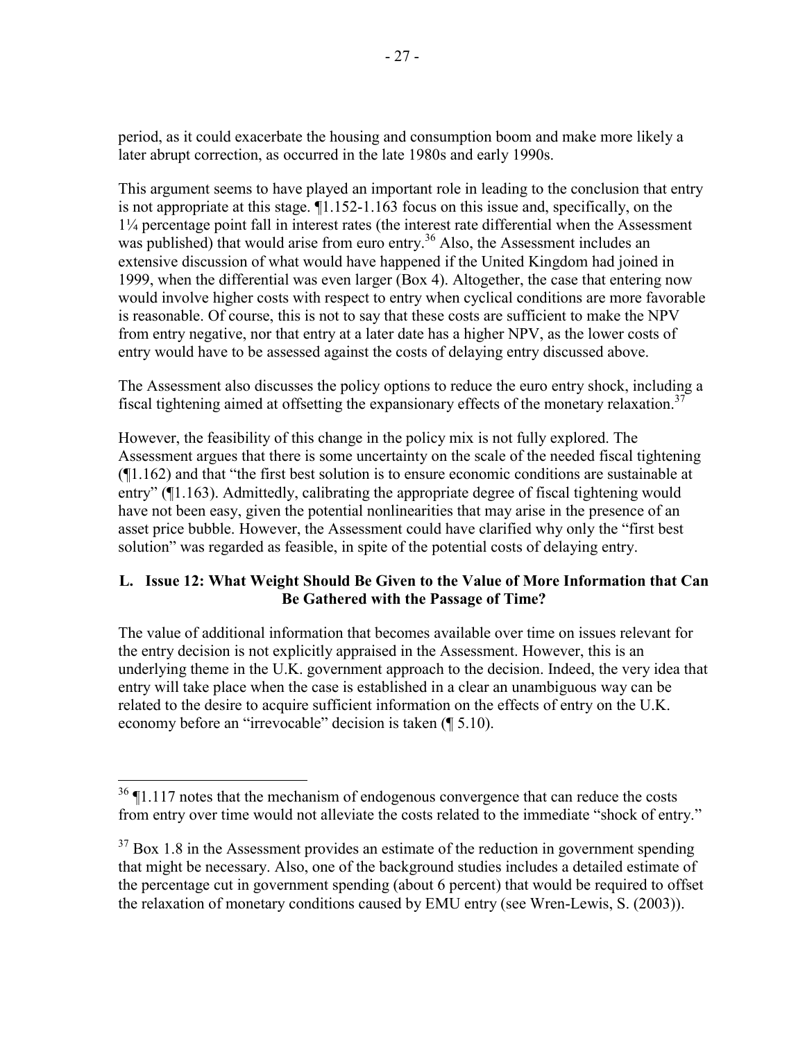period, as it could exacerbate the housing and consumption boom and make more likely a later abrupt correction, as occurred in the late 1980s and early 1990s.

This argument seems to have played an important role in leading to the conclusion that entry is not appropriate at this stage. ¶1.152-1.163 focus on this issue and, specifically, on the 1¼ percentage point fall in interest rates (the interest rate differential when the Assessment was published) that would arise from euro entry.[36] Also, the Assessment includes an extensive discussion of what would have happened if the United Kingdom had joined in 1999, when the differential was even larger (Box 4). Altogether, the case that entering now would involve higher costs with respect to entry when cyclical conditions are more favorable is reasonable. Of course, this is not to say that these costs are sufficient to make the NPV from entry negative, nor that entry at a later date has a higher NPV, as the lower costs of entry would have to be assessed against the costs of delaying entry discussed above.

The Assessment also discusses the policy options to reduce the euro entry shock, including a fiscal tightening aimed at offsetting the expansionary effects of the monetary relaxation.[37]

However, the feasibility of this change in the policy mix is not fully explored. The Assessment argues that there is some uncertainty on the scale of the needed fiscal tightening (¶1.162) and that "the first best solution is to ensure economic conditions are sustainable at entry" (¶1.163). Admittedly, calibrating the appropriate degree of fiscal tightening would have not been easy, given the potential nonlinearities that may arise in the presence of an asset price bubble. However, the Assessment could have clarified why only the "first best solution" was regarded as feasible, in spite of the potential costs of delaying entry.

## L. Issue 12: What Weight Should Be Given to the Value of More Information that Can Be Gathered with the Passage of Time?

The value of additional information that becomes available over time on issues relevant for the entry decision is not explicitly appraised in the Assessment. However, this is an underlying theme in the U.K. government approach to the decision. Indeed, the very idea that entry will take place when the case is established in a clear an unambiguous way can be related to the desire to acquire sufficient information on the effects of entry on the U.K. economy before an "irrevocable" decision is taken (¶ 5.10).

---

[36] ¶1.117 notes that the mechanism of endogenous convergence that can reduce the costs from entry over time would not alleviate the costs related to the immediate "shock of entry."

[37] Box 1.8 in the Assessment provides an estimate of the reduction in government spending that might be necessary. Also, one of the background studies includes a detailed estimate of the percentage cut in government spending (about 6 percent) that would be required to offset the relaxation of monetary conditions caused by EMU entry (see Wren-Lewis, S. (2003)).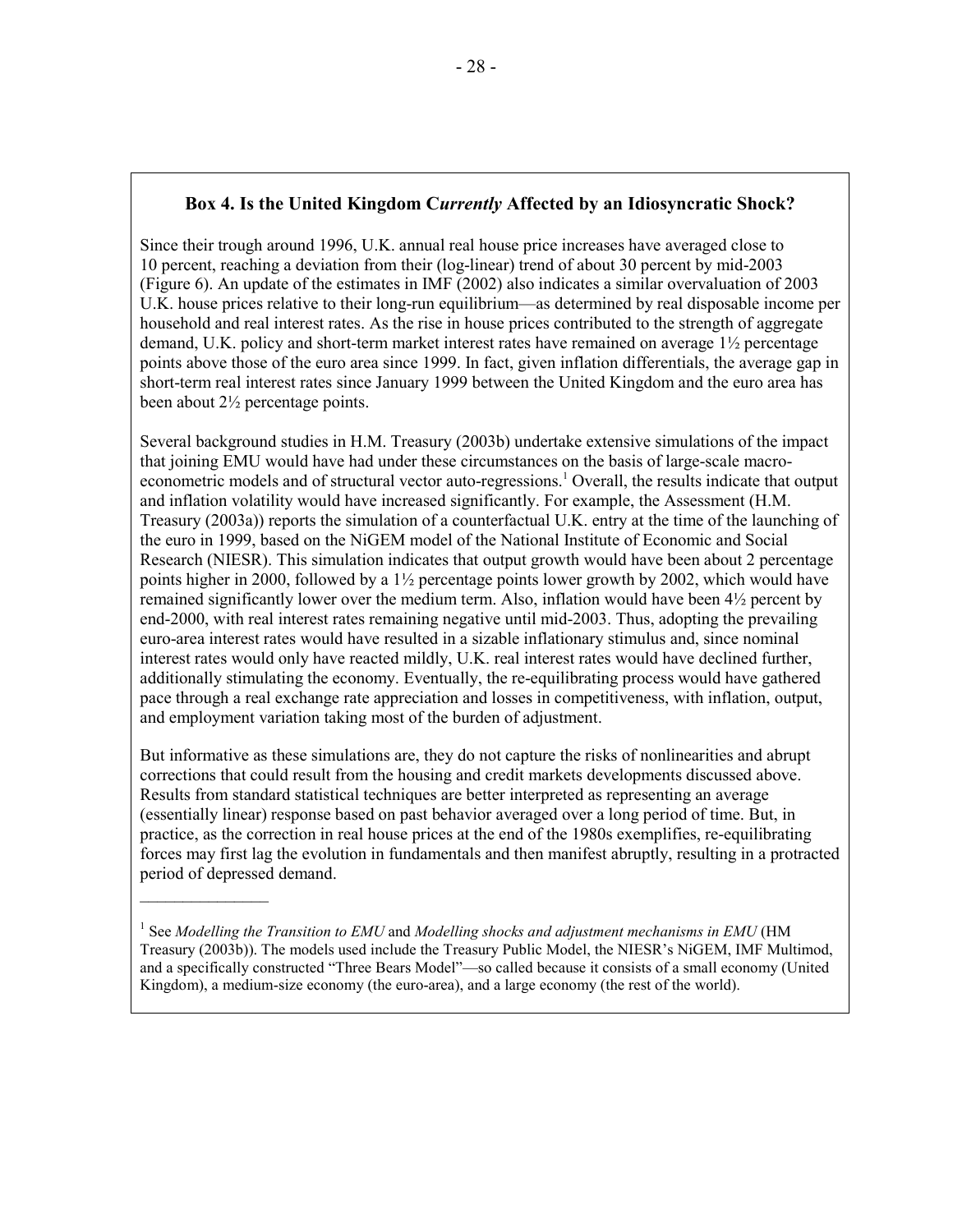### Box 4. Is the United Kingdom *Currently* Affected by an Idiosyncratic Shock?

Since their trough around 1996, U.K. annual real house price increases have averaged close to 10 percent, reaching a deviation from their (log-linear) trend of about 30 percent by mid-2003 (Figure 6). An update of the estimates in IMF (2002) also indicates a similar overvaluation of 2003 U.K. house prices relative to their long-run equilibrium—as determined by real disposable income per household and real interest rates. As the rise in house prices contributed to the strength of aggregate demand, U.K. policy and short-term market interest rates have remained on average 1½ percentage points above those of the euro area since 1999. In fact, given inflation differentials, the average gap in short-term real interest rates since January 1999 between the United Kingdom and the euro area has been about 2½ percentage points.

Several background studies in H.M. Treasury (2003b) undertake extensive simulations of the impact that joining EMU would have had under these circumstances on the basis of large-scale macro-econometric models and of structural vector auto-regressions.[1] Overall, the results indicate that output and inflation volatility would have increased significantly. For example, the Assessment (H.M. Treasury (2003a)) reports the simulation of a counterfactual U.K. entry at the time of the launching of the euro in 1999, based on the NiGEM model of the National Institute of Economic and Social Research (NIESR). This simulation indicates that output growth would have been about 2 percentage points higher in 2000, followed by a 1½ percentage points lower growth by 2002, which would have remained significantly lower over the medium term. Also, inflation would have been 4½ percent by end-2000, with real interest rates remaining negative until mid-2003. Thus, adopting the prevailing euro-area interest rates would have resulted in a sizable inflationary stimulus and, since nominal interest rates would only have reacted mildly, U.K. real interest rates would have declined further, additionally stimulating the economy. Eventually, the re-equilibrating process would have gathered pace through a real exchange rate appreciation and losses in competitiveness, with inflation, output, and employment variation taking most of the burden of adjustment.

But informative as these simulations are, they do not capture the risks of nonlinearities and abrupt corrections that could result from the housing and credit markets developments discussed above. Results from standard statistical techniques are better interpreted as representing an average (essentially linear) response based on past behavior averaged over a long period of time. But, in practice, as the correction in real house prices at the end of the 1980s exemplifies, re-equilibrating forces may first lag the evolution in fundamentals and then manifest abruptly, resulting in a protracted period of depressed demand.

---

[1] See *Modelling the Transition to EMU* and *Modelling shocks and adjustment mechanisms in EMU* (HM Treasury (2003b)). The models used include the Treasury Public Model, the NIESR's NiGEM, IMF Multimod, and a specifically constructed "Three Bears Model"—so called because it consists of a small economy (United Kingdom), a medium-size economy (the euro-area), and a large economy (the rest of the world).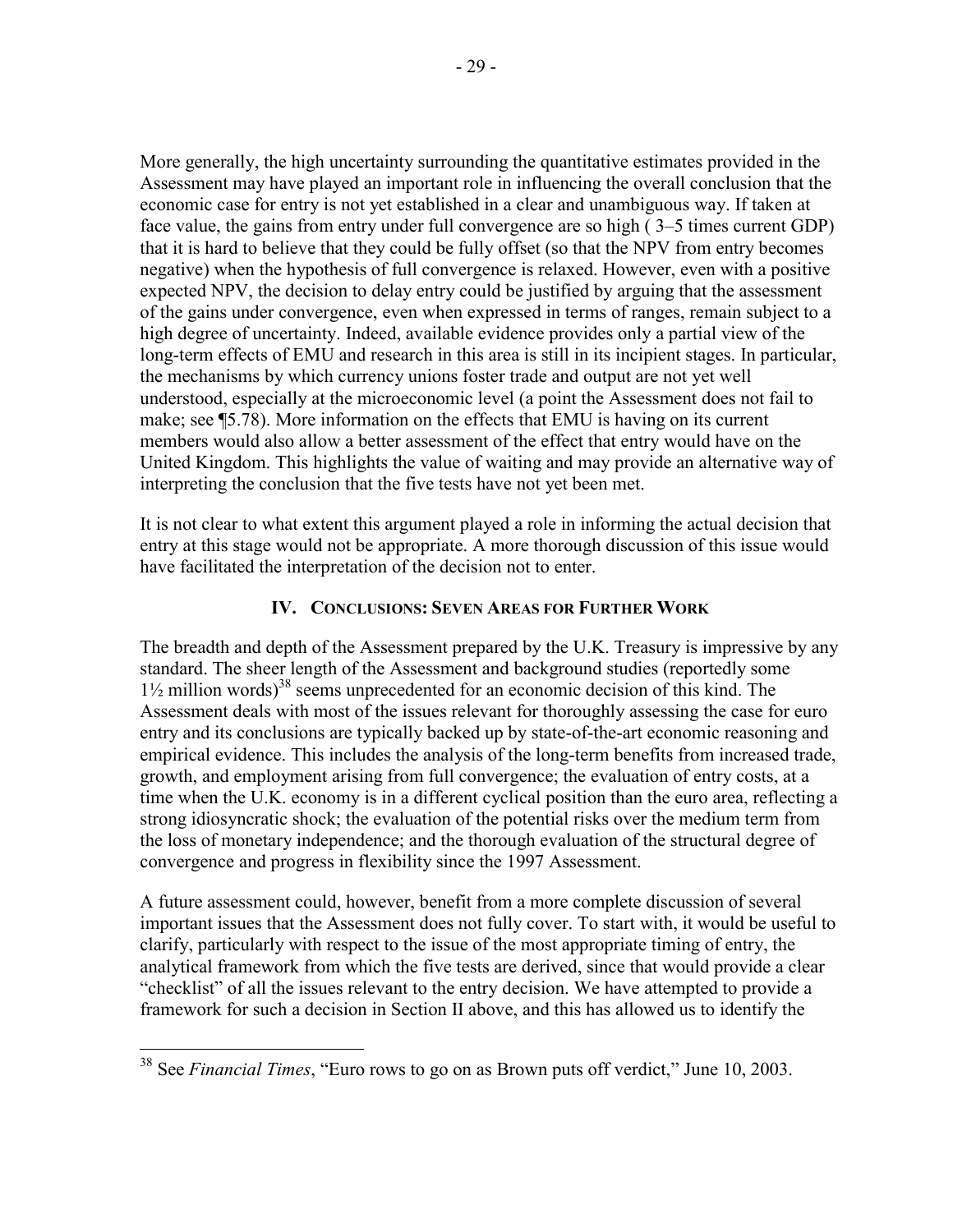More generally, the high uncertainty surrounding the quantitative estimates provided in the Assessment may have played an important role in influencing the overall conclusion that the economic case for entry is not yet established in a clear and unambiguous way. If taken at face value, the gains from entry under full convergence are so high ( 3–5 times current GDP) that it is hard to believe that they could be fully offset (so that the NPV from entry becomes negative) when the hypothesis of full convergence is relaxed. However, even with a positive expected NPV, the decision to delay entry could be justified by arguing that the assessment of the gains under convergence, even when expressed in terms of ranges, remain subject to a high degree of uncertainty. Indeed, available evidence provides only a partial view of the long-term effects of EMU and research in this area is still in its incipient stages. In particular, the mechanisms by which currency unions foster trade and output are not yet well understood, especially at the microeconomic level (a point the Assessment does not fail to make; see ¶5.78). More information on the effects that EMU is having on its current members would also allow a better assessment of the effect that entry would have on the United Kingdom. This highlights the value of waiting and may provide an alternative way of interpreting the conclusion that the five tests have not yet been met.

It is not clear to what extent this argument played a role in informing the actual decision that entry at this stage would not be appropriate. A more thorough discussion of this issue would have facilitated the interpretation of the decision not to enter.

## IV. Conclusions: Seven Areas for Further Work

The breadth and depth of the Assessment prepared by the U.K. Treasury is impressive by any standard. The sheer length of the Assessment and background studies (reportedly some 1½ million words)[38] seems unprecedented for an economic decision of this kind. The Assessment deals with most of the issues relevant for thoroughly assessing the case for euro entry and its conclusions are typically backed up by state-of-the-art economic reasoning and empirical evidence. This includes the analysis of the long-term benefits from increased trade, growth, and employment arising from full convergence; the evaluation of entry costs, at a time when the U.K. economy is in a different cyclical position than the euro area, reflecting a strong idiosyncratic shock; the evaluation of the potential risks over the medium term from the loss of monetary independence; and the thorough evaluation of the structural degree of convergence and progress in flexibility since the 1997 Assessment.

A future assessment could, however, benefit from a more complete discussion of several important issues that the Assessment does not fully cover. To start with, it would be useful to clarify, particularly with respect to the issue of the most appropriate timing of entry, the analytical framework from which the five tests are derived, since that would provide a clear "checklist" of all the issues relevant to the entry decision. We have attempted to provide a framework for such a decision in Section II above, and this has allowed us to identify the

[38] See *Financial Times*, "Euro rows to go on as Brown puts off verdict," June 10, 2003.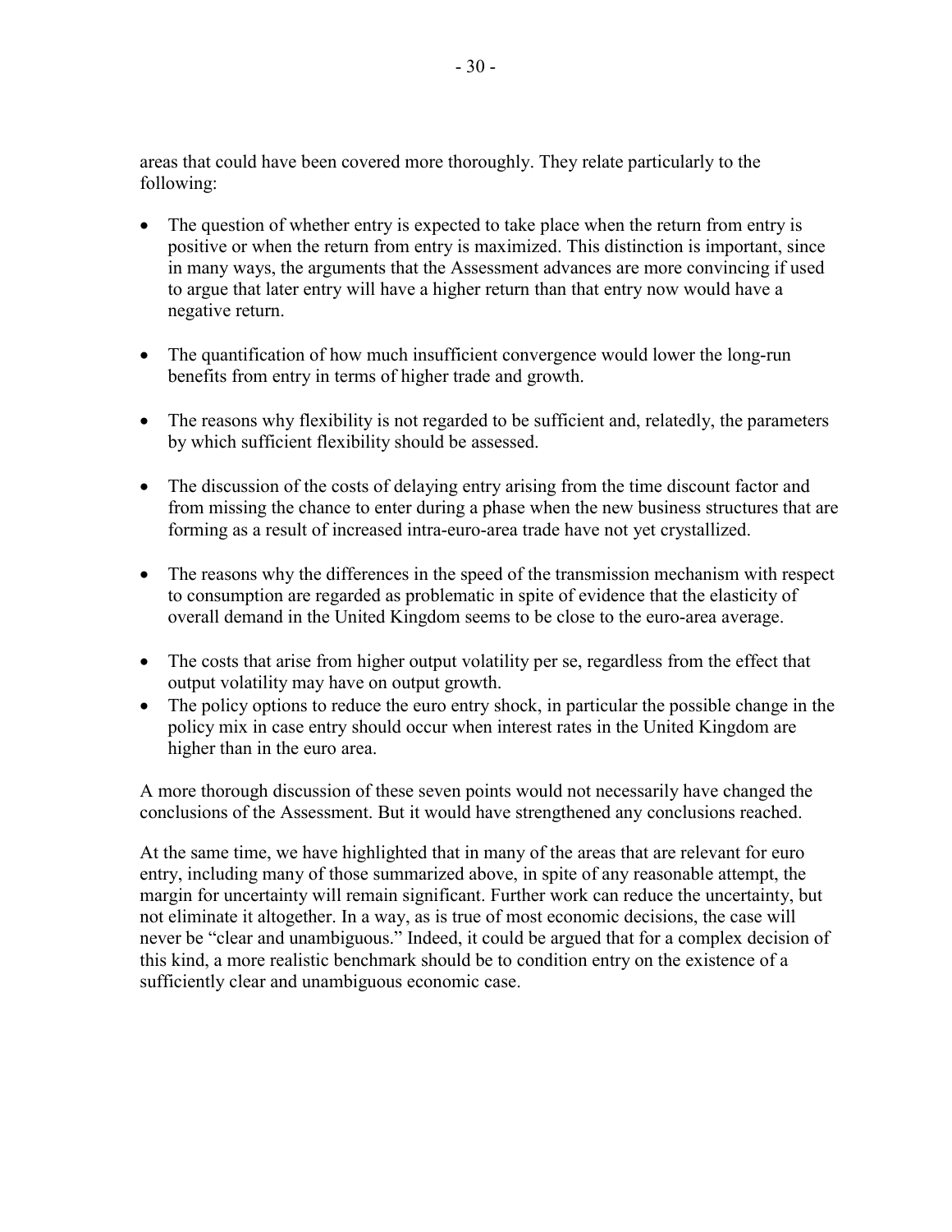areas that could have been covered more thoroughly. They relate particularly to the following:

- The question of whether entry is expected to take place when the return from entry is positive or when the return from entry is maximized. This distinction is important, since in many ways, the arguments that the Assessment advances are more convincing if used to argue that later entry will have a higher return than that entry now would have a negative return.

- The quantification of how much insufficient convergence would lower the long-run benefits from entry in terms of higher trade and growth.

- The reasons why flexibility is not regarded to be sufficient and, relatedly, the parameters by which sufficient flexibility should be assessed.

- The discussion of the costs of delaying entry arising from the time discount factor and from missing the chance to enter during a phase when the new business structures that are forming as a result of increased intra-euro-area trade have not yet crystallized.

- The reasons why the differences in the speed of the transmission mechanism with respect to consumption are regarded as problematic in spite of evidence that the elasticity of overall demand in the United Kingdom seems to be close to the euro-area average.

- The costs that arise from higher output volatility per se, regardless from the effect that output volatility may have on output growth.
- The policy options to reduce the euro entry shock, in particular the possible change in the policy mix in case entry should occur when interest rates in the United Kingdom are higher than in the euro area.

A more thorough discussion of these seven points would not necessarily have changed the conclusions of the Assessment. But it would have strengthened any conclusions reached.

At the same time, we have highlighted that in many of the areas that are relevant for euro entry, including many of those summarized above, in spite of any reasonable attempt, the margin for uncertainty will remain significant. Further work can reduce the uncertainty, but not eliminate it altogether. In a way, as is true of most economic decisions, the case will never be "clear and unambiguous." Indeed, it could be argued that for a complex decision of this kind, a more realistic benchmark should be to condition entry on the existence of a sufficiently clear and unambiguous economic case.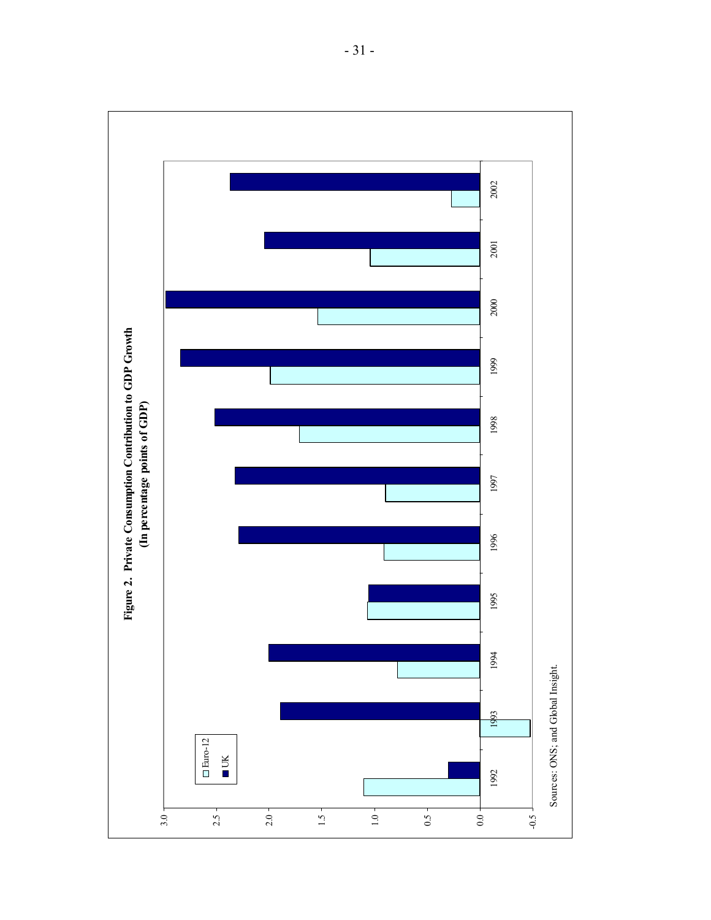**Figure 2. Private Consumption Contribution to GDP Growth**
**(In percentage points of GDP)**

Sources: ONS; and Global Insight.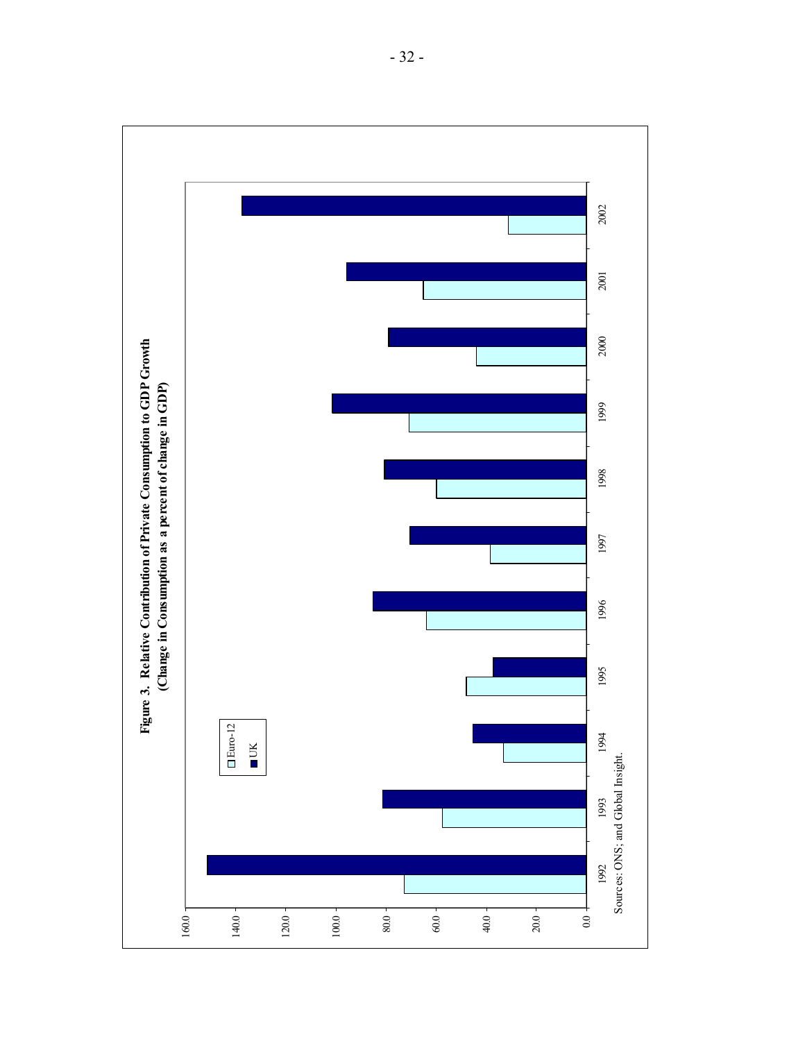**Figure 3. Relative Contribution of Private Consumption to GDP Growth**
**(Change in Consumption as a percent of change in GDP)**

Sources: ONS; and Global Insight.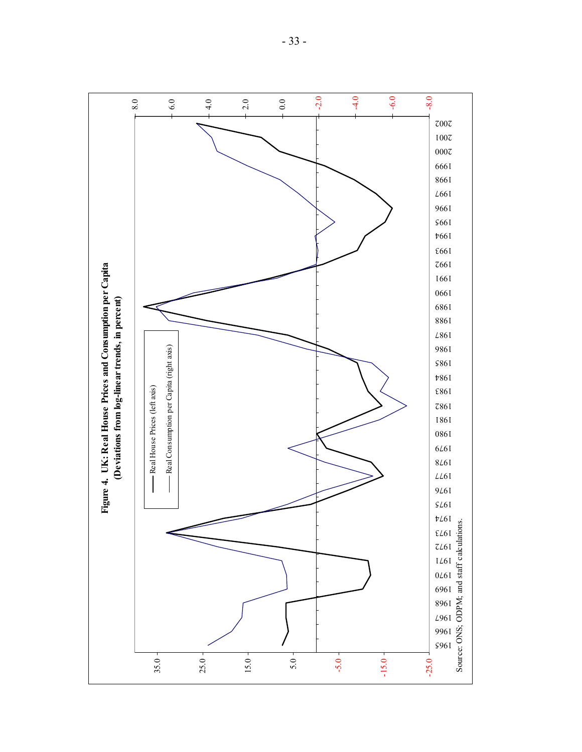**Figure 4. UK: Real House Prices and Consumption per Capita (Deviations from log-linear trends, in percent)**

Source: ONS; ODPM; and staff calculations.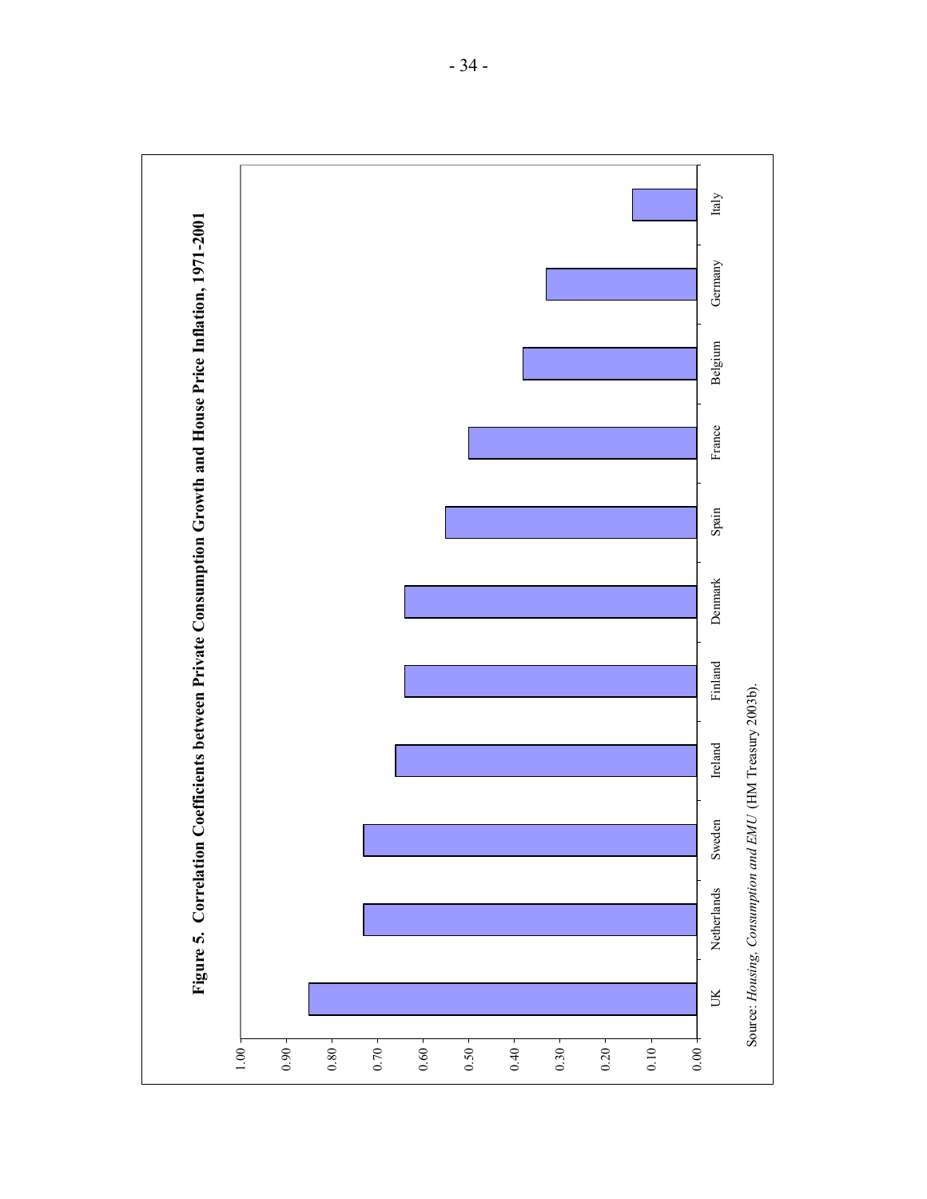**Figure 5. Correlation Coefficients between Private Consumption Growth and House Price Inflation, 1971-2001**

| Country | Correlation coefficient |
|---|---|
| UK | 0.85 |
| Netherlands | 0.73 |
| Sweden | 0.73 |
| Ireland | 0.66 |
| Finland | 0.64 |
| Denmark | 0.64 |
| Spain | 0.55 |
| France | 0.50 |
| Belgium | 0.38 |
| Germany | 0.33 |
| Italy | 0.14 |

Source: *Housing, Consumption and EMU* (HM Treasury 2003b).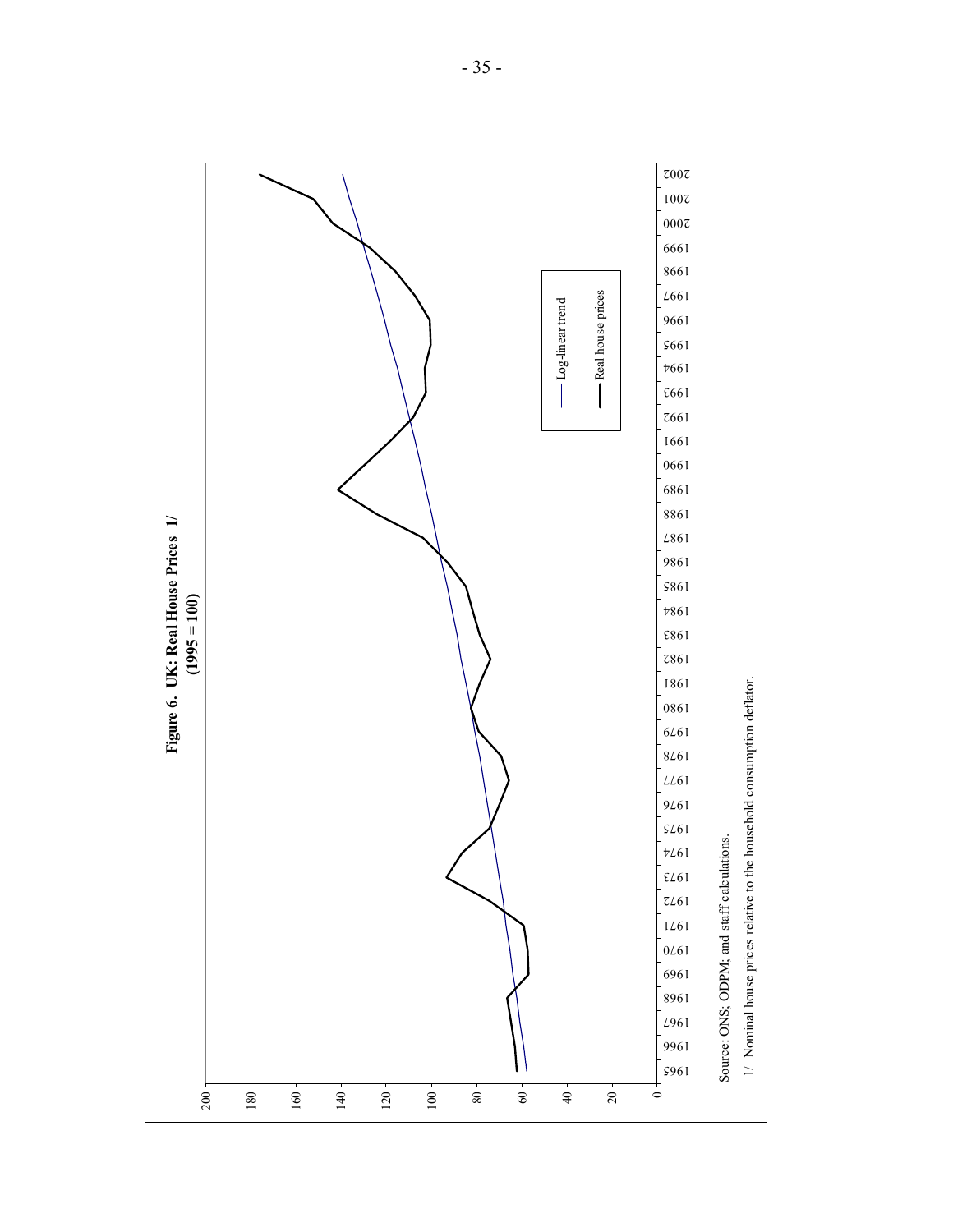**Figure 6. UK: Real House Prices 1/**
**(1995 = 100)**

Source: ONS; ODPM; and staff calculations.

1/ Nominal house prices relative to the household consumption deflator.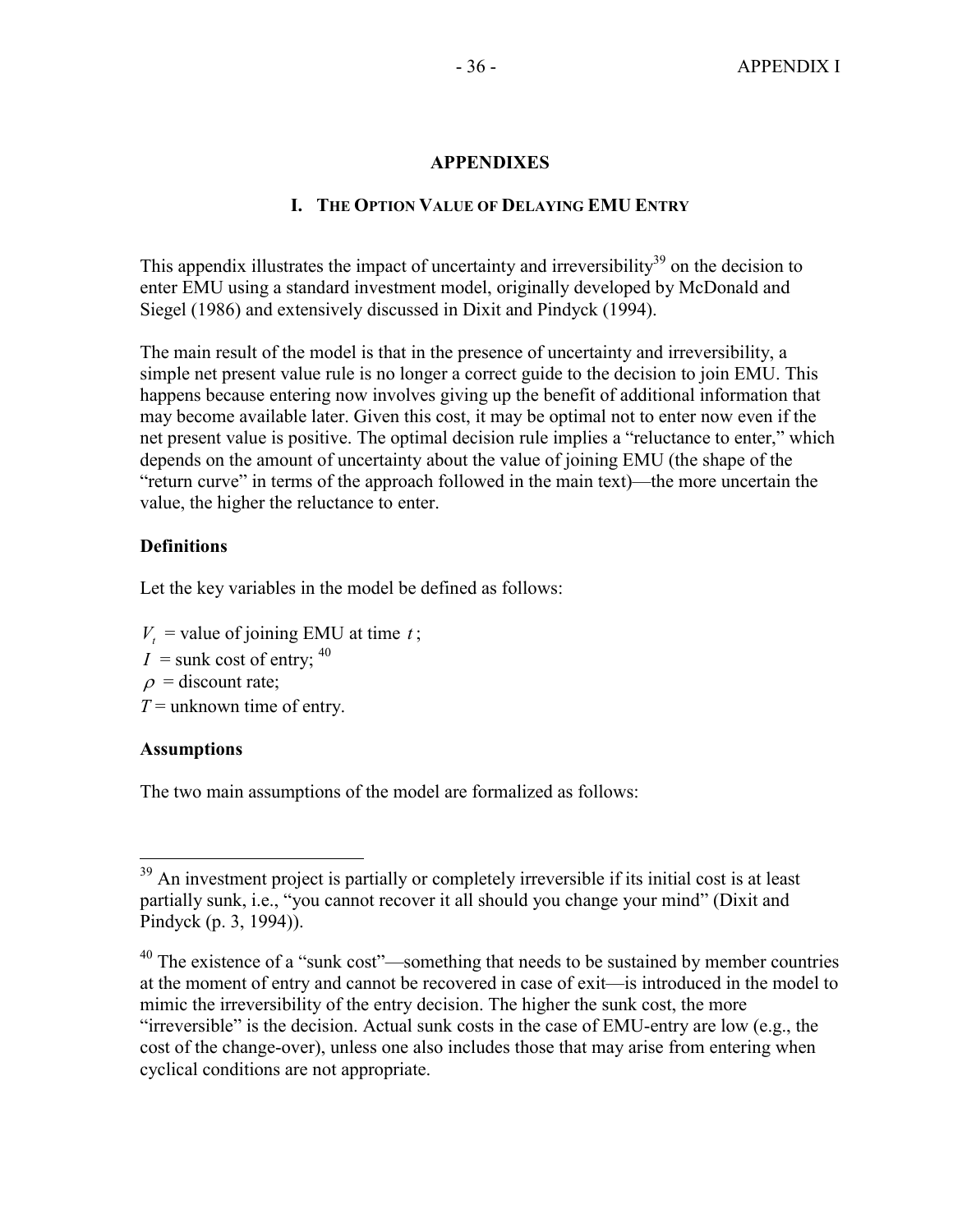# APPENDIXES

## I. The Option Value of Delaying EMU Entry

This appendix illustrates the impact of uncertainty and irreversibility[39] on the decision to enter EMU using a standard investment model, originally developed by McDonald and Siegel (1986) and extensively discussed in Dixit and Pindyck (1994).

The main result of the model is that in the presence of uncertainty and irreversibility, a simple net present value rule is no longer a correct guide to the decision to join EMU. This happens because entering now involves giving up the benefit of additional information that may become available later. Given this cost, it may be optimal not to enter now even if the net present value is positive. The optimal decision rule implies a "reluctance to enter," which depends on the amount of uncertainty about the value of joining EMU (the shape of the "return curve" in terms of the approach followed in the main text)—the more uncertain the value, the higher the reluctance to enter.

### Definitions

Let the key variables in the model be defined as follows:

$V_t$ = value of joining EMU at time $t$;
$I$ = sunk cost of entry; [40]
$\rho$ = discount rate;
$T$ = unknown time of entry.

### Assumptions

The two main assumptions of the model are formalized as follows:

---

[39] An investment project is partially or completely irreversible if its initial cost is at least partially sunk, i.e., "you cannot recover it all should you change your mind" (Dixit and Pindyck (p. 3, 1994)).

[40] The existence of a "sunk cost"—something that needs to be sustained by member countries at the moment of entry and cannot be recovered in case of exit—is introduced in the model to mimic the irreversibility of the entry decision. The higher the sunk cost, the more "irreversible" is the decision. Actual sunk costs in the case of EMU-entry are low (e.g., the cost of the change-over), unless one also includes those that may arise from entering when cyclical conditions are not appropriate.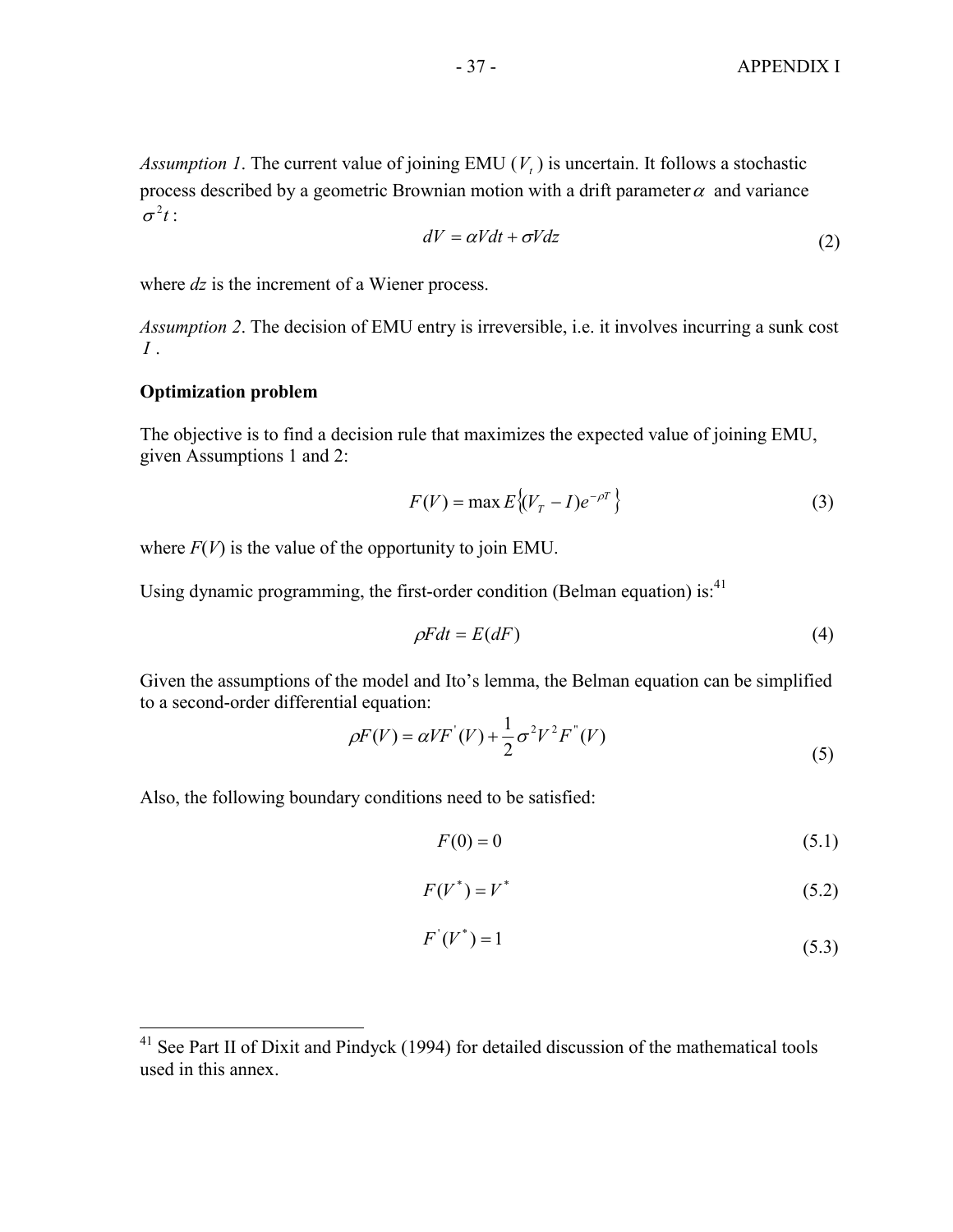*Assumption 1*. The current value of joining EMU ($V_t$) is uncertain. It follows a stochastic process described by a geometric Brownian motion with a drift parameter $\alpha$ and variance $\sigma^2 t$:

$$dV = \alpha V dt + \sigma V dz \tag{2}$$

where *dz* is the increment of a Wiener process.

*Assumption 2*. The decision of EMU entry is irreversible, i.e. it involves incurring a sunk cost $I$.

**Optimization problem**

The objective is to find a decision rule that maximizes the expected value of joining EMU, given Assumptions 1 and 2:

$$F(V) = \max E\left\{(V_T - I)e^{-\rho T}\right\} \tag{3}$$

where $F(V)$ is the value of the opportunity to join EMU.

Using dynamic programming, the first-order condition (Belman equation) is:[41]

$$\rho F dt = E(dF) \tag{4}$$

Given the assumptions of the model and Ito's lemma, the Belman equation can be simplified to a second-order differential equation:

$$\rho F(V) = \alpha V F^{'}(V) + \frac{1}{2}\sigma^2 V^2 F^{''}(V) \tag{5}$$

Also, the following boundary conditions need to be satisfied:

$$F(0) = 0 \tag{5.1}$$

$$F(V^*) = V^* \tag{5.2}$$

$$F^{'}(V^*) = 1 \tag{5.3}$$

---

[41] See Part II of Dixit and Pindyck (1994) for detailed discussion of the mathematical tools used in this annex.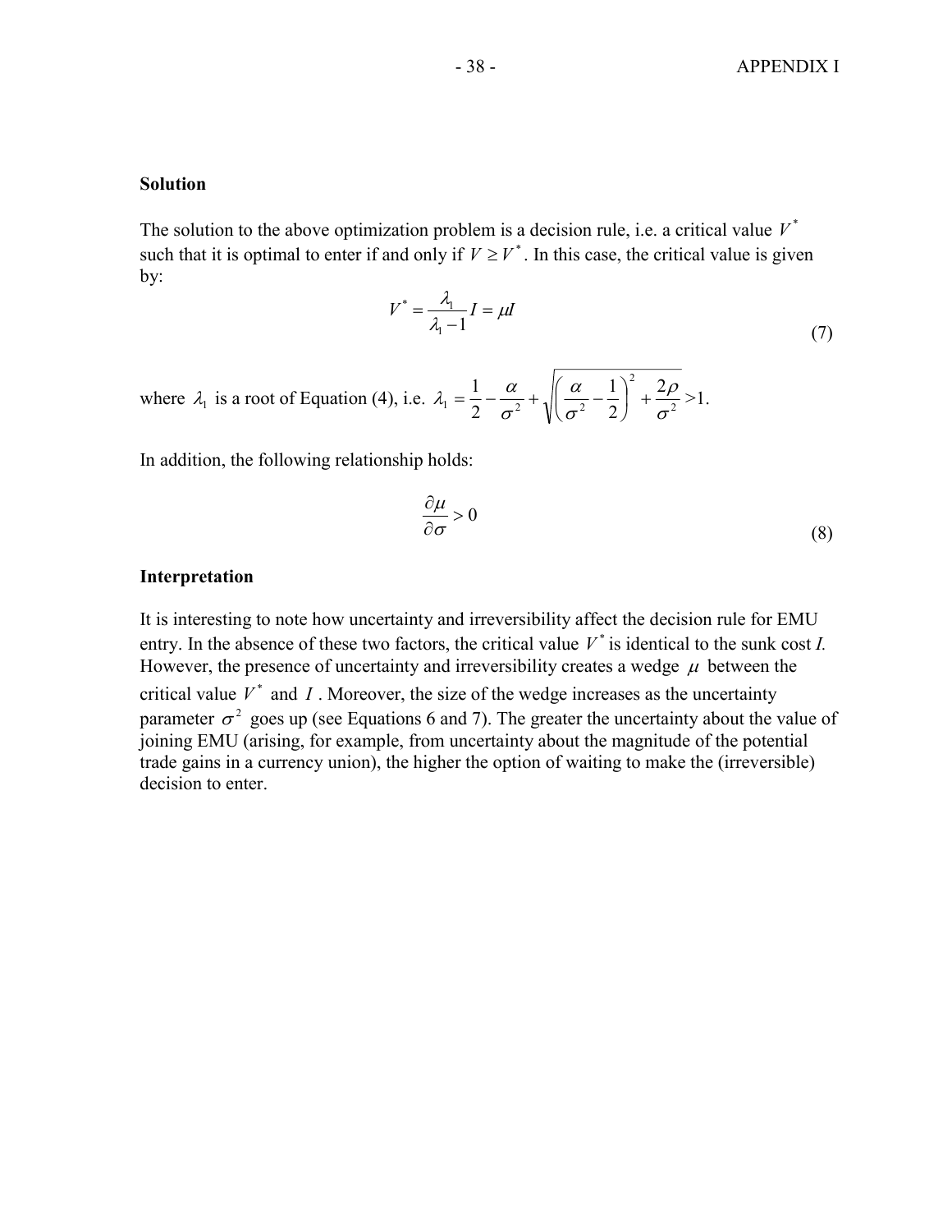### Solution

The solution to the above optimization problem is a decision rule, i.e. a critical value $V^*$ such that it is optimal to enter if and only if $V \geq V^*$. In this case, the critical value is given by:

$$V^* = \frac{\lambda_1}{\lambda_1 - 1} I = \mu I \tag{7}$$

where $\lambda_1$ is a root of Equation (4), i.e. $\lambda_1 = \frac{1}{2} - \frac{\alpha}{\sigma^2} + \sqrt{\left(\frac{\alpha}{\sigma^2} - \frac{1}{2}\right)^2 + \frac{2\rho}{\sigma^2}} > 1.$

In addition, the following relationship holds:

$$\frac{\partial \mu}{\partial \sigma} > 0 \tag{8}$$

### Interpretation

It is interesting to note how uncertainty and irreversibility affect the decision rule for EMU entry. In the absence of these two factors, the critical value $V^*$ is identical to the sunk cost *I*. However, the presence of uncertainty and irreversibility creates a wedge $\mu$ between the critical value $V^*$ and $I$. Moreover, the size of the wedge increases as the uncertainty parameter $\sigma^2$ goes up (see Equations 6 and 7). The greater the uncertainty about the value of joining EMU (arising, for example, from uncertainty about the magnitude of the potential trade gains in a currency union), the higher the option of waiting to make the (irreversible) decision to enter.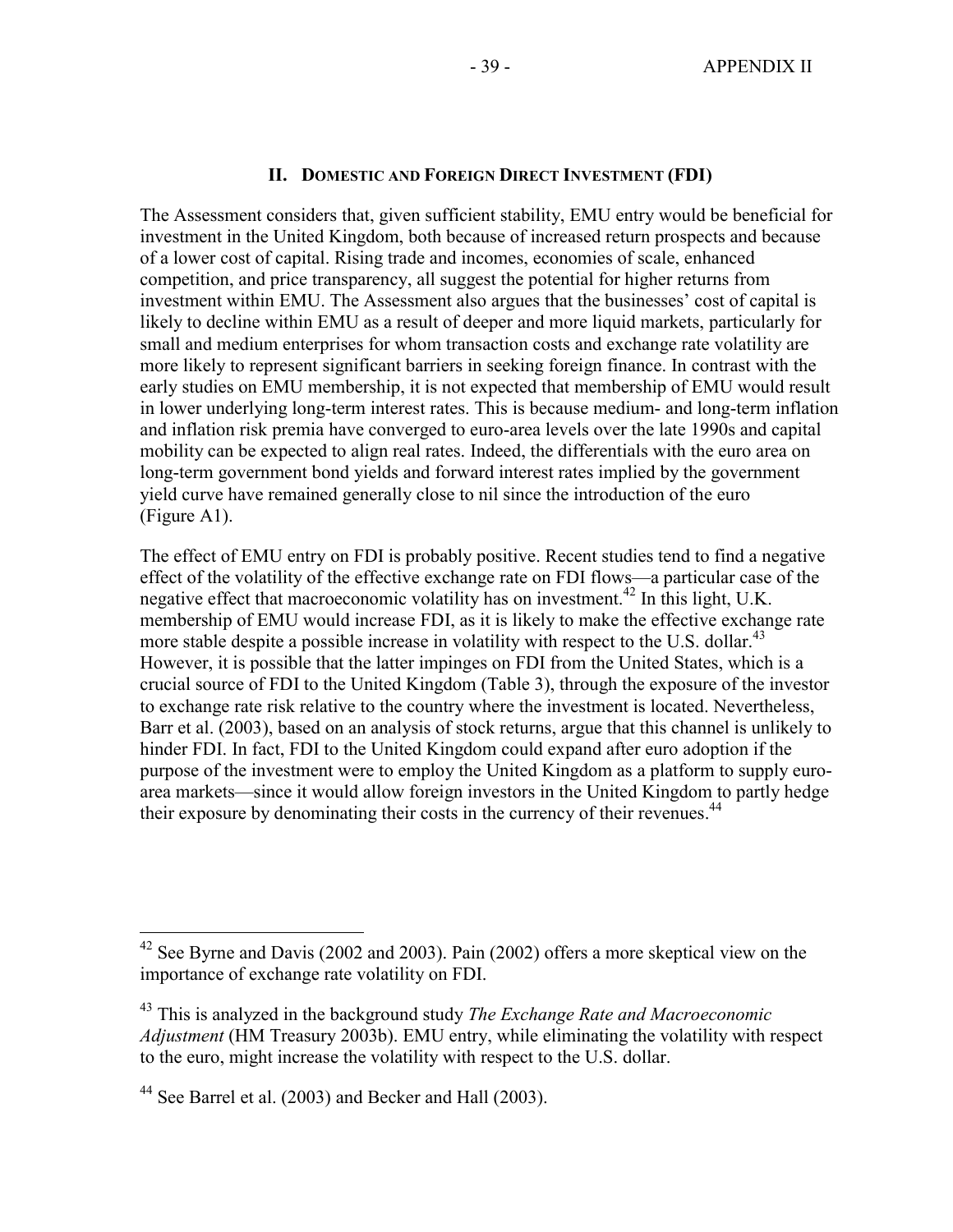## II. Domestic and Foreign Direct Investment (FDI)

The Assessment considers that, given sufficient stability, EMU entry would be beneficial for investment in the United Kingdom, both because of increased return prospects and because of a lower cost of capital. Rising trade and incomes, economies of scale, enhanced competition, and price transparency, all suggest the potential for higher returns from investment within EMU. The Assessment also argues that the businesses' cost of capital is likely to decline within EMU as a result of deeper and more liquid markets, particularly for small and medium enterprises for whom transaction costs and exchange rate volatility are more likely to represent significant barriers in seeking foreign finance. In contrast with the early studies on EMU membership, it is not expected that membership of EMU would result in lower underlying long-term interest rates. This is because medium- and long-term inflation and inflation risk premia have converged to euro-area levels over the late 1990s and capital mobility can be expected to align real rates. Indeed, the differentials with the euro area on long-term government bond yields and forward interest rates implied by the government yield curve have remained generally close to nil since the introduction of the euro (Figure A1).

The effect of EMU entry on FDI is probably positive. Recent studies tend to find a negative effect of the volatility of the effective exchange rate on FDI flows—a particular case of the negative effect that macroeconomic volatility has on investment.[42] In this light, U.K. membership of EMU would increase FDI, as it is likely to make the effective exchange rate more stable despite a possible increase in volatility with respect to the U.S. dollar.[43] However, it is possible that the latter impinges on FDI from the United States, which is a crucial source of FDI to the United Kingdom (Table 3), through the exposure of the investor to exchange rate risk relative to the country where the investment is located. Nevertheless, Barr et al. (2003), based on an analysis of stock returns, argue that this channel is unlikely to hinder FDI. In fact, FDI to the United Kingdom could expand after euro adoption if the purpose of the investment were to employ the United Kingdom as a platform to supply euro-area markets—since it would allow foreign investors in the United Kingdom to partly hedge their exposure by denominating their costs in the currency of their revenues.[44]

---

[42] See Byrne and Davis (2002 and 2003). Pain (2002) offers a more skeptical view on the importance of exchange rate volatility on FDI.

[43] This is analyzed in the background study *The Exchange Rate and Macroeconomic Adjustment* (HM Treasury 2003b). EMU entry, while eliminating the volatility with respect to the euro, might increase the volatility with respect to the U.S. dollar.

[44] See Barrel et al. (2003) and Becker and Hall (2003).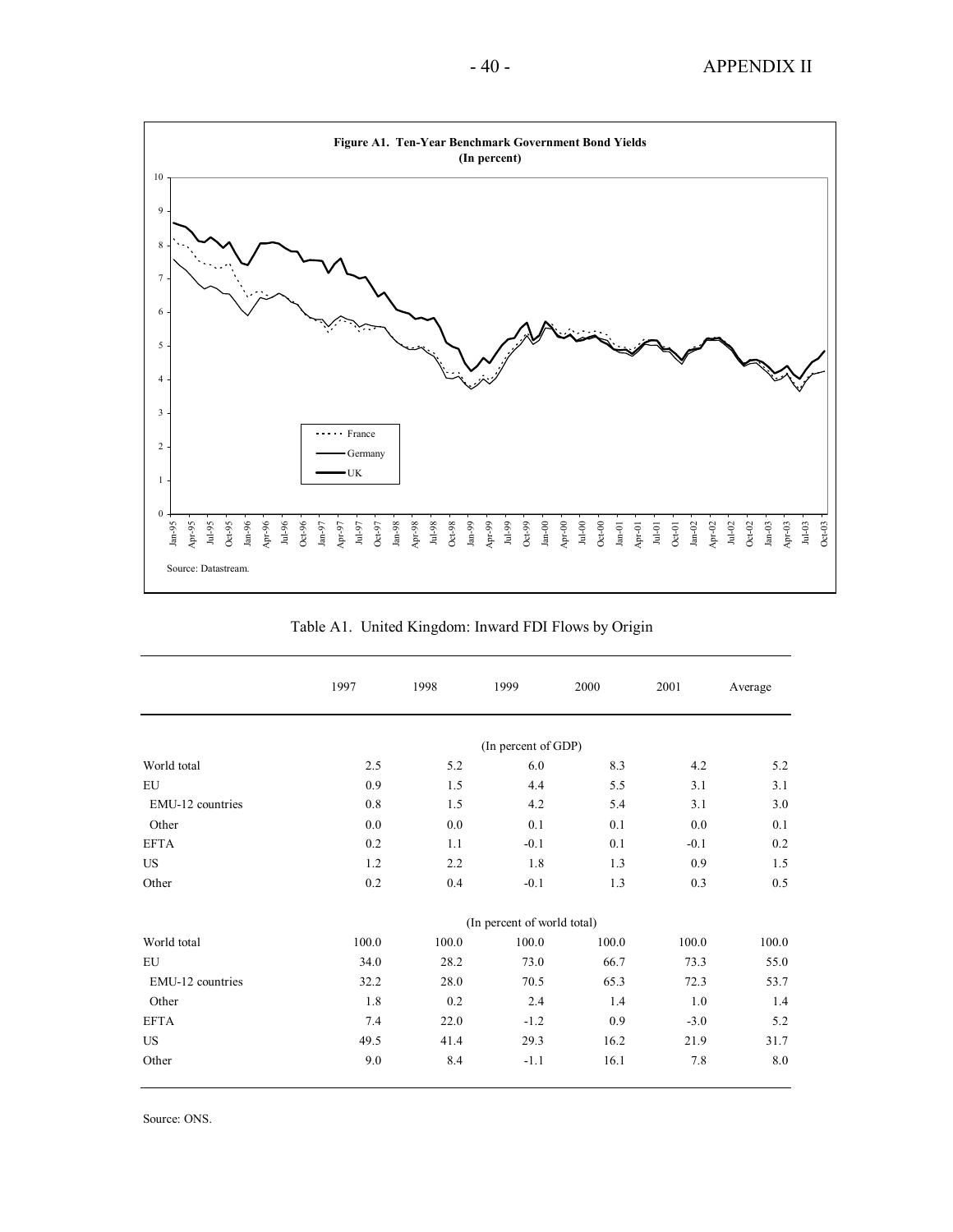**Figure A1. Ten-Year Benchmark Government Bond Yields**
**(In percent)**

Source: Datastream.

Table A1. United Kingdom: Inward FDI Flows by Origin

| | 1997 | 1998 | 1999 | 2000 | 2001 | Average |
|---|---|---|---|---|---|---|
| | | | (In percent of GDP) | | | |
| World total | 2.5 | 5.2 | 6.0 | 8.3 | 4.2 | 5.2 |
| EU | 0.9 | 1.5 | 4.4 | 5.5 | 3.1 | 3.1 |
| EMU-12 countries | 0.8 | 1.5 | 4.2 | 5.4 | 3.1 | 3.0 |
| Other | 0.0 | 0.0 | 0.1 | 0.1 | 0.0 | 0.1 |
| EFTA | 0.2 | 1.1 | -0.1 | 0.1 | -0.1 | 0.2 |
| US | 1.2 | 2.2 | 1.8 | 1.3 | 0.9 | 1.5 |
| Other | 0.2 | 0.4 | -0.1 | 1.3 | 0.3 | 0.5 |
| | | | (In percent of world total) | | | |
| World total | 100.0 | 100.0 | 100.0 | 100.0 | 100.0 | 100.0 |
| EU | 34.0 | 28.2 | 73.0 | 66.7 | 73.3 | 55.0 |
| EMU-12 countries | 32.2 | 28.0 | 70.5 | 65.3 | 72.3 | 53.7 |
| Other | 1.8 | 0.2 | 2.4 | 1.4 | 1.0 | 1.4 |
| EFTA | 7.4 | 22.0 | -1.2 | 0.9 | -3.0 | 5.2 |
| US | 49.5 | 41.4 | 29.3 | 16.2 | 21.9 | 31.7 |
| Other | 9.0 | 8.4 | -1.1 | 16.1 | 7.8 | 8.0 |

Source: ONS.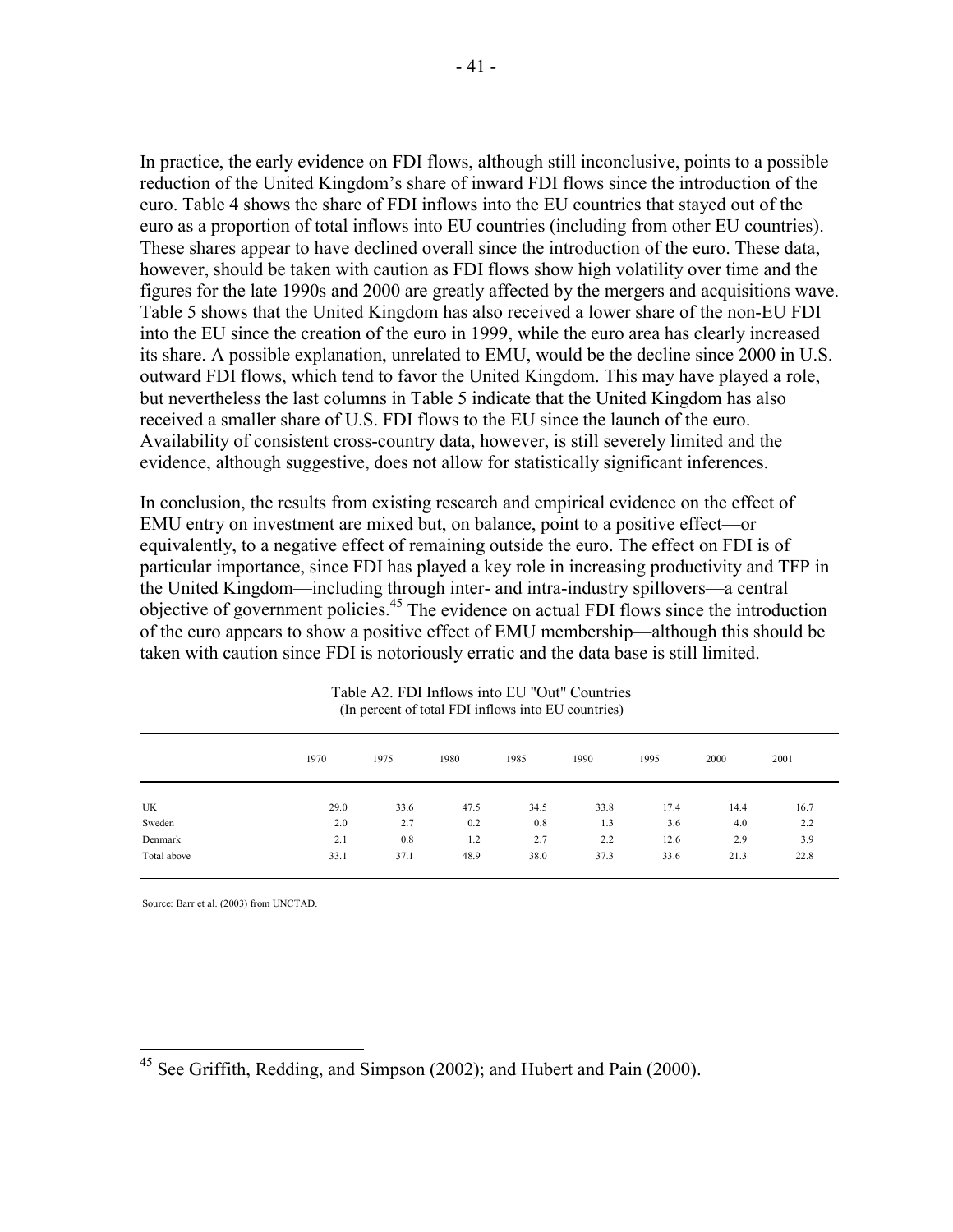In practice, the early evidence on FDI flows, although still inconclusive, points to a possible reduction of the United Kingdom's share of inward FDI flows since the introduction of the euro. Table 4 shows the share of FDI inflows into the EU countries that stayed out of the euro as a proportion of total inflows into EU countries (including from other EU countries). These shares appear to have declined overall since the introduction of the euro. These data, however, should be taken with caution as FDI flows show high volatility over time and the figures for the late 1990s and 2000 are greatly affected by the mergers and acquisitions wave. Table 5 shows that the United Kingdom has also received a lower share of the non-EU FDI into the EU since the creation of the euro in 1999, while the euro area has clearly increased its share. A possible explanation, unrelated to EMU, would be the decline since 2000 in U.S. outward FDI flows, which tend to favor the United Kingdom. This may have played a role, but nevertheless the last columns in Table 5 indicate that the United Kingdom has also received a smaller share of U.S. FDI flows to the EU since the launch of the euro. Availability of consistent cross-country data, however, is still severely limited and the evidence, although suggestive, does not allow for statistically significant inferences.

In conclusion, the results from existing research and empirical evidence on the effect of EMU entry on investment are mixed but, on balance, point to a positive effect—or equivalently, to a negative effect of remaining outside the euro. The effect on FDI is of particular importance, since FDI has played a key role in increasing productivity and TFP in the United Kingdom—including through inter- and intra-industry spillovers—a central objective of government policies.[45] The evidence on actual FDI flows since the introduction of the euro appears to show a positive effect of EMU membership—although this should be taken with caution since FDI is notoriously erratic and the data base is still limited.

Table A2. FDI Inflows into EU "Out" Countries
(In percent of total FDI inflows into EU countries)

| | 1970 | 1975 | 1980 | 1985 | 1990 | 1995 | 2000 | 2001 |
|---|---|---|---|---|---|---|---|---|
| UK | 29.0 | 33.6 | 47.5 | 34.5 | 33.8 | 17.4 | 14.4 | 16.7 |
| Sweden | 2.0 | 2.7 | 0.2 | 0.8 | 1.3 | 3.6 | 4.0 | 2.2 |
| Denmark | 2.1 | 0.8 | 1.2 | 2.7 | 2.2 | 12.6 | 2.9 | 3.9 |
| Total above | 33.1 | 37.1 | 48.9 | 38.0 | 37.3 | 33.6 | 21.3 | 22.8 |

Source: Barr et al. (2003) from UNCTAD.

[45] See Griffith, Redding, and Simpson (2002); and Hubert and Pain (2000).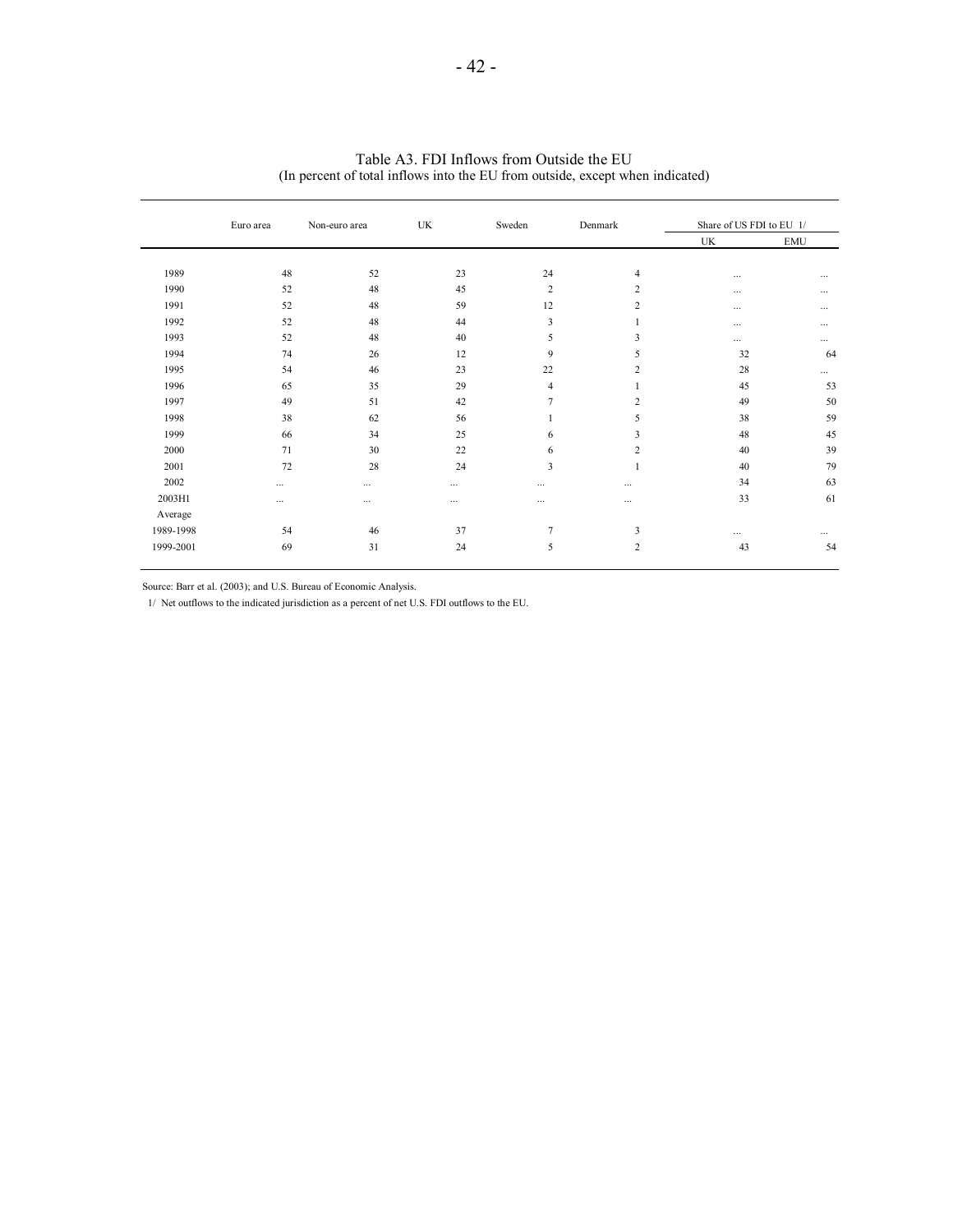Table A3. FDI Inflows from Outside the EU
(In percent of total inflows into the EU from outside, except when indicated)

| | Euro area | Non-euro area | UK | Sweden | Denmark | Share of US FDI to EU 1/ | |
|---|---|---|---|---|---|---|---|
| | | | | | | UK | EMU |
| 1989 | 48 | 52 | 23 | 24 | 4 | ... | ... |
| 1990 | 52 | 48 | 45 | 2 | 2 | ... | ... |
| 1991 | 52 | 48 | 59 | 12 | 2 | ... | ... |
| 1992 | 52 | 48 | 44 | 3 | 1 | ... | ... |
| 1993 | 52 | 48 | 40 | 5 | 3 | ... | ... |
| 1994 | 74 | 26 | 12 | 9 | 5 | 32 | 64 |
| 1995 | 54 | 46 | 23 | 22 | 2 | 28 | ... |
| 1996 | 65 | 35 | 29 | 4 | 1 | 45 | 53 |
| 1997 | 49 | 51 | 42 | 7 | 2 | 49 | 50 |
| 1998 | 38 | 62 | 56 | 1 | 5 | 38 | 59 |
| 1999 | 66 | 34 | 25 | 6 | 3 | 48 | 45 |
| 2000 | 71 | 30 | 22 | 6 | 2 | 40 | 39 |
| 2001 | 72 | 28 | 24 | 3 | 1 | 40 | 79 |
| 2002 | ... | ... | ... | ... | ... | 34 | 63 |
| 2003H1 | ... | ... | ... | ... | ... | 33 | 61 |
| Average | | | | | | | |
| 1989-1998 | 54 | 46 | 37 | 7 | 3 | ... | ... |
| 1999-2001 | 69 | 31 | 24 | 5 | 2 | 43 | 54 |

Source: Barr et al. (2003); and U.S. Bureau of Economic Analysis.

1/ Net outflows to the indicated jurisdiction as a percent of net U.S. FDI outflows to the EU.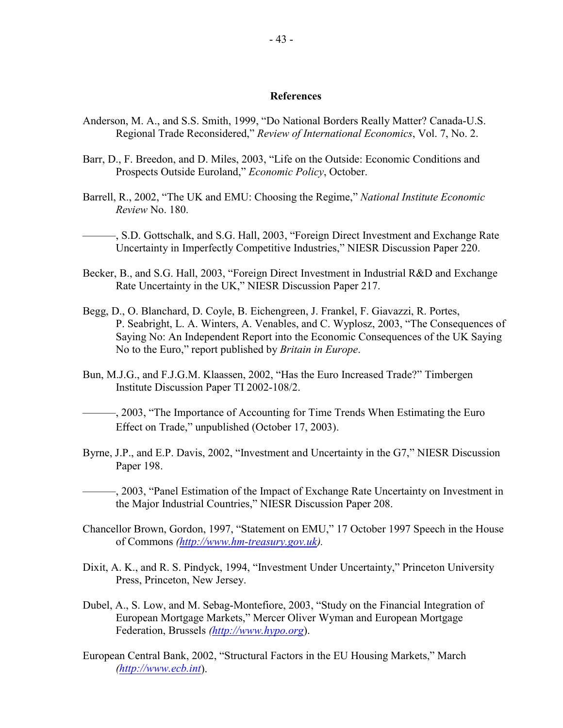## References

Anderson, M. A., and S.S. Smith, 1999, "Do National Borders Really Matter? Canada-U.S. Regional Trade Reconsidered," *Review of International Economics*, Vol. 7, No. 2.

Barr, D., F. Breedon, and D. Miles, 2003, "Life on the Outside: Economic Conditions and Prospects Outside Euroland," *Economic Policy*, October.

Barrell, R., 2002, "The UK and EMU: Choosing the Regime," *National Institute Economic Review* No. 180.

———, S.D. Gottschalk, and S.G. Hall, 2003, "Foreign Direct Investment and Exchange Rate Uncertainty in Imperfectly Competitive Industries," NIESR Discussion Paper 220.

Becker, B., and S.G. Hall, 2003, "Foreign Direct Investment in Industrial R&D and Exchange Rate Uncertainty in the UK," NIESR Discussion Paper 217.

Begg, D., O. Blanchard, D. Coyle, B. Eichengreen, J. Frankel, F. Giavazzi, R. Portes, P. Seabright, L. A. Winters, A. Venables, and C. Wyplosz, 2003, "The Consequences of Saying No: An Independent Report into the Economic Consequences of the UK Saying No to the Euro," report published by *Britain in Europe*.

Bun, M.J.G., and F.J.G.M. Klaassen, 2002, "Has the Euro Increased Trade?" Timbergen Institute Discussion Paper TI 2002-108/2.

———, 2003, "The Importance of Accounting for Time Trends When Estimating the Euro Effect on Trade," unpublished (October 17, 2003).

Byrne, J.P., and E.P. Davis, 2002, "Investment and Uncertainty in the G7," NIESR Discussion Paper 198.

———, 2003, "Panel Estimation of the Impact of Exchange Rate Uncertainty on Investment in the Major Industrial Countries," NIESR Discussion Paper 208.

Chancellor Brown, Gordon, 1997, "Statement on EMU," 17 October 1997 Speech in the House of Commons *(http://www.hm-treasury.gov.uk)*.

Dixit, A. K., and R. S. Pindyck, 1994, "Investment Under Uncertainty," Princeton University Press, Princeton, New Jersey.

Dubel, A., S. Low, and M. Sebag-Montefiore, 2003, "Study on the Financial Integration of European Mortgage Markets," Mercer Oliver Wyman and European Mortgage Federation, Brussels *(http://www.hypo.org)*.

European Central Bank, 2002, "Structural Factors in the EU Housing Markets," March *(http://www.ecb.int)*.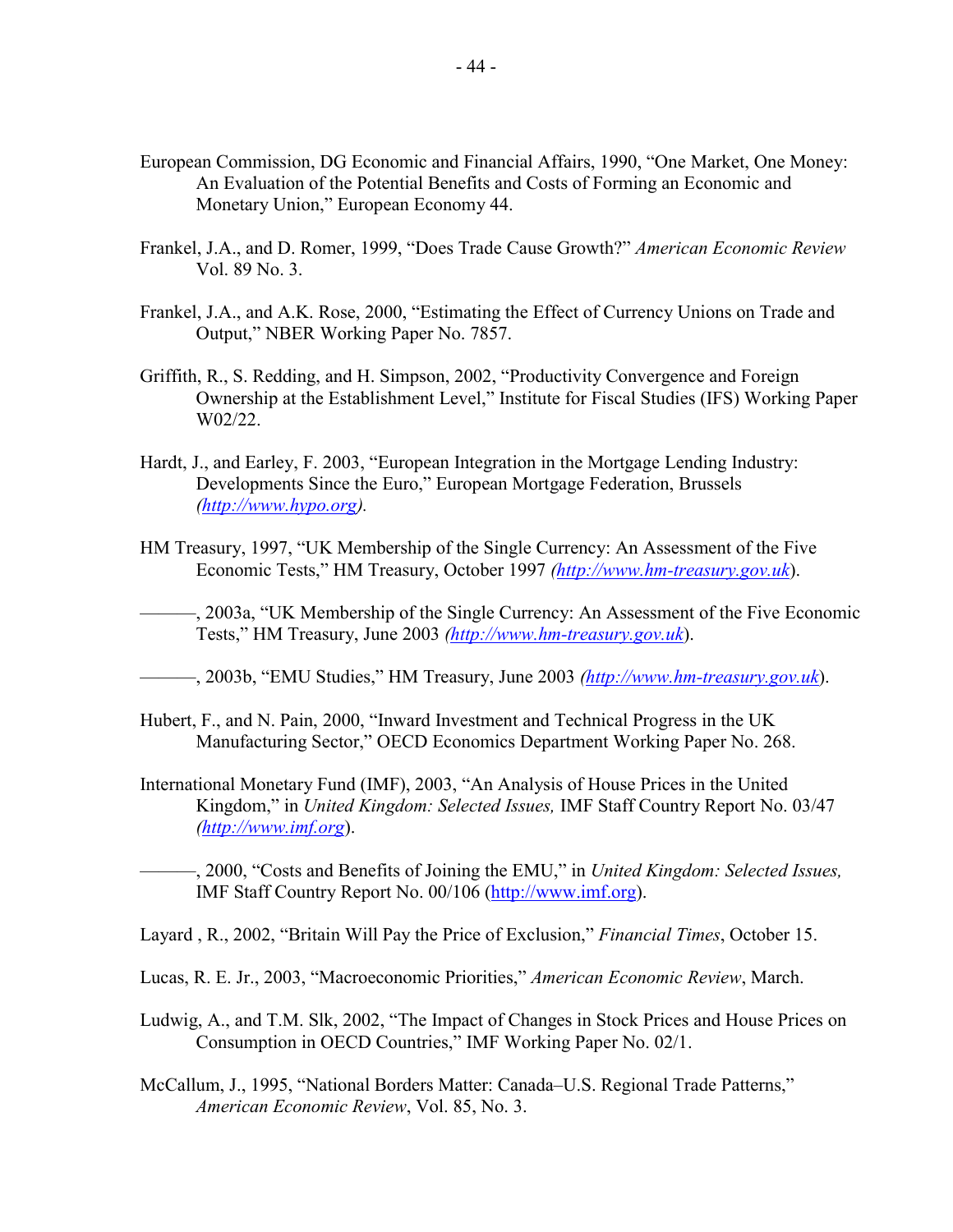European Commission, DG Economic and Financial Affairs, 1990, "One Market, One Money: An Evaluation of the Potential Benefits and Costs of Forming an Economic and Monetary Union," European Economy 44.

Frankel, J.A., and D. Romer, 1999, "Does Trade Cause Growth?" *American Economic Review* Vol. 89 No. 3.

Frankel, J.A., and A.K. Rose, 2000, "Estimating the Effect of Currency Unions on Trade and Output," NBER Working Paper No. 7857.

Griffith, R., S. Redding, and H. Simpson, 2002, "Productivity Convergence and Foreign Ownership at the Establishment Level," Institute for Fiscal Studies (IFS) Working Paper W02/22.

Hardt, J., and Earley, F. 2003, "European Integration in the Mortgage Lending Industry: Developments Since the Euro," European Mortgage Federation, Brussels *(http://www.hypo.org).*

HM Treasury, 1997, "UK Membership of the Single Currency: An Assessment of the Five Economic Tests," HM Treasury, October 1997 *(http://www.hm-treasury.gov.uk*).

———, 2003a, "UK Membership of the Single Currency: An Assessment of the Five Economic Tests," HM Treasury, June 2003 *(http://www.hm-treasury.gov.uk*).

———, 2003b, "EMU Studies," HM Treasury, June 2003 *(http://www.hm-treasury.gov.uk*).

Hubert, F., and N. Pain, 2000, "Inward Investment and Technical Progress in the UK Manufacturing Sector," OECD Economics Department Working Paper No. 268.

International Monetary Fund (IMF), 2003, "An Analysis of House Prices in the United Kingdom," in *United Kingdom: Selected Issues,* IMF Staff Country Report No. 03/47 *(http://www.imf.org*).

———, 2000, "Costs and Benefits of Joining the EMU," in *United Kingdom: Selected Issues,* IMF Staff Country Report No. 00/106 (http://www.imf.org).

Layard , R., 2002, "Britain Will Pay the Price of Exclusion," *Financial Times*, October 15.

Lucas, R. E. Jr., 2003, "Macroeconomic Priorities," *American Economic Review*, March.

Ludwig, A., and T.M. Slk, 2002, "The Impact of Changes in Stock Prices and House Prices on Consumption in OECD Countries," IMF Working Paper No. 02/1.

McCallum, J., 1995, "National Borders Matter: Canada–U.S. Regional Trade Patterns," *American Economic Review*, Vol. 85, No. 3.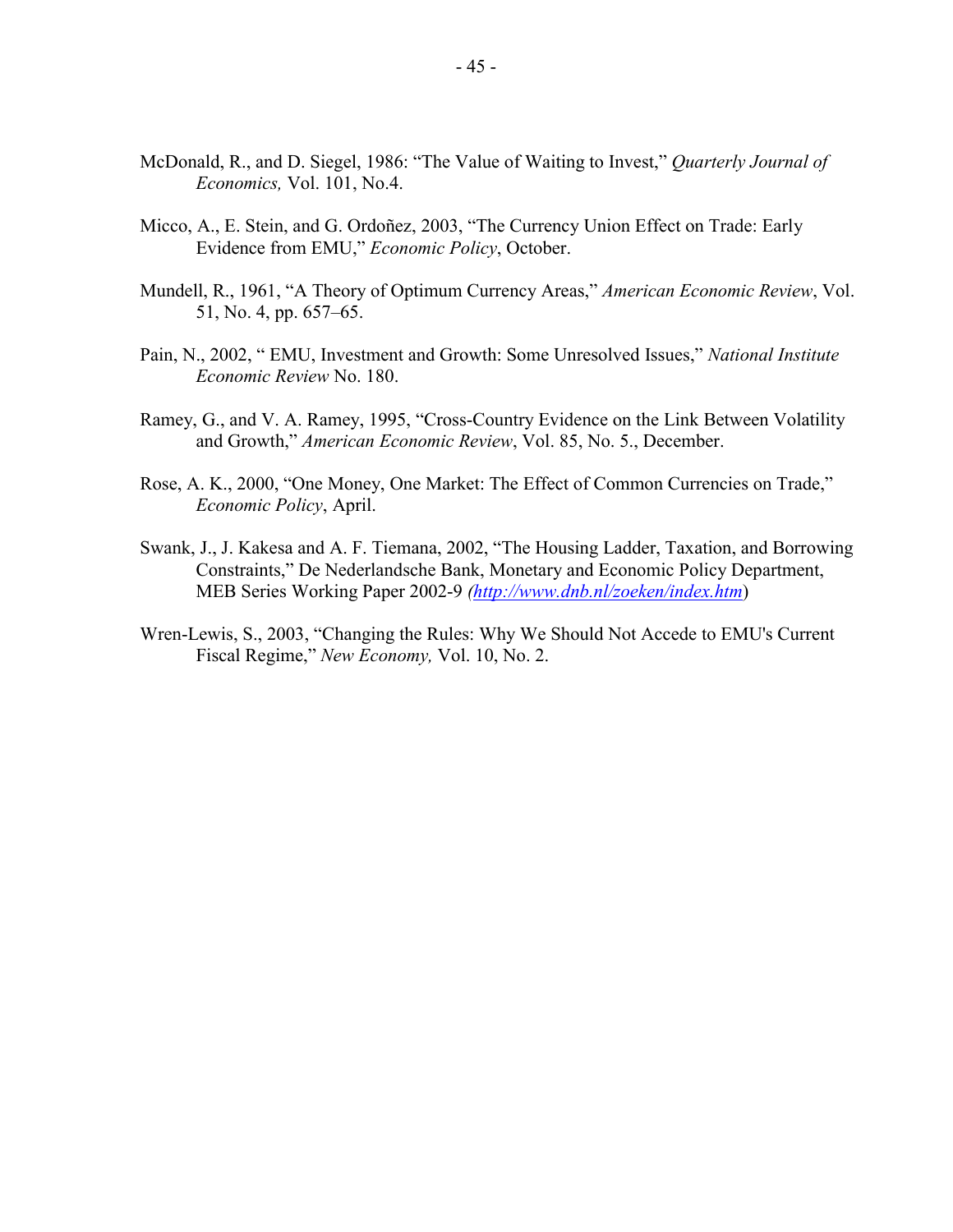McDonald, R., and D. Siegel, 1986: "The Value of Waiting to Invest," *Quarterly Journal of Economics,* Vol. 101, No.4.

Micco, A., E. Stein, and G. Ordoñez, 2003, "The Currency Union Effect on Trade: Early Evidence from EMU," *Economic Policy*, October.

Mundell, R., 1961, "A Theory of Optimum Currency Areas," *American Economic Review*, Vol. 51, No. 4, pp. 657–65.

Pain, N., 2002, " EMU, Investment and Growth: Some Unresolved Issues," *National Institute Economic Review* No. 180.

Ramey, G., and V. A. Ramey, 1995, "Cross-Country Evidence on the Link Between Volatility and Growth," *American Economic Review*, Vol. 85, No. 5., December.

Rose, A. K., 2000, "One Money, One Market: The Effect of Common Currencies on Trade," *Economic Policy*, April.

Swank, J., J. Kakesa and A. F. Tiemana, 2002, "The Housing Ladder, Taxation, and Borrowing Constraints," De Nederlandsche Bank, Monetary and Economic Policy Department, MEB Series Working Paper 2002-9 (http://www.dnb.nl/zoeken/index.htm)

Wren-Lewis, S., 2003, "Changing the Rules: Why We Should Not Accede to EMU's Current Fiscal Regime," *New Economy,* Vol. 10, No. 2.